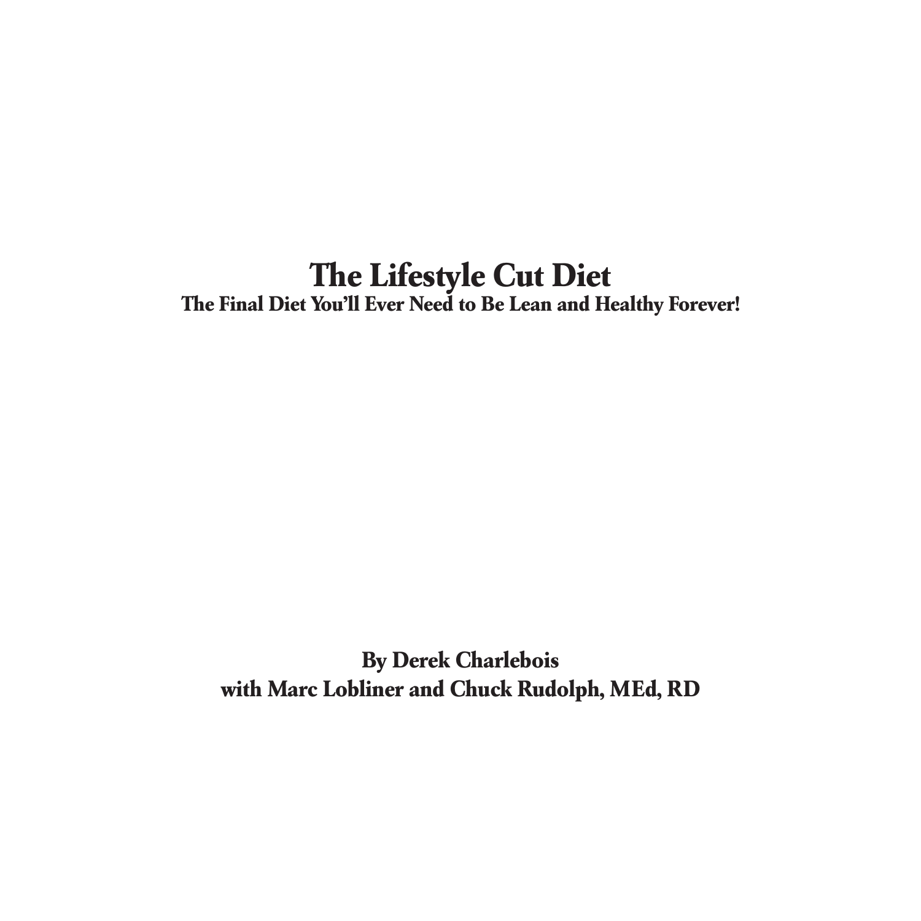# The Lifestyle Cut Diet

## The Final Diet You'll Ever Need to Be Lean and Healthy Forever!

**By Derek Charlebois**
**with Marc Lobliner and Chuck Rudolph, MEd, RD**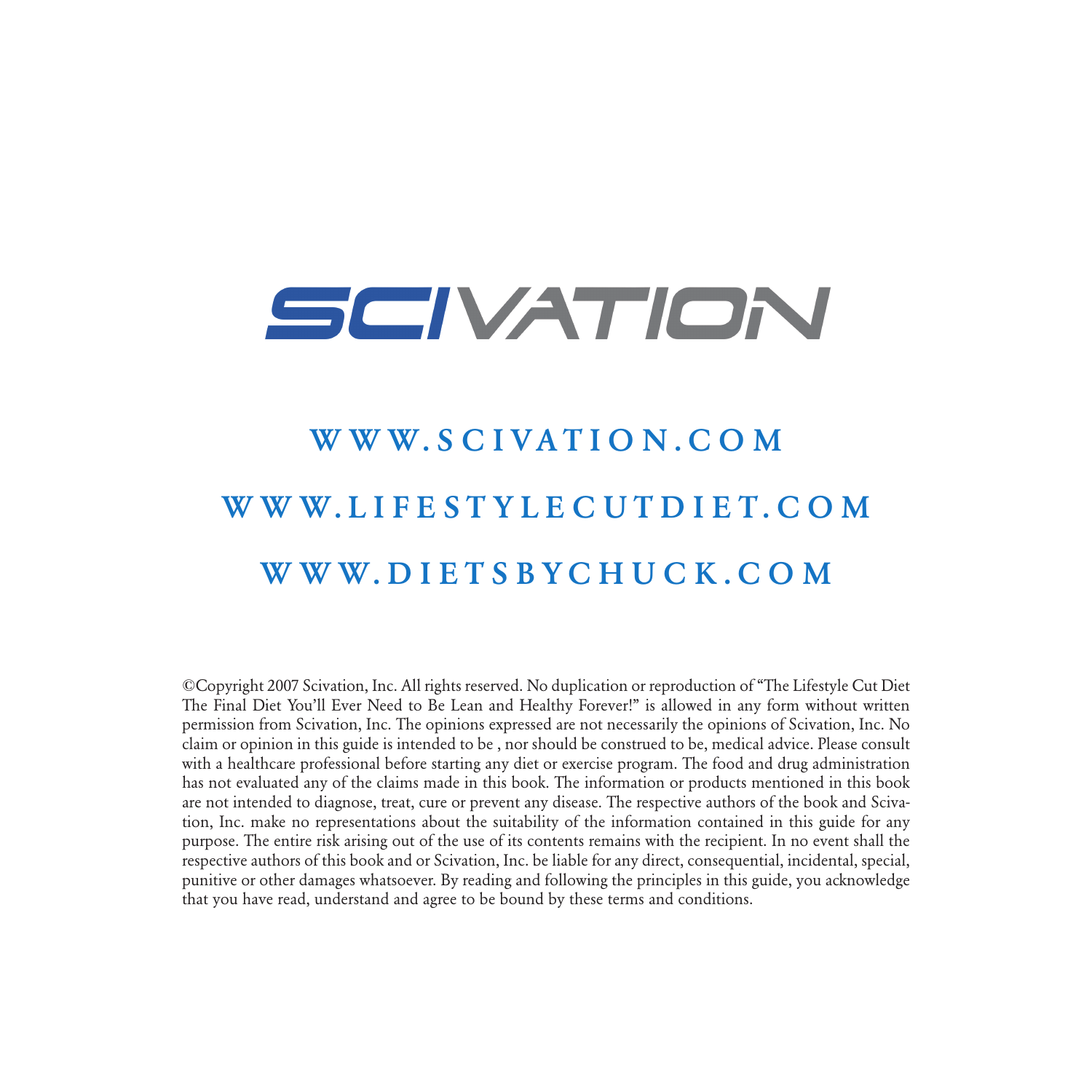# SCIVATION

**WWW.SCIVATION.COM**

**WWW.LIFESTYLECUTDIET.COM**

**WWW.DIETSBYCHUCK.COM**

©Copyright 2007 Scivation, Inc. All rights reserved. No duplication or reproduction of "The Lifestyle Cut Diet The Final Diet You'll Ever Need to Be Lean and Healthy Forever!" is allowed in any form without written permission from Scivation, Inc. The opinions expressed are not necessarily the opinions of Scivation, Inc. No claim or opinion in this guide is intended to be , nor should be construed to be, medical advice. Please consult with a healthcare professional before starting any diet or exercise program. The food and drug administration has not evaluated any of the claims made in this book. The information or products mentioned in this book are not intended to diagnose, treat, cure or prevent any disease. The respective authors of the book and Scivation, Inc. make no representations about the suitability of the information contained in this guide for any purpose. The entire risk arising out of the use of its contents remains with the recipient. In no event shall the respective authors of this book and or Scivation, Inc. be liable for any direct, consequential, incidental, special, punitive or other damages whatsoever. By reading and following the principles in this guide, you acknowledge that you have read, understand and agree to be bound by these terms and conditions.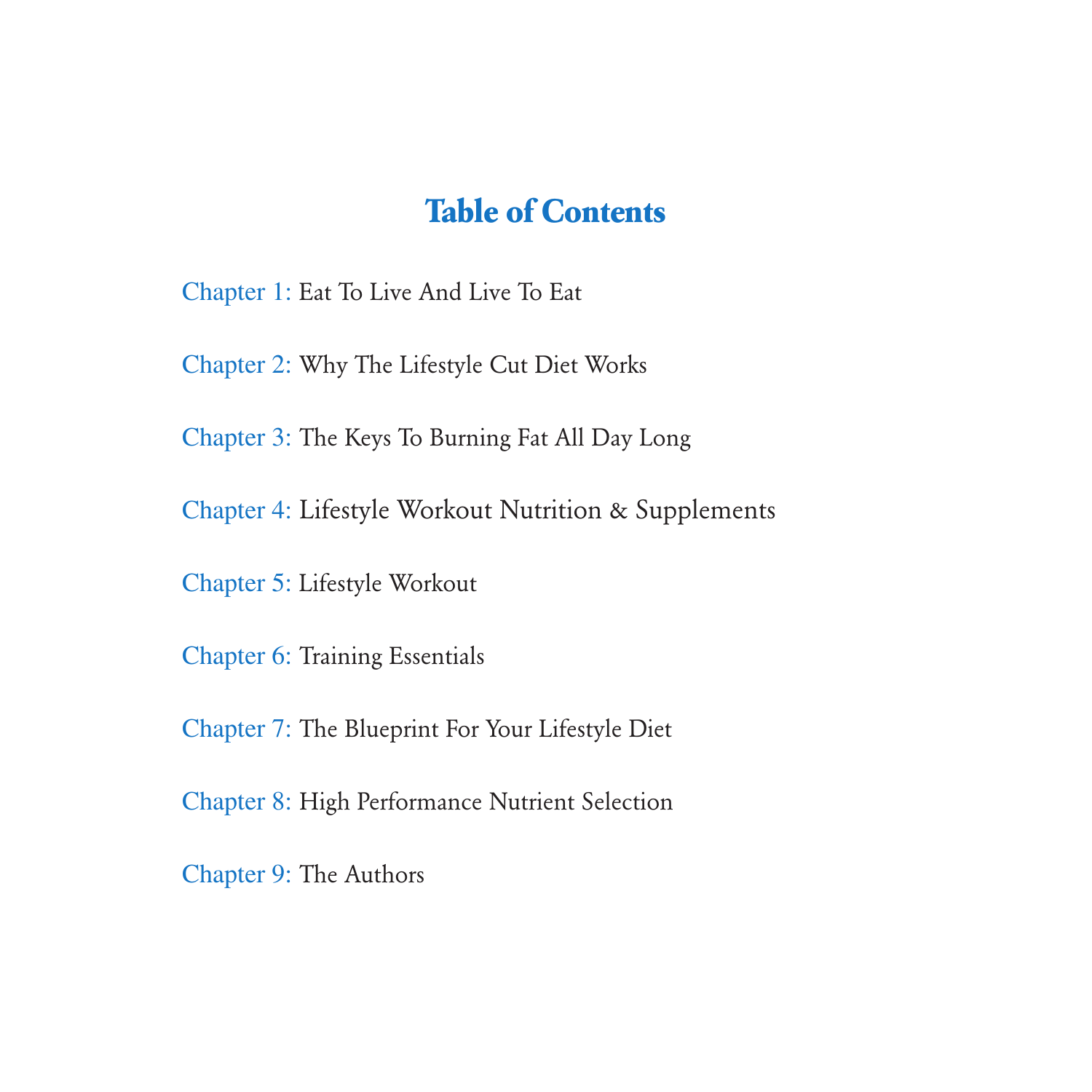# Table of Contents

Chapter 1: Eat To Live And Live To Eat

Chapter 2: Why The Lifestyle Cut Diet Works

Chapter 3: The Keys To Burning Fat All Day Long

Chapter 4: Lifestyle Workout Nutrition & Supplements

Chapter 5: Lifestyle Workout

Chapter 6: Training Essentials

Chapter 7: The Blueprint For Your Lifestyle Diet

Chapter 8: High Performance Nutrient Selection

Chapter 9: The Authors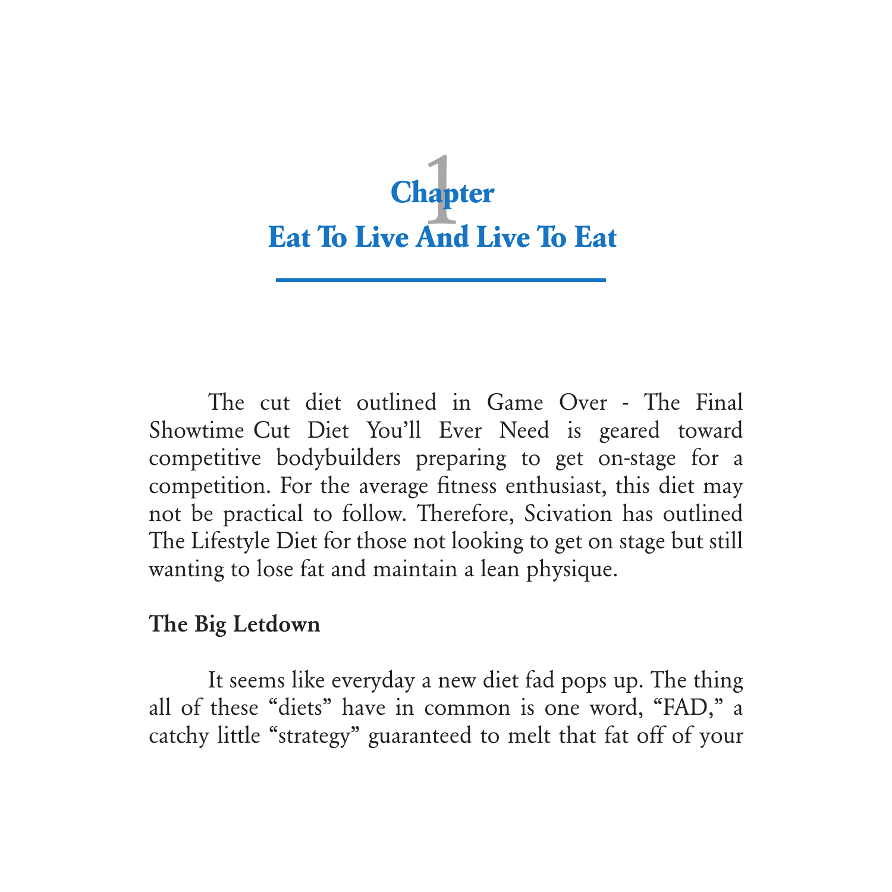# Chapter 1
# Eat To Live And Live To Eat

The cut diet outlined in Game Over - The Final Showtime Cut Diet You'll Ever Need is geared toward competitive bodybuilders preparing to get on-stage for a competition. For the average fitness enthusiast, this diet may not be practical to follow. Therefore, Scivation has outlined The Lifestyle Diet for those not looking to get on stage but still wanting to lose fat and maintain a lean physique.

**The Big Letdown**

It seems like everyday a new diet fad pops up. The thing all of these "diets" have in common is one word, "FAD," a catchy little "strategy" guaranteed to melt that fat off of your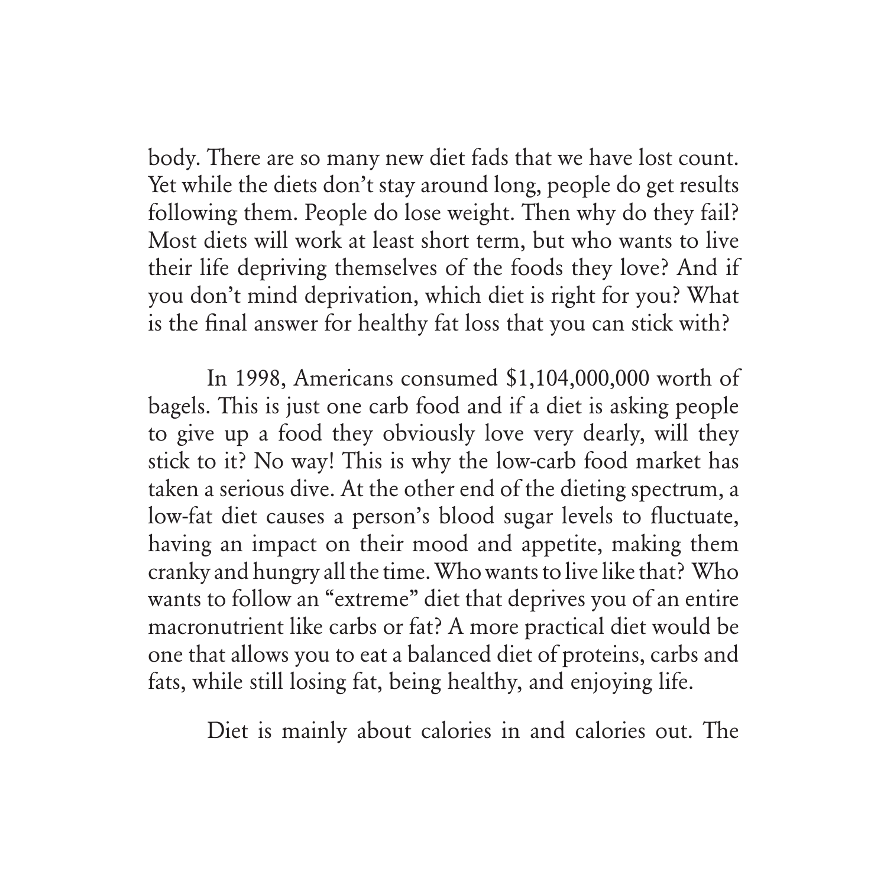body. There are so many new diet fads that we have lost count. Yet while the diets don't stay around long, people do get results following them. People do lose weight. Then why do they fail? Most diets will work at least short term, but who wants to live their life depriving themselves of the foods they love? And if you don't mind deprivation, which diet is right for you? What is the final answer for healthy fat loss that you can stick with?

In 1998, Americans consumed $1,104,000,000 worth of bagels. This is just one carb food and if a diet is asking people to give up a food they obviously love very dearly, will they stick to it? No way! This is why the low-carb food market has taken a serious dive. At the other end of the dieting spectrum, a low-fat diet causes a person's blood sugar levels to fluctuate, having an impact on their mood and appetite, making them cranky and hungry all the time. Who wants to live like that? Who wants to follow an "extreme" diet that deprives you of an entire macronutrient like carbs or fat? A more practical diet would be one that allows you to eat a balanced diet of proteins, carbs and fats, while still losing fat, being healthy, and enjoying life.

Diet is mainly about calories in and calories out. The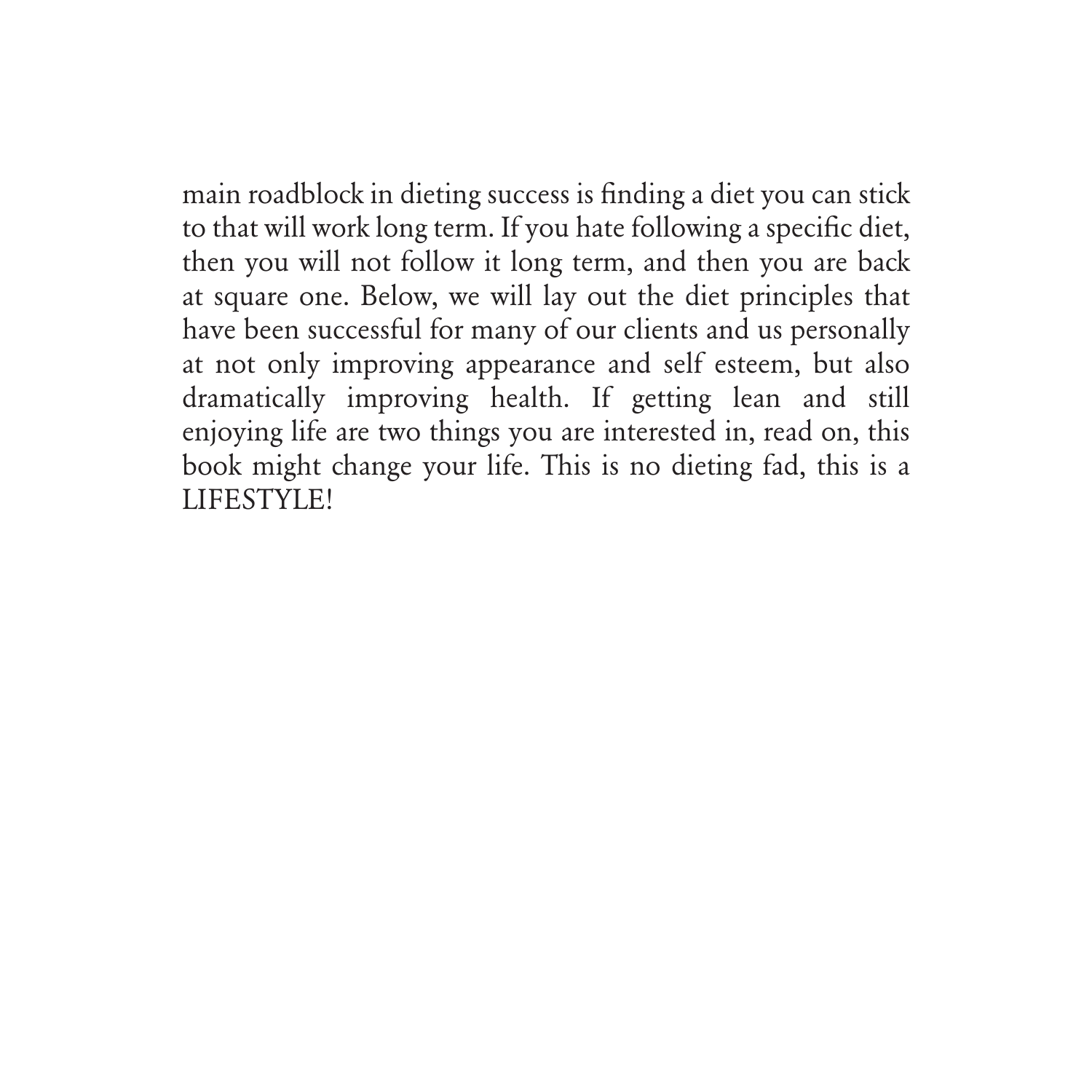main roadblock in dieting success is finding a diet you can stick to that will work long term. If you hate following a specific diet, then you will not follow it long term, and then you are back at square one. Below, we will lay out the diet principles that have been successful for many of our clients and us personally at not only improving appearance and self esteem, but also dramatically improving health. If getting lean and still enjoying life are two things you are interested in, read on, this book might change your life. This is no dieting fad, this is a LIFESTYLE!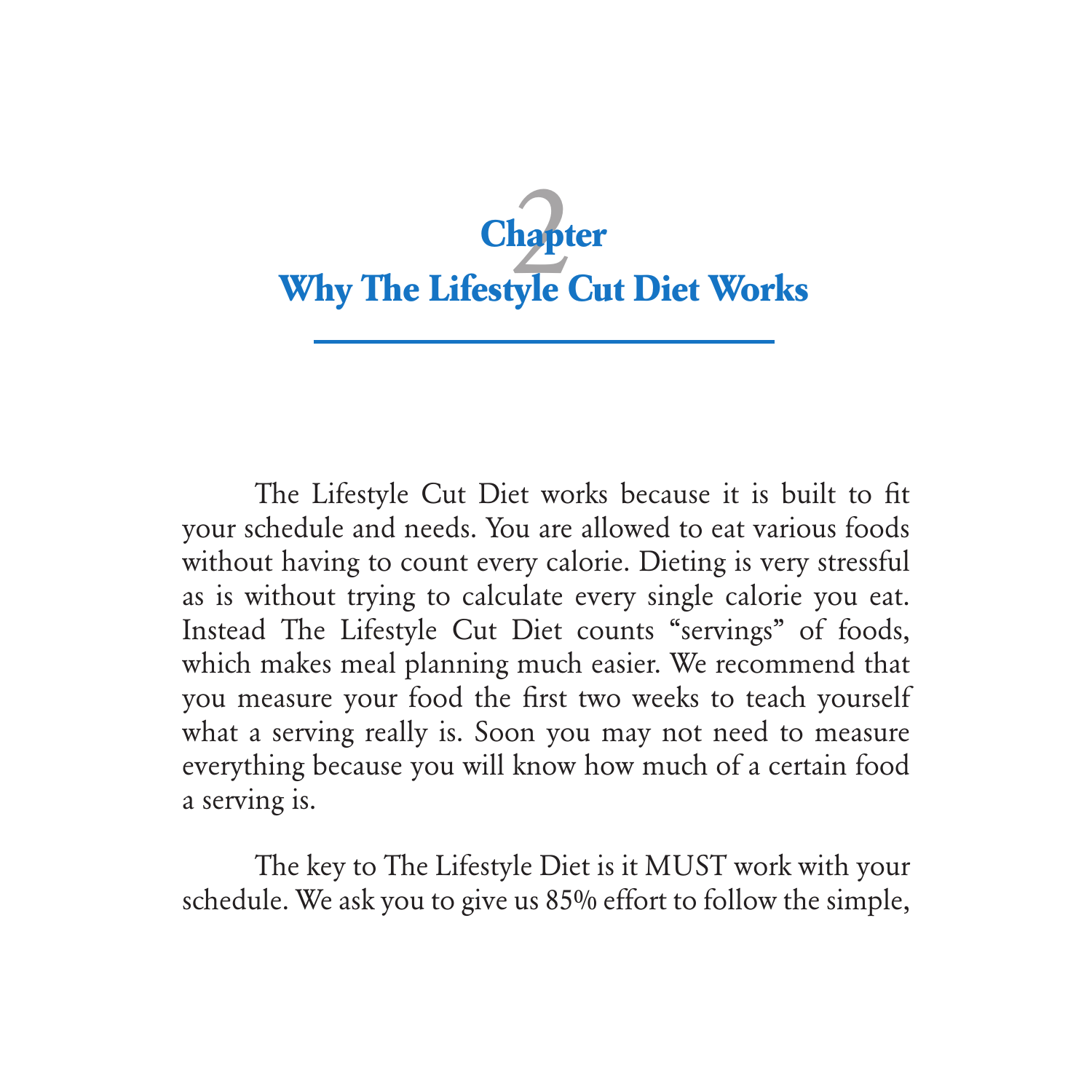# Chapter 2
# Why The Lifestyle Cut Diet Works

The Lifestyle Cut Diet works because it is built to fit your schedule and needs. You are allowed to eat various foods without having to count every calorie. Dieting is very stressful as is without trying to calculate every single calorie you eat. Instead The Lifestyle Cut Diet counts "servings" of foods, which makes meal planning much easier. We recommend that you measure your food the first two weeks to teach yourself what a serving really is. Soon you may not need to measure everything because you will know how much of a certain food a serving is.

The key to The Lifestyle Diet is it MUST work with your schedule. We ask you to give us 85% effort to follow the simple,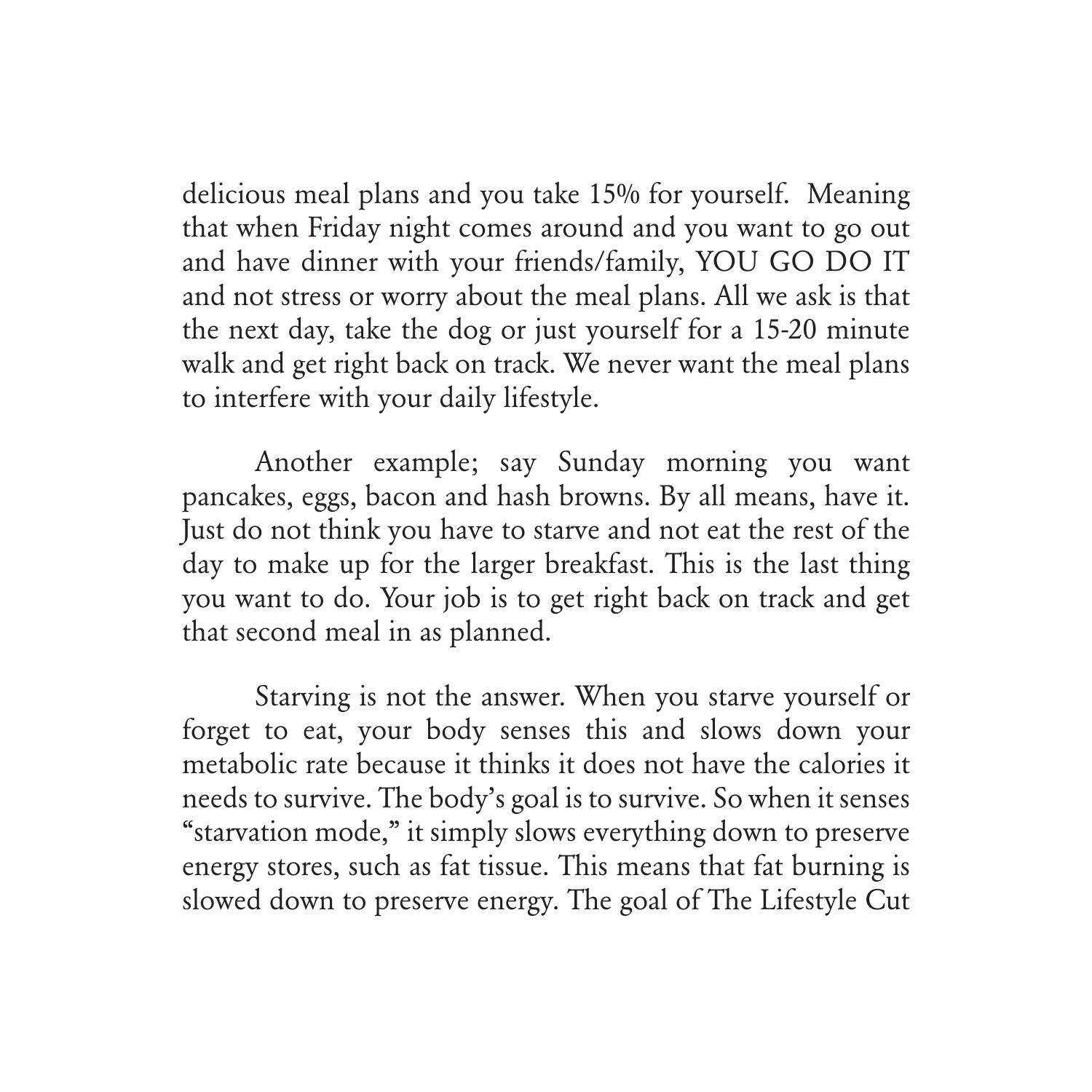delicious meal plans and you take 15% for yourself. Meaning that when Friday night comes around and you want to go out and have dinner with your friends/family, YOU GO DO IT and not stress or worry about the meal plans. All we ask is that the next day, take the dog or just yourself for a 15-20 minute walk and get right back on track. We never want the meal plans to interfere with your daily lifestyle.

Another example; say Sunday morning you want pancakes, eggs, bacon and hash browns. By all means, have it. Just do not think you have to starve and not eat the rest of the day to make up for the larger breakfast. This is the last thing you want to do. Your job is to get right back on track and get that second meal in as planned.

Starving is not the answer. When you starve yourself or forget to eat, your body senses this and slows down your metabolic rate because it thinks it does not have the calories it needs to survive. The body's goal is to survive. So when it senses "starvation mode," it simply slows everything down to preserve energy stores, such as fat tissue. This means that fat burning is slowed down to preserve energy. The goal of The Lifestyle Cut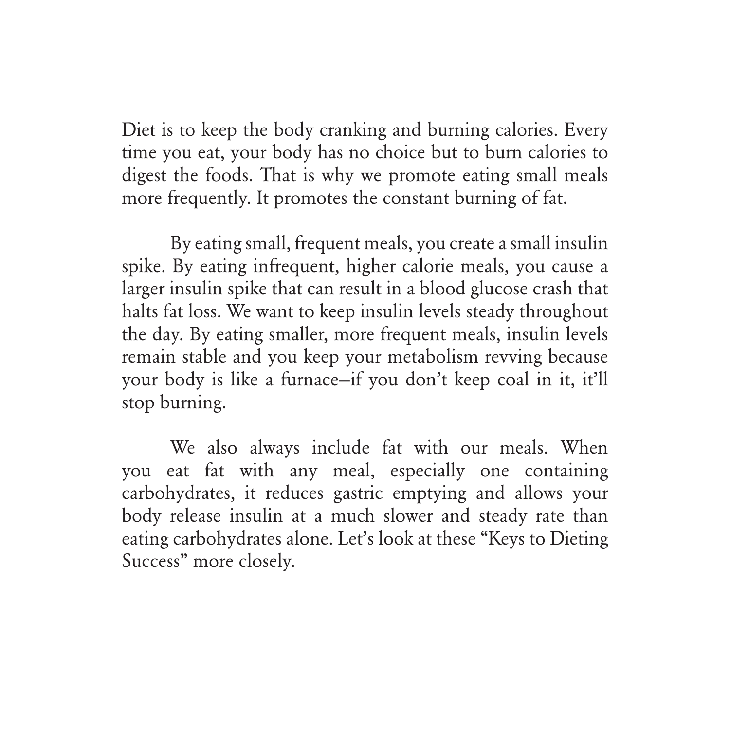Diet is to keep the body cranking and burning calories. Every time you eat, your body has no choice but to burn calories to digest the foods. That is why we promote eating small meals more frequently. It promotes the constant burning of fat.

By eating small, frequent meals, you create a small insulin spike. By eating infrequent, higher calorie meals, you cause a larger insulin spike that can result in a blood glucose crash that halts fat loss. We want to keep insulin levels steady throughout the day. By eating smaller, more frequent meals, insulin levels remain stable and you keep your metabolism revving because your body is like a furnace–if you don't keep coal in it, it'll stop burning.

We also always include fat with our meals. When you eat fat with any meal, especially one containing carbohydrates, it reduces gastric emptying and allows your body release insulin at a much slower and steady rate than eating carbohydrates alone. Let's look at these "Keys to Dieting Success" more closely.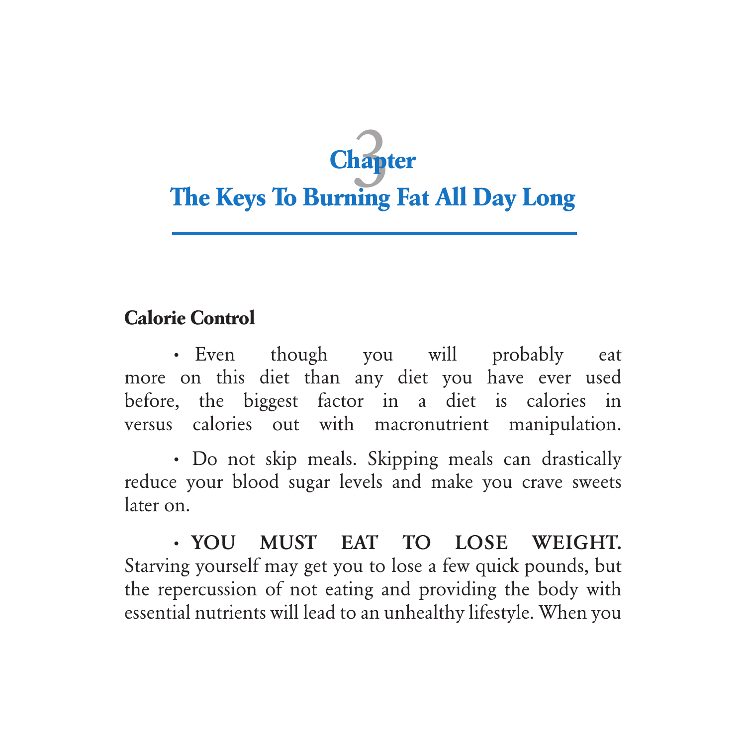# Chapter 3
# The Keys To Burning Fat All Day Long

## Calorie Control

- Even though you will probably eat more on this diet than any diet you have ever used before, the biggest factor in a diet is calories in versus calories out with macronutrient manipulation.

- Do not skip meals. Skipping meals can drastically reduce your blood sugar levels and make you crave sweets later on.

- **YOU MUST EAT TO LOSE WEIGHT.** Starving yourself may get you to lose a few quick pounds, but the repercussion of not eating and providing the body with essential nutrients will lead to an unhealthy lifestyle. When you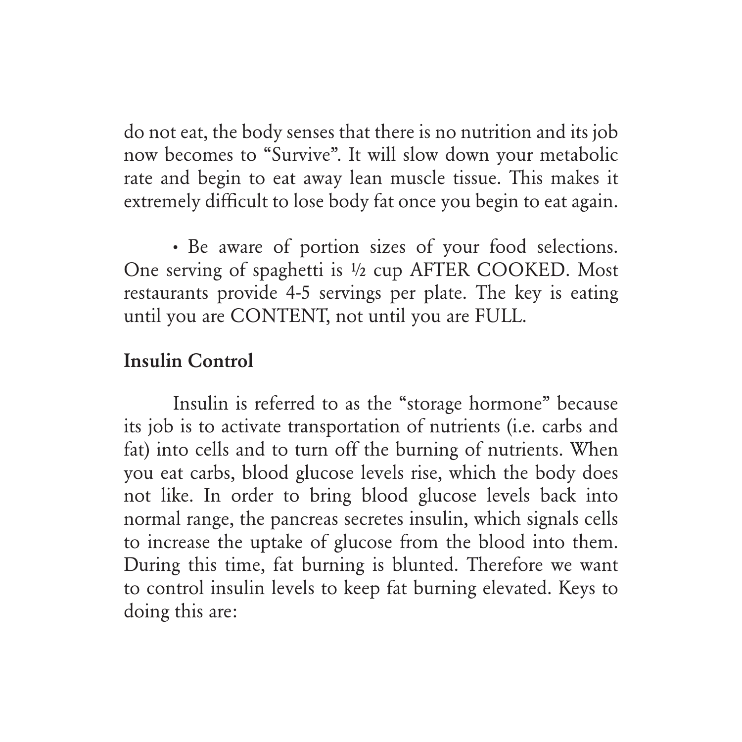do not eat, the body senses that there is no nutrition and its job now becomes to "Survive". It will slow down your metabolic rate and begin to eat away lean muscle tissue. This makes it extremely difficult to lose body fat once you begin to eat again.

• Be aware of portion sizes of your food selections. One serving of spaghetti is ½ cup AFTER COOKED. Most restaurants provide 4-5 servings per plate. The key is eating until you are CONTENT, not until you are FULL.

**Insulin Control**

Insulin is referred to as the "storage hormone" because its job is to activate transportation of nutrients (i.e. carbs and fat) into cells and to turn off the burning of nutrients. When you eat carbs, blood glucose levels rise, which the body does not like. In order to bring blood glucose levels back into normal range, the pancreas secretes insulin, which signals cells to increase the uptake of glucose from the blood into them. During this time, fat burning is blunted. Therefore we want to control insulin levels to keep fat burning elevated. Keys to doing this are: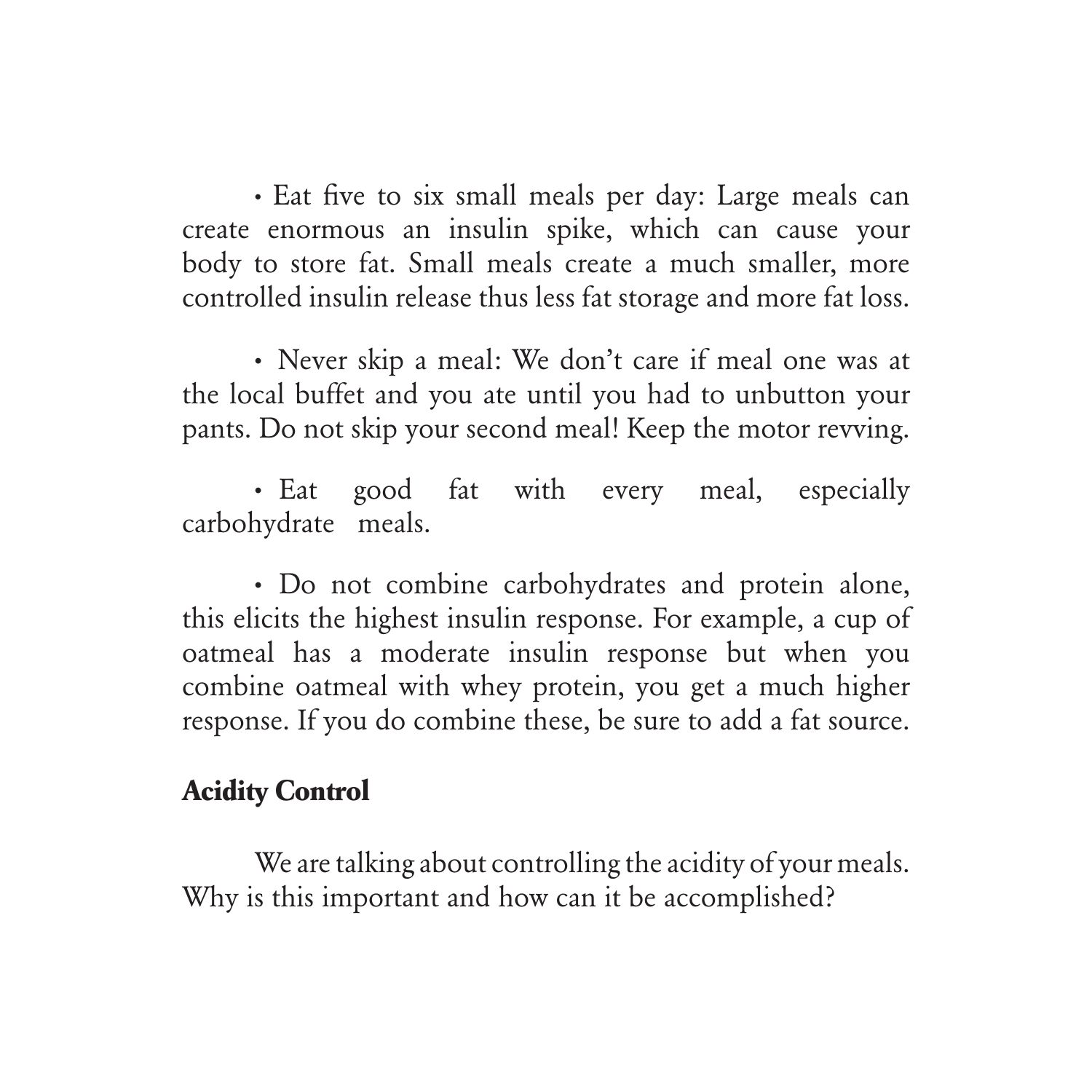- Eat five to six small meals per day: Large meals can create enormous an insulin spike, which can cause your body to store fat. Small meals create a much smaller, more controlled insulin release thus less fat storage and more fat loss.

- Never skip a meal: We don't care if meal one was at the local buffet and you ate until you had to unbutton your pants. Do not skip your second meal! Keep the motor revving.

- Eat good fat with every meal, especially carbohydrate meals.

- Do not combine carbohydrates and protein alone, this elicits the highest insulin response. For example, a cup of oatmeal has a moderate insulin response but when you combine oatmeal with whey protein, you get a much higher response. If you do combine these, be sure to add a fat source.

## Acidity Control

We are talking about controlling the acidity of your meals. Why is this important and how can it be accomplished?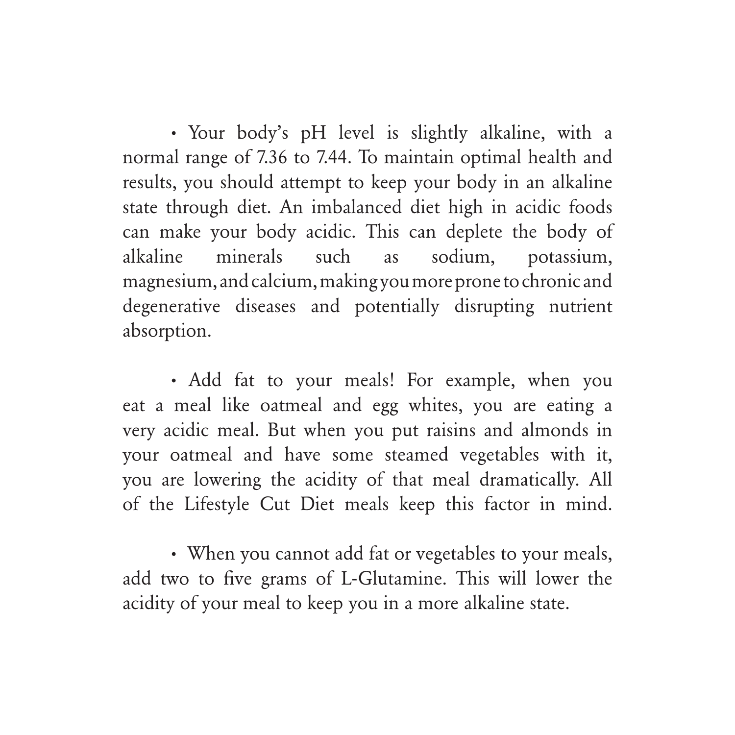- Your body's pH level is slightly alkaline, with a normal range of 7.36 to 7.44. To maintain optimal health and results, you should attempt to keep your body in an alkaline state through diet. An imbalanced diet high in acidic foods can make your body acidic. This can deplete the body of alkaline minerals such as sodium, potassium, magnesium, and calcium, making you more prone to chronic and degenerative diseases and potentially disrupting nutrient absorption.

- Add fat to your meals! For example, when you eat a meal like oatmeal and egg whites, you are eating a very acidic meal. But when you put raisins and almonds in your oatmeal and have some steamed vegetables with it, you are lowering the acidity of that meal dramatically. All of the Lifestyle Cut Diet meals keep this factor in mind.

- When you cannot add fat or vegetables to your meals, add two to five grams of L-Glutamine. This will lower the acidity of your meal to keep you in a more alkaline state.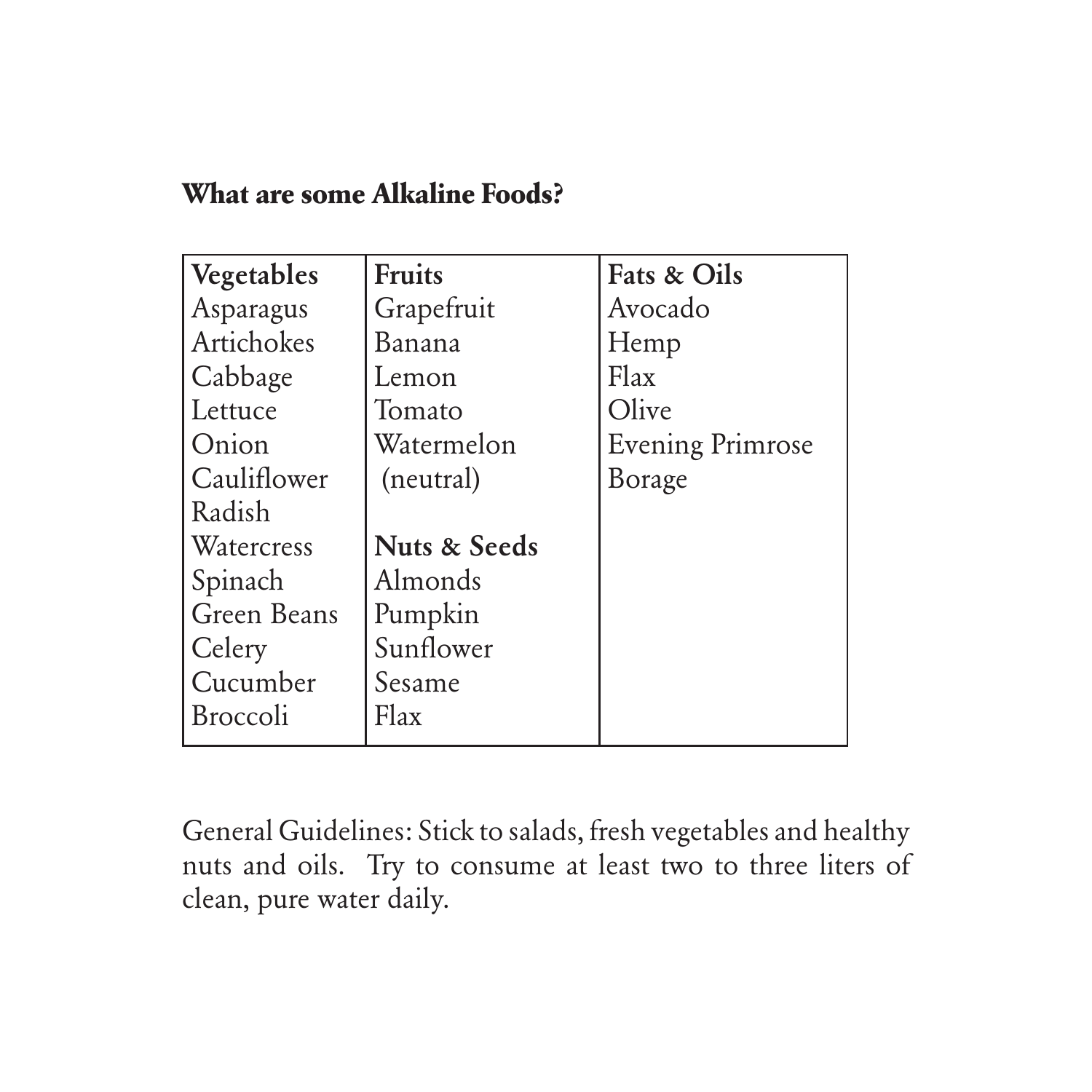**What are some Alkaline Foods?**

| Vegetables | Fruits | Fats & Oils |
|---|---|---|
| Asparagus | Grapefruit | Avocado |
| Artichokes | Banana | Hemp |
| Cabbage | Lemon | Flax |
| Lettuce | Tomato | Olive |
| Onion | Watermelon | Evening Primrose |
| Cauliflower | (neutral) | Borage |
| Radish | | |
| Watercress | **Nuts & Seeds** | |
| Spinach | Almonds | |
| Green Beans | Pumpkin | |
| Celery | Sunflower | |
| Cucumber | Sesame | |
| Broccoli | Flax | |

General Guidelines: Stick to salads, fresh vegetables and healthy nuts and oils. Try to consume at least two to three liters of clean, pure water daily.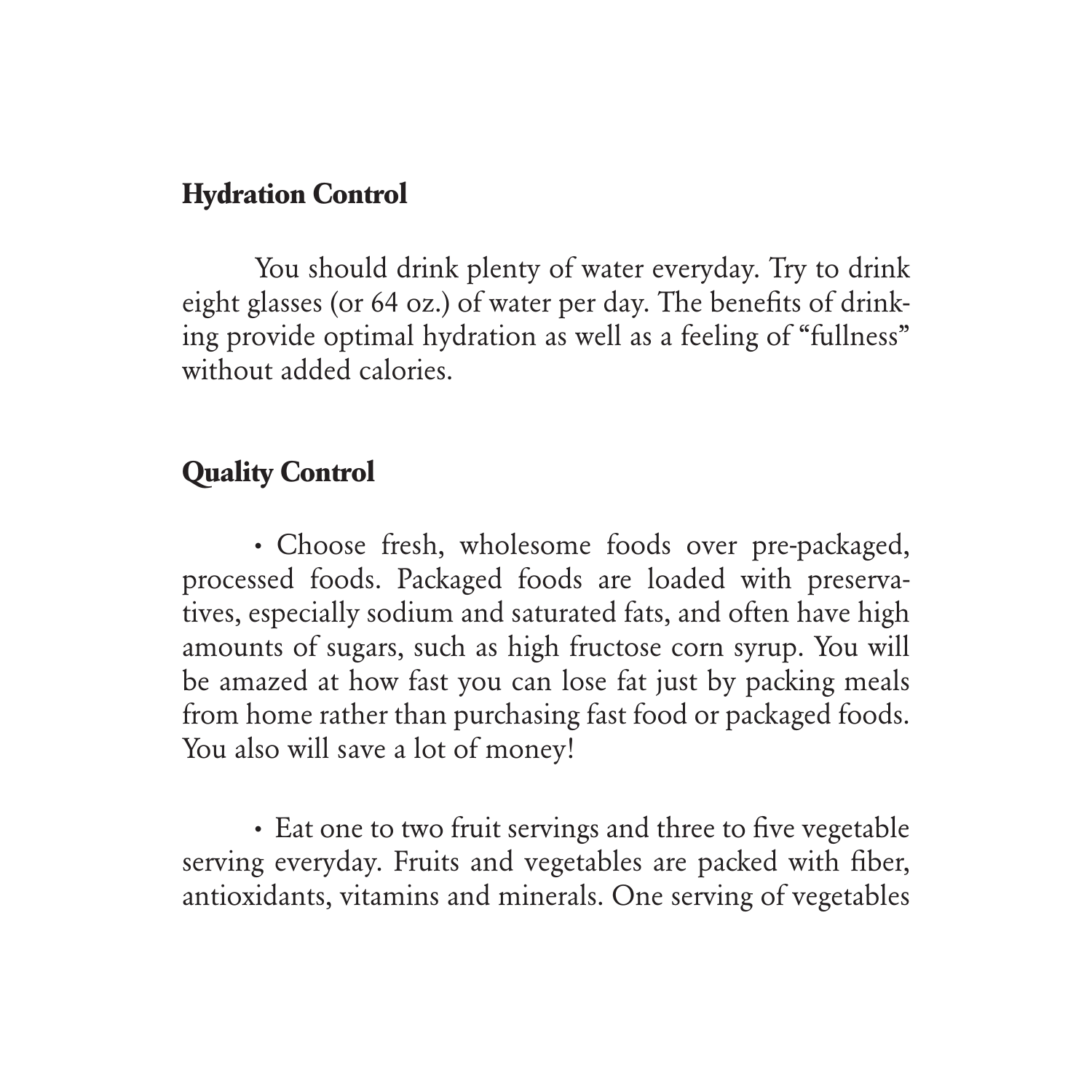## Hydration Control

You should drink plenty of water everyday. Try to drink eight glasses (or 64 oz.) of water per day. The benefits of drinking provide optimal hydration as well as a feeling of "fullness" without added calories.

## Quality Control

• Choose fresh, wholesome foods over pre-packaged, processed foods. Packaged foods are loaded with preservatives, especially sodium and saturated fats, and often have high amounts of sugars, such as high fructose corn syrup. You will be amazed at how fast you can lose fat just by packing meals from home rather than purchasing fast food or packaged foods. You also will save a lot of money!

• Eat one to two fruit servings and three to five vegetable serving everyday. Fruits and vegetables are packed with fiber, antioxidants, vitamins and minerals. One serving of vegetables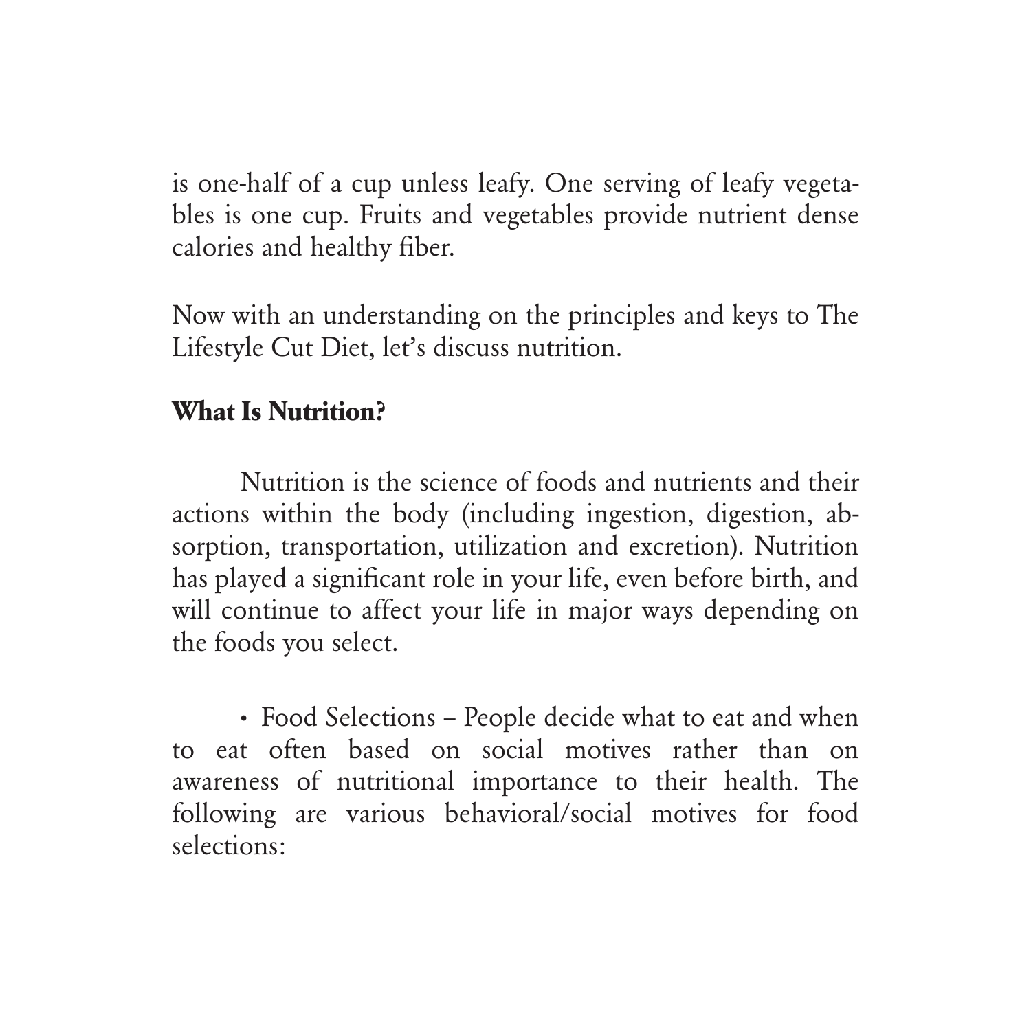is one-half of a cup unless leafy. One serving of leafy vegetables is one cup. Fruits and vegetables provide nutrient dense calories and healthy fiber.

Now with an understanding on the principles and keys to The Lifestyle Cut Diet, let's discuss nutrition.

## What Is Nutrition?

Nutrition is the science of foods and nutrients and their actions within the body (including ingestion, digestion, absorption, transportation, utilization and excretion). Nutrition has played a significant role in your life, even before birth, and will continue to affect your life in major ways depending on the foods you select.

- Food Selections – People decide what to eat and when to eat often based on social motives rather than on awareness of nutritional importance to their health. The following are various behavioral/social motives for food selections: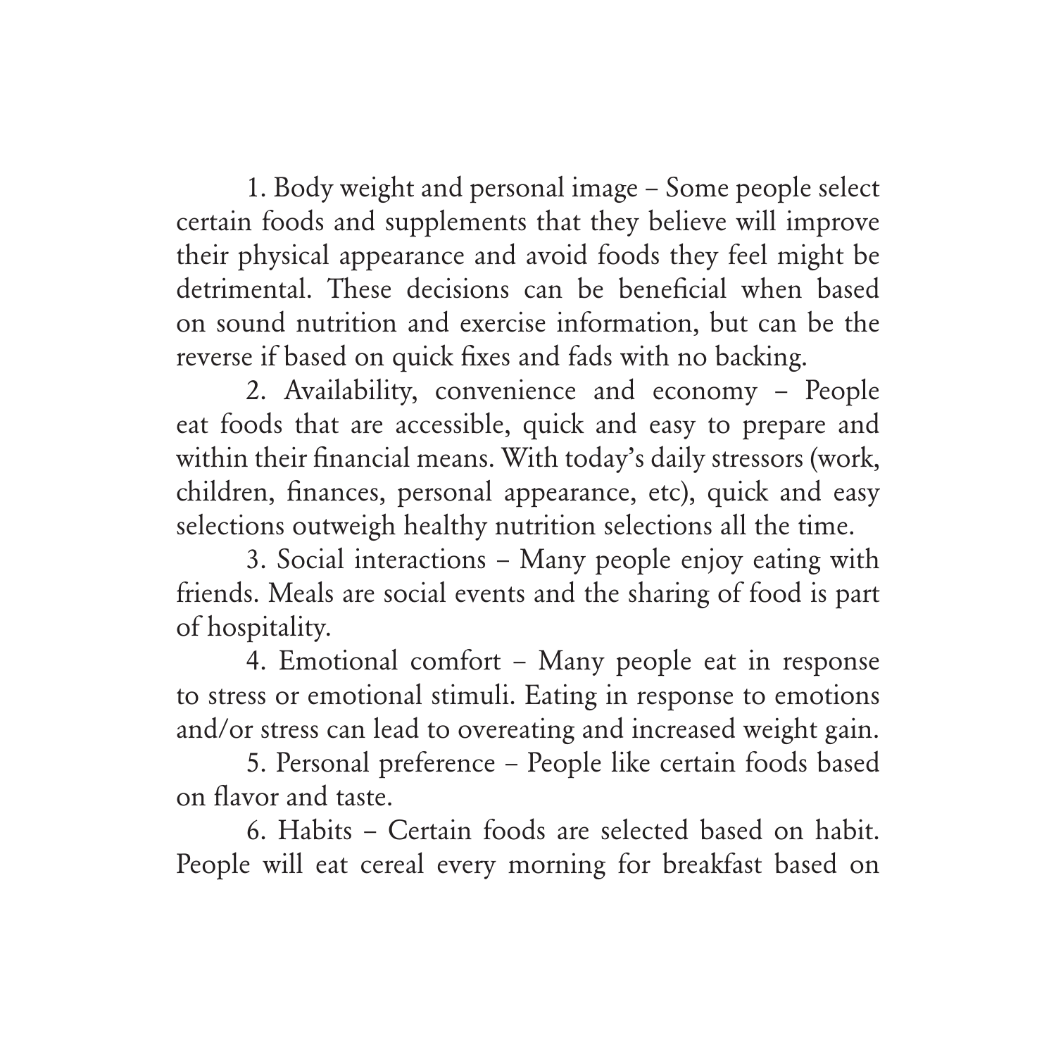1. Body weight and personal image – Some people select certain foods and supplements that they believe will improve their physical appearance and avoid foods they feel might be detrimental. These decisions can be beneficial when based on sound nutrition and exercise information, but can be the reverse if based on quick fixes and fads with no backing.

2. Availability, convenience and economy – People eat foods that are accessible, quick and easy to prepare and within their financial means. With today's daily stressors (work, children, finances, personal appearance, etc), quick and easy selections outweigh healthy nutrition selections all the time.

3. Social interactions – Many people enjoy eating with friends. Meals are social events and the sharing of food is part of hospitality.

4. Emotional comfort – Many people eat in response to stress or emotional stimuli. Eating in response to emotions and/or stress can lead to overeating and increased weight gain.

5. Personal preference – People like certain foods based on flavor and taste.

6. Habits – Certain foods are selected based on habit. People will eat cereal every morning for breakfast based on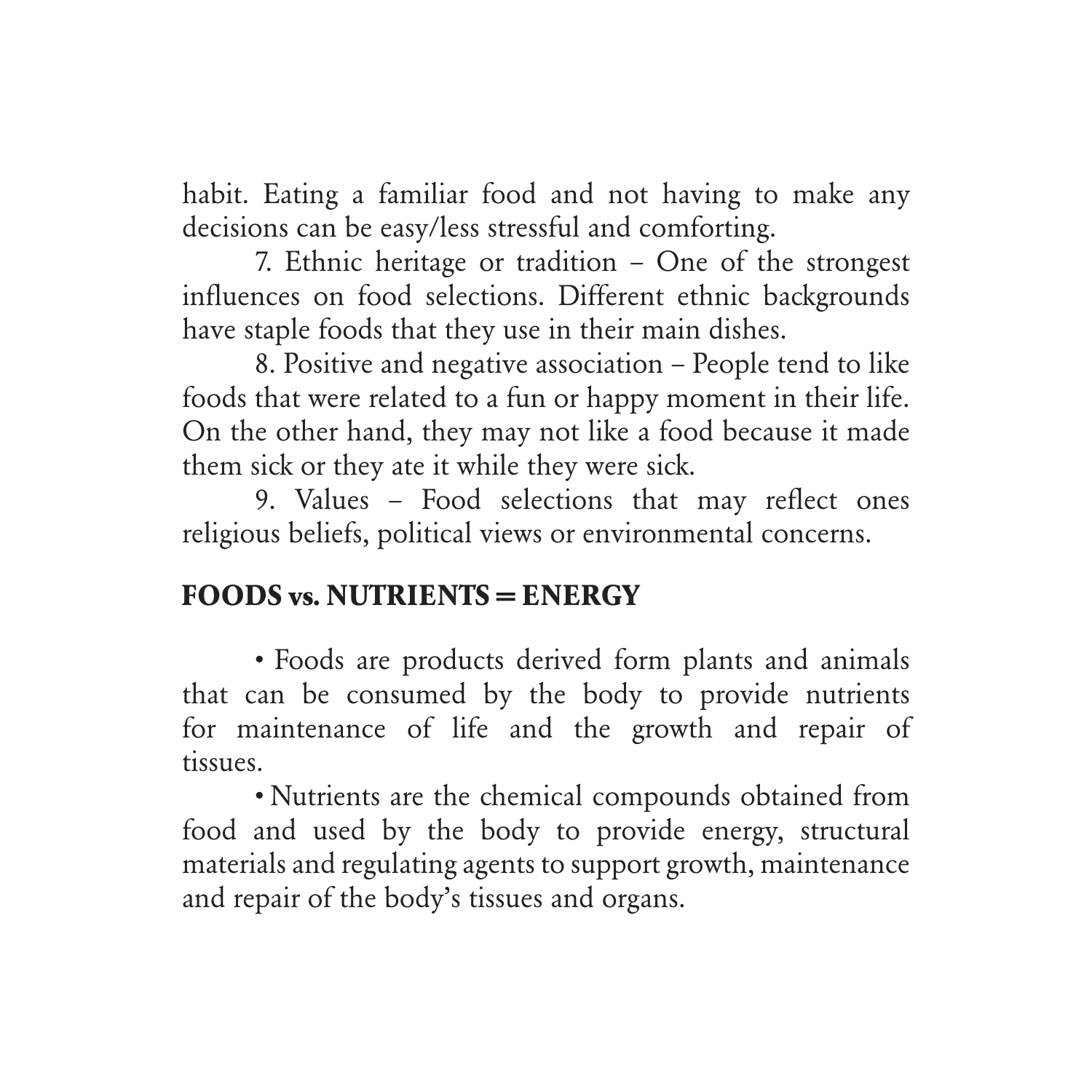habit. Eating a familiar food and not having to make any decisions can be easy/less stressful and comforting.

7. Ethnic heritage or tradition – One of the strongest influences on food selections. Different ethnic backgrounds have staple foods that they use in their main dishes.

8. Positive and negative association – People tend to like foods that were related to a fun or happy moment in their life. On the other hand, they may not like a food because it made them sick or they ate it while they were sick.

9. Values – Food selections that may reflect ones religious beliefs, political views or environmental concerns.

## FOODS vs. NUTRIENTS = ENERGY

- Foods are products derived form plants and animals that can be consumed by the body to provide nutrients for maintenance of life and the growth and repair of tissues.
- Nutrients are the chemical compounds obtained from food and used by the body to provide energy, structural materials and regulating agents to support growth, maintenance and repair of the body's tissues and organs.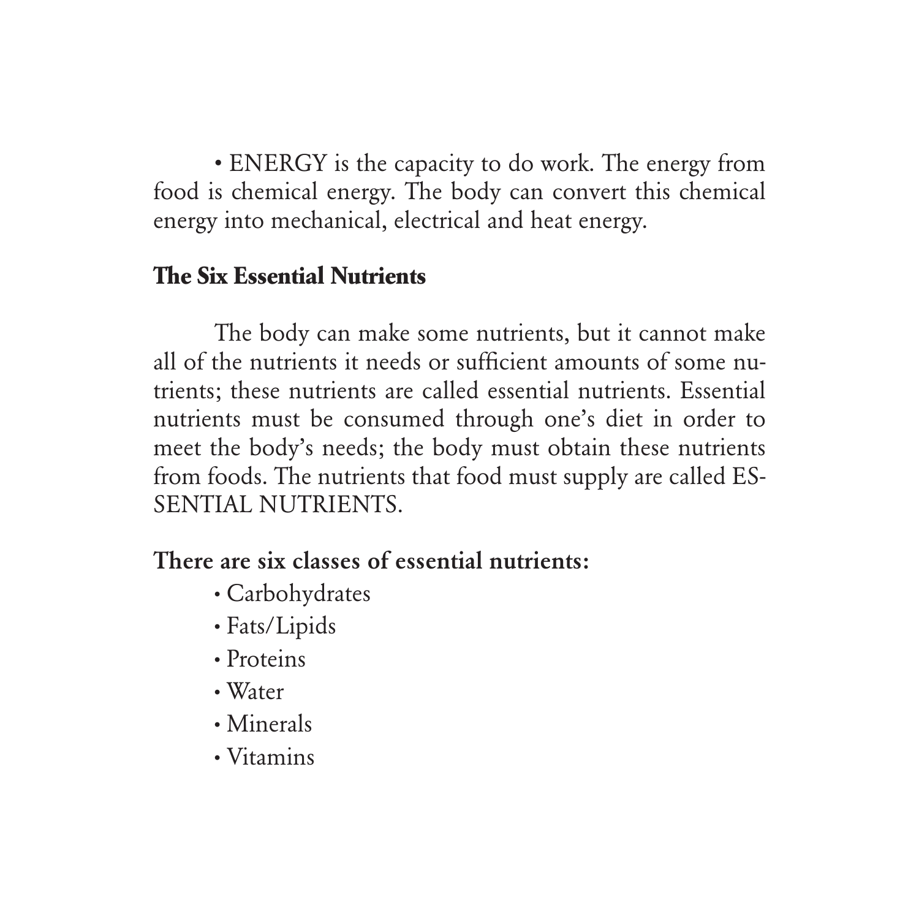- ENERGY is the capacity to do work. The energy from food is chemical energy. The body can convert this chemical energy into mechanical, electrical and heat energy.

## The Six Essential Nutrients

The body can make some nutrients, but it cannot make all of the nutrients it needs or sufficient amounts of some nutrients; these nutrients are called essential nutrients. Essential nutrients must be consumed through one's diet in order to meet the body's needs; the body must obtain these nutrients from foods. The nutrients that food must supply are called ESSENTIAL NUTRIENTS.

**There are six classes of essential nutrients:**

- Carbohydrates
- Fats/Lipids
- Proteins
- Water
- Minerals
- Vitamins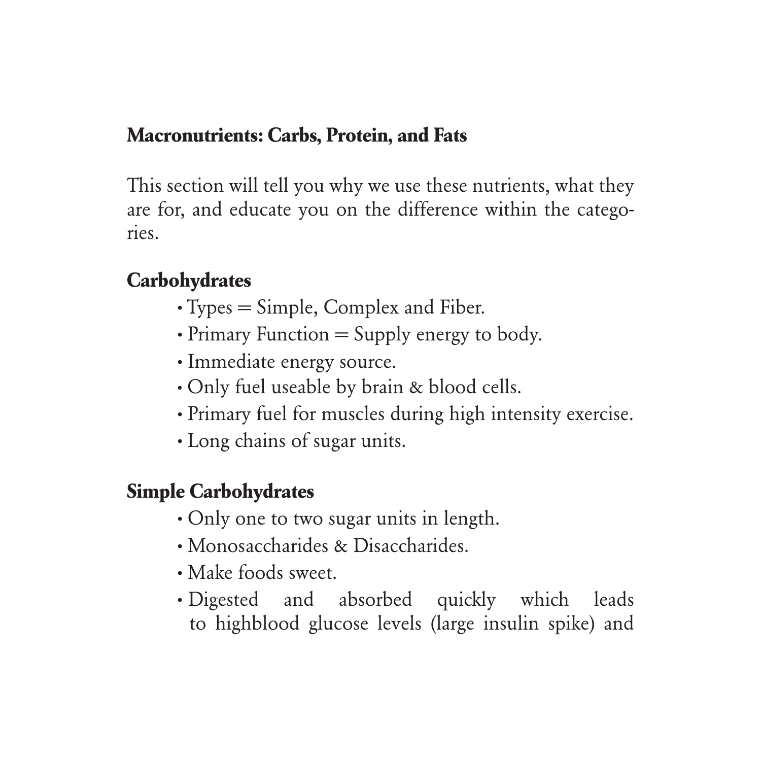## Macronutrients: Carbs, Protein, and Fats

This section will tell you why we use these nutrients, what they are for, and educate you on the difference within the categories.

### Carbohydrates

- Types = Simple, Complex and Fiber.
- Primary Function = Supply energy to body.
- Immediate energy source.
- Only fuel useable by brain & blood cells.
- Primary fuel for muscles during high intensity exercise.
- Long chains of sugar units.

### Simple Carbohydrates

- Only one to two sugar units in length.
- Monosaccharides & Disaccharides.
- Make foods sweet.
- Digested and absorbed quickly which leads to highblood glucose levels (large insulin spike) and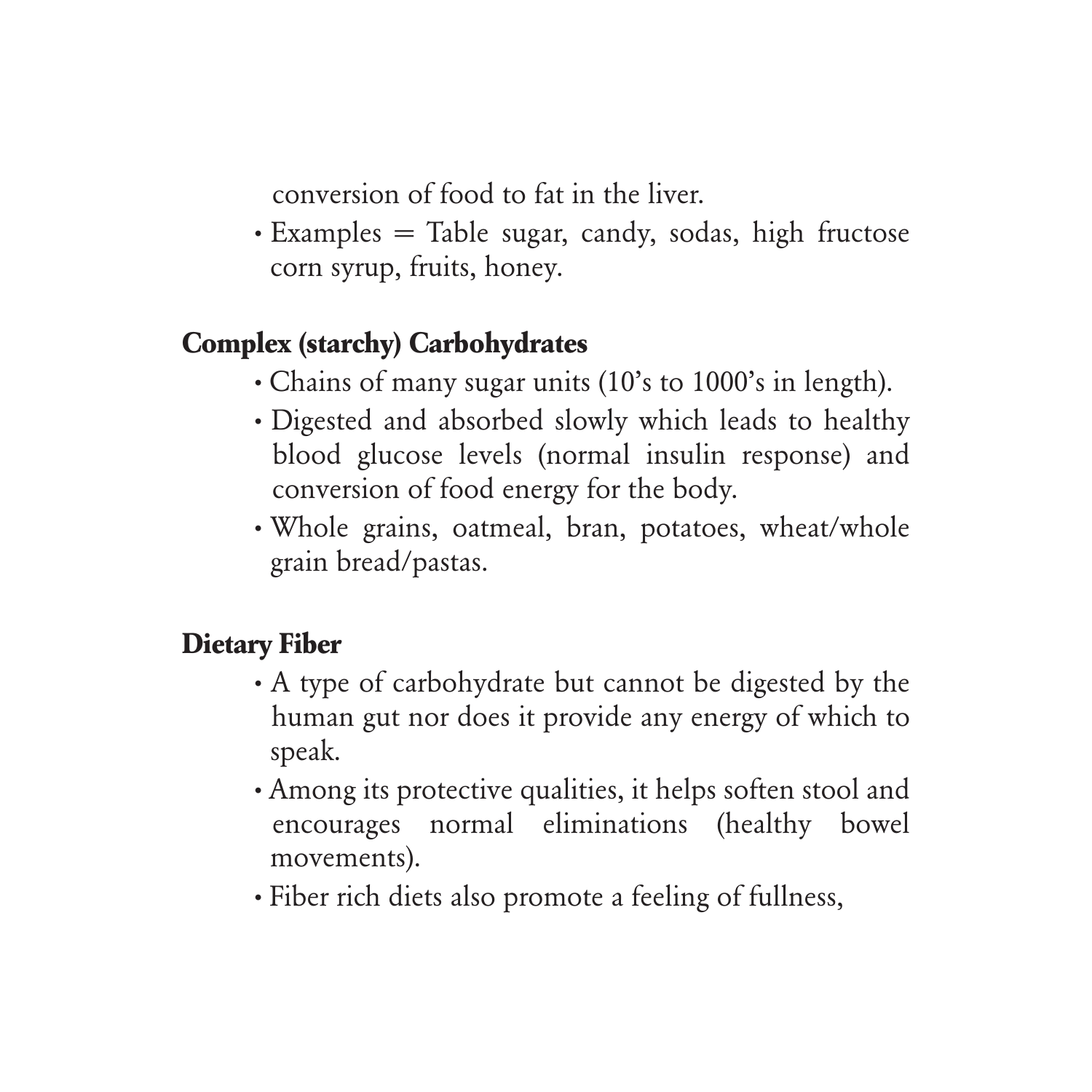conversion of food to fat in the liver.

- Examples = Table sugar, candy, sodas, high fructose corn syrup, fruits, honey.

**Complex (starchy) Carbohydrates**

- Chains of many sugar units (10's to 1000's in length).
- Digested and absorbed slowly which leads to healthy blood glucose levels (normal insulin response) and conversion of food energy for the body.
- Whole grains, oatmeal, bran, potatoes, wheat/whole grain bread/pastas.

**Dietary Fiber**

- A type of carbohydrate but cannot be digested by the human gut nor does it provide any energy of which to speak.
- Among its protective qualities, it helps soften stool and encourages normal eliminations (healthy bowel movements).
- Fiber rich diets also promote a feeling of fullness,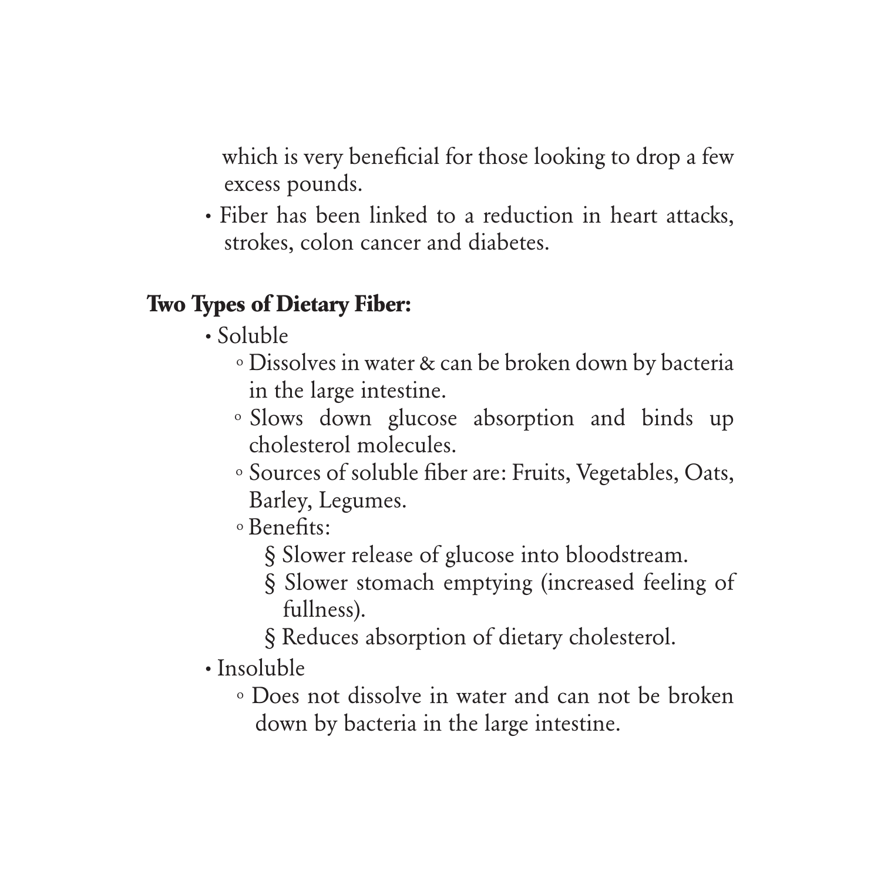which is very beneficial for those looking to drop a few excess pounds.

- Fiber has been linked to a reduction in heart attacks, strokes, colon cancer and diabetes.

**Two Types of Dietary Fiber:**

- Soluble
  - Dissolves in water & can be broken down by bacteria in the large intestine.
  - Slows down glucose absorption and binds up cholesterol molecules.
  - Sources of soluble fiber are: Fruits, Vegetables, Oats, Barley, Legumes.
  - Benefits:
    - § Slower release of glucose into bloodstream.
    - § Slower stomach emptying (increased feeling of fullness).
    - § Reduces absorption of dietary cholesterol.
- Insoluble
  - Does not dissolve in water and can not be broken down by bacteria in the large intestine.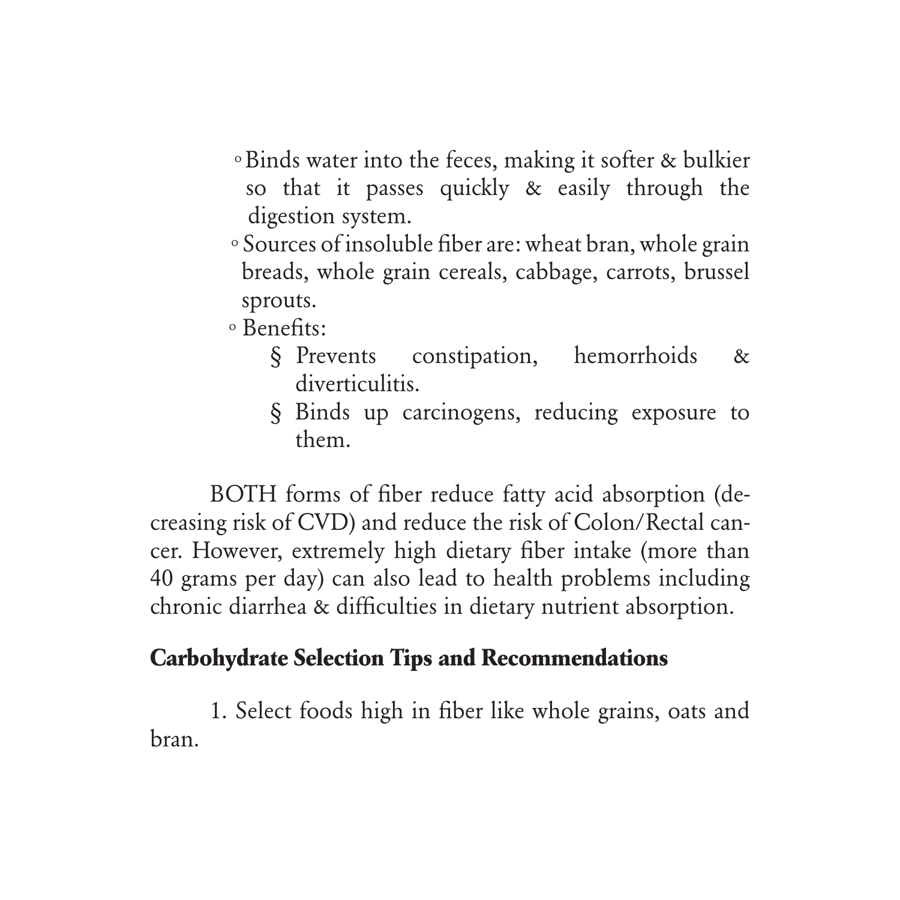- Binds water into the feces, making it softer & bulkier so that it passes quickly & easily through the digestion system.
- Sources of insoluble fiber are: wheat bran, whole grain breads, whole grain cereals, cabbage, carrots, brussel sprouts.
- Benefits:
    - Prevents constipation, hemorrhoids & diverticulitis.
    - Binds up carcinogens, reducing exposure to them.

BOTH forms of fiber reduce fatty acid absorption (decreasing risk of CVD) and reduce the risk of Colon/Rectal cancer. However, extremely high dietary fiber intake (more than 40 grams per day) can also lead to health problems including chronic diarrhea & difficulties in dietary nutrient absorption.

## Carbohydrate Selection Tips and Recommendations

1. Select foods high in fiber like whole grains, oats and bran.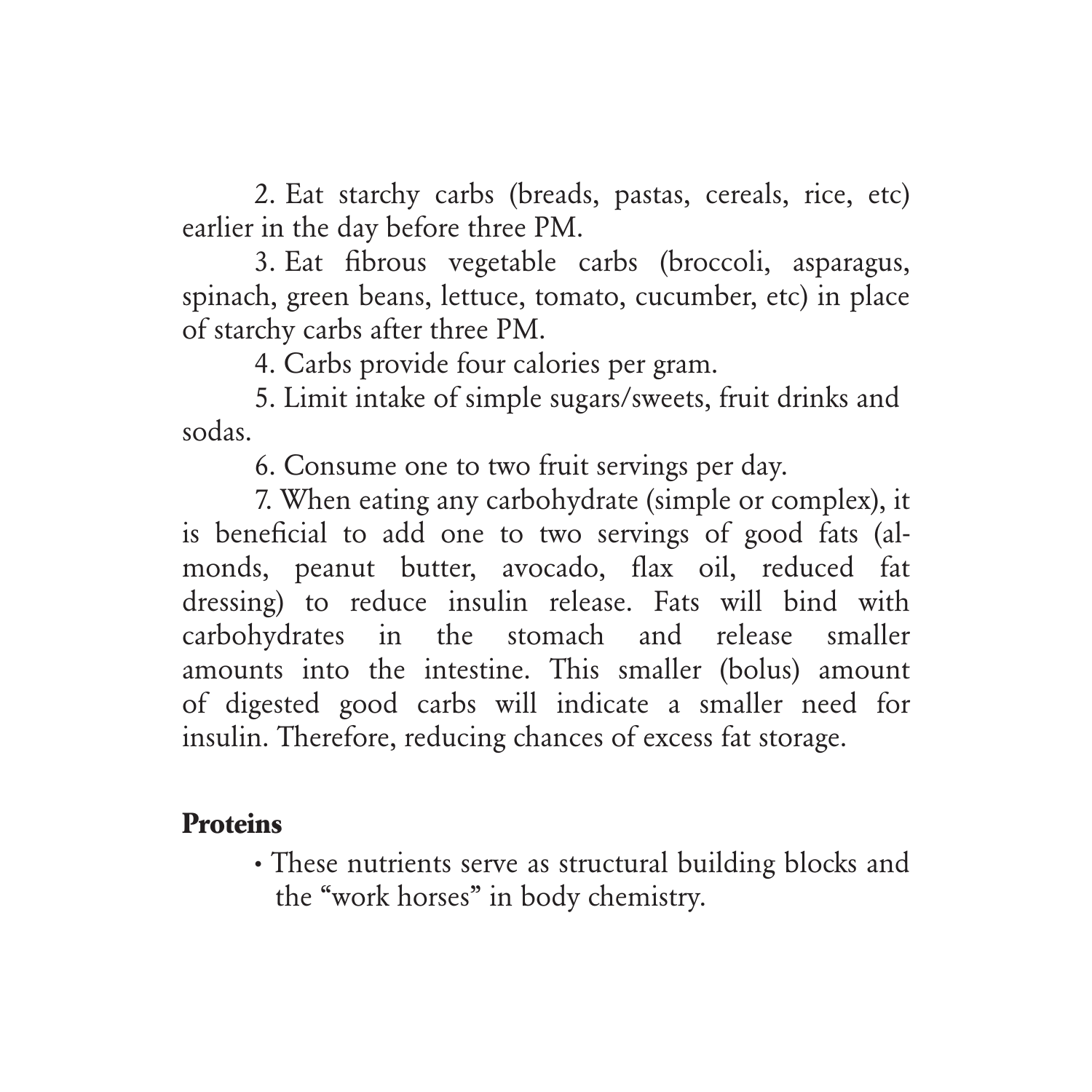2. Eat starchy carbs (breads, pastas, cereals, rice, etc) earlier in the day before three PM.

3. Eat fibrous vegetable carbs (broccoli, asparagus, spinach, green beans, lettuce, tomato, cucumber, etc) in place of starchy carbs after three PM.

4. Carbs provide four calories per gram.

5. Limit intake of simple sugars/sweets, fruit drinks and sodas.

6. Consume one to two fruit servings per day.

7. When eating any carbohydrate (simple or complex), it is beneficial to add one to two servings of good fats (almonds, peanut butter, avocado, flax oil, reduced fat dressing) to reduce insulin release. Fats will bind with carbohydrates in the stomach and release smaller amounts into the intestine. This smaller (bolus) amount of digested good carbs will indicate a smaller need for insulin. Therefore, reducing chances of excess fat storage.

## Proteins

- These nutrients serve as structural building blocks and the "work horses" in body chemistry.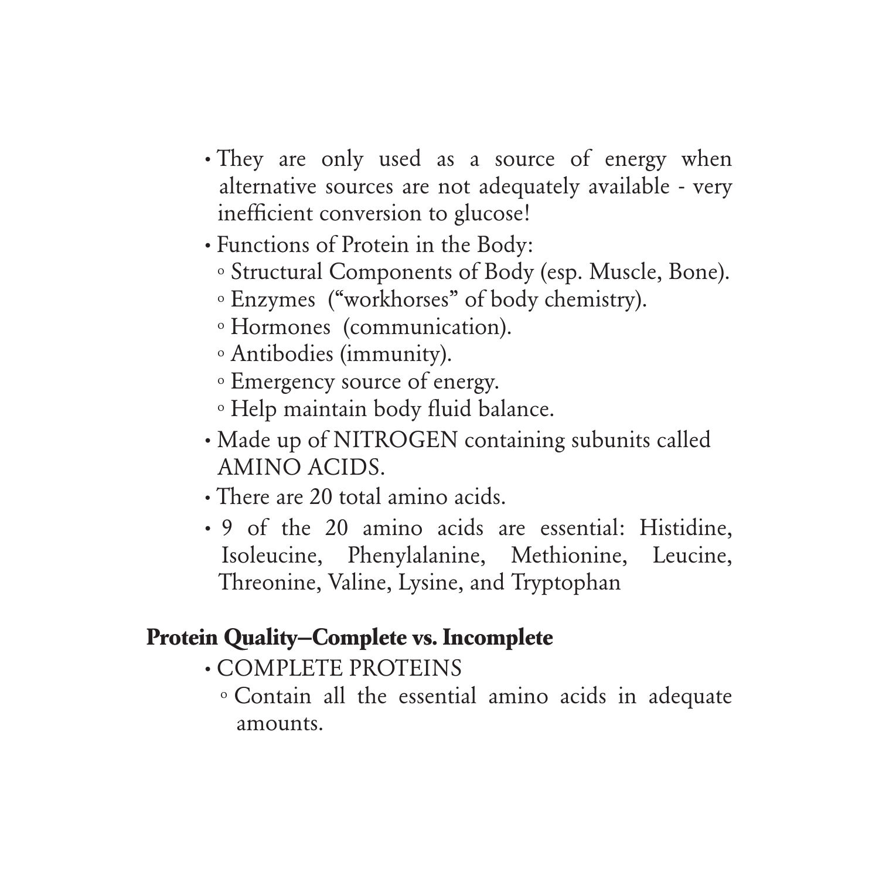- They are only used as a source of energy when alternative sources are not adequately available - very inefficient conversion to glucose!
- Functions of Protein in the Body:
  - Structural Components of Body (esp. Muscle, Bone).
  - Enzymes ("workhorses" of body chemistry).
  - Hormones (communication).
  - Antibodies (immunity).
  - Emergency source of energy.
  - Help maintain body fluid balance.
- Made up of NITROGEN containing subunits called AMINO ACIDS.
- There are 20 total amino acids.
- 9 of the 20 amino acids are essential: Histidine, Isoleucine, Phenylalanine, Methionine, Leucine, Threonine, Valine, Lysine, and Tryptophan

**Protein Quality–Complete vs. Incomplete**

- COMPLETE PROTEINS
  - Contain all the essential amino acids in adequate amounts.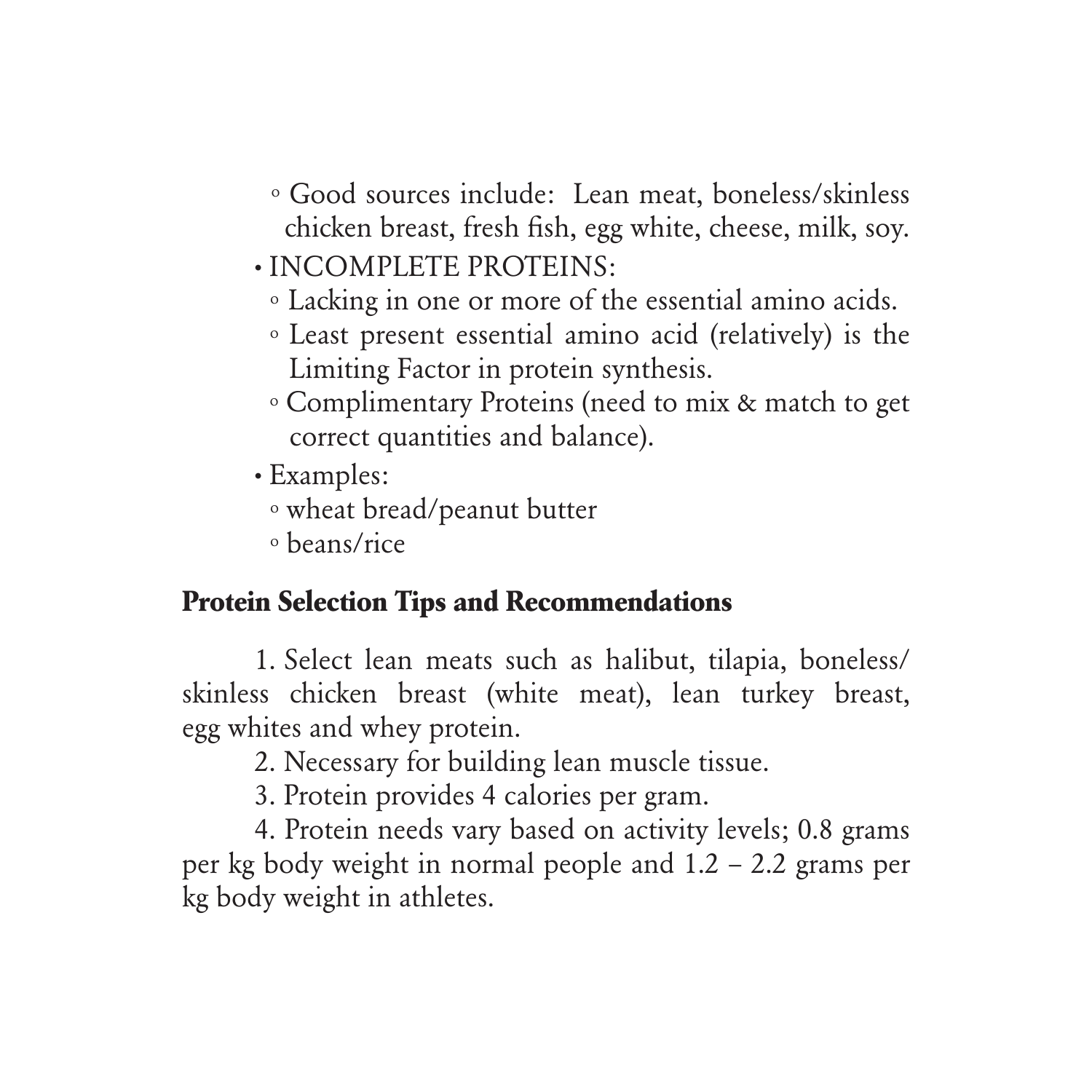- Good sources include: Lean meat, boneless/skinless chicken breast, fresh fish, egg white, cheese, milk, soy.
- INCOMPLETE PROTEINS:
   - Lacking in one or more of the essential amino acids.
   - Least present essential amino acid (relatively) is the Limiting Factor in protein synthesis.
   - Complimentary Proteins (need to mix & match to get correct quantities and balance).
- Examples:
   - wheat bread/peanut butter
   - beans/rice

**Protein Selection Tips and Recommendations**

1. Select lean meats such as halibut, tilapia, boneless/skinless chicken breast (white meat), lean turkey breast, egg whites and whey protein.
2. Necessary for building lean muscle tissue.
3. Protein provides 4 calories per gram.
4. Protein needs vary based on activity levels; 0.8 grams per kg body weight in normal people and 1.2 – 2.2 grams per kg body weight in athletes.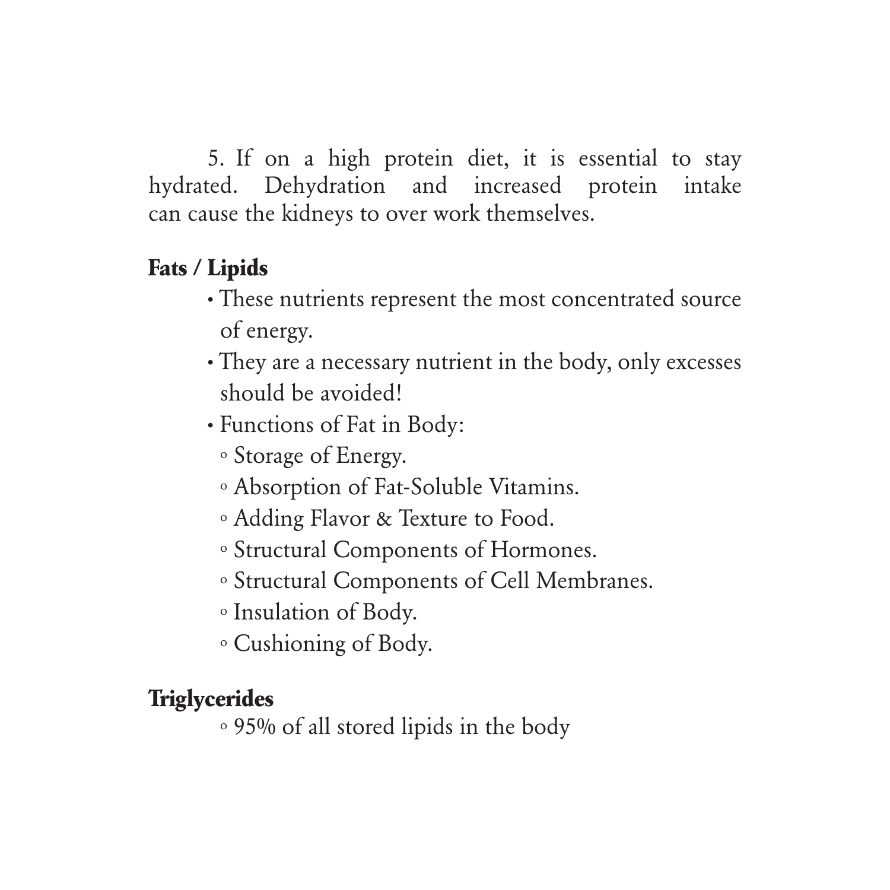5. If on a high protein diet, it is essential to stay hydrated. Dehydration and increased protein intake can cause the kidneys to over work themselves.

**Fats / Lipids**

- These nutrients represent the most concentrated source of energy.
- They are a necessary nutrient in the body, only excesses should be avoided!
- Functions of Fat in Body:
  - Storage of Energy.
  - Absorption of Fat-Soluble Vitamins.
  - Adding Flavor & Texture to Food.
  - Structural Components of Hormones.
  - Structural Components of Cell Membranes.
  - Insulation of Body.
  - Cushioning of Body.

**Triglycerides**

- 95% of all stored lipids in the body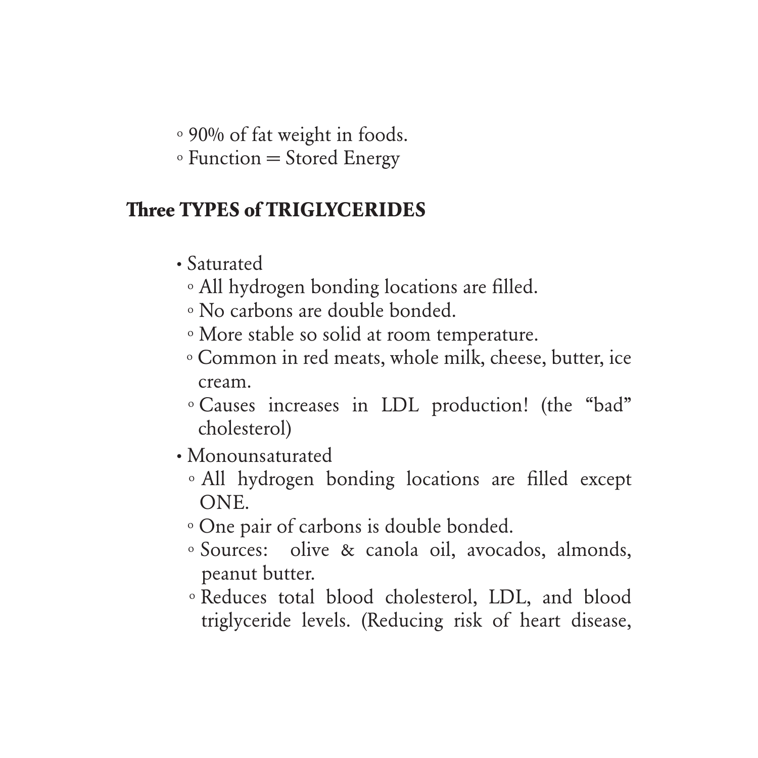- 90% of fat weight in foods.
- Function = Stored Energy

**Three TYPES of TRIGLYCERIDES**

- Saturated
  - All hydrogen bonding locations are filled.
  - No carbons are double bonded.
  - More stable so solid at room temperature.
  - Common in red meats, whole milk, cheese, butter, ice cream.
  - Causes increases in LDL production! (the "bad" cholesterol)
- Monounsaturated
  - All hydrogen bonding locations are filled except ONE.
  - One pair of carbons is double bonded.
  - Sources: olive & canola oil, avocados, almonds, peanut butter.
  - Reduces total blood cholesterol, LDL, and blood triglyceride levels. (Reducing risk of heart disease,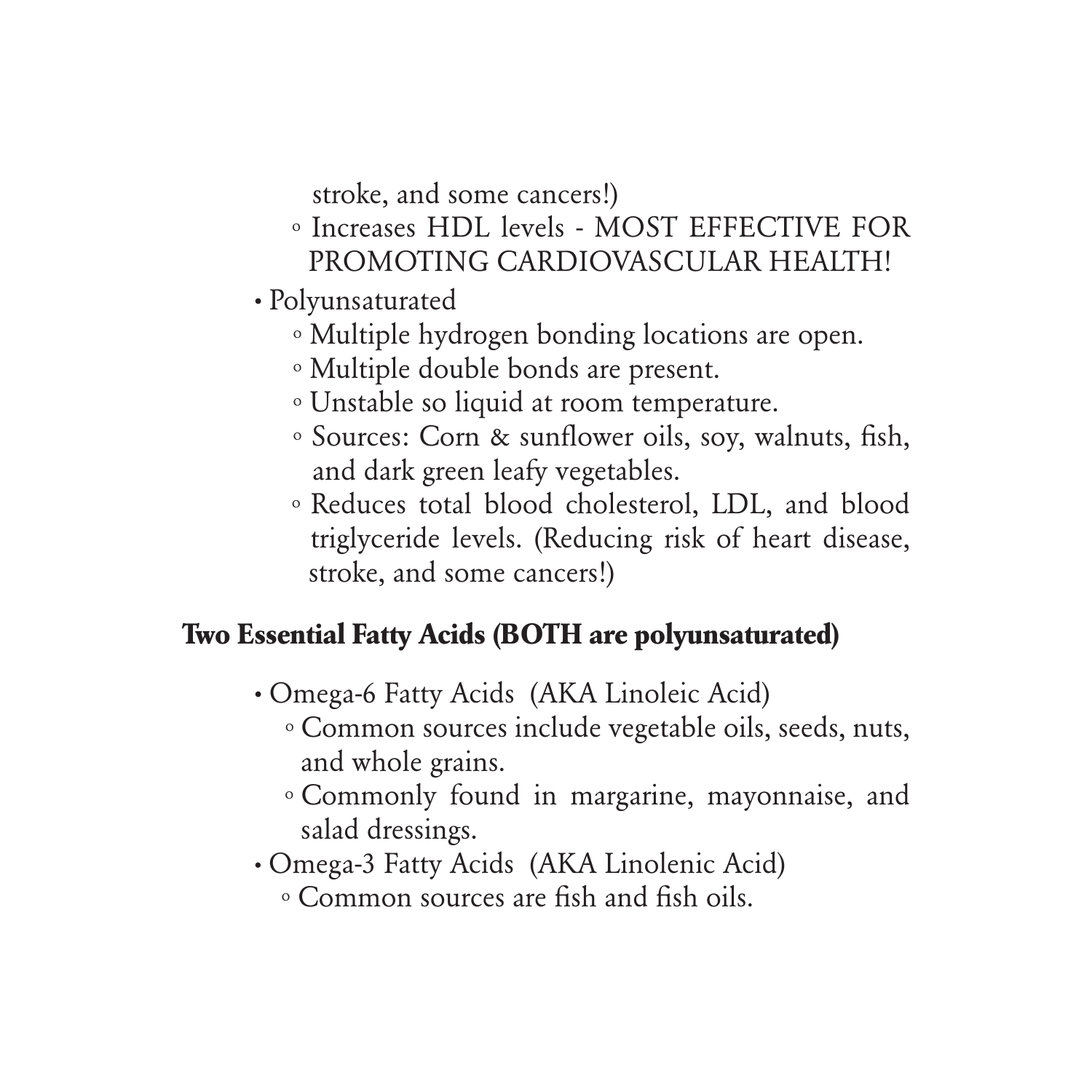stroke, and some cancers!)
    - Increases HDL levels - MOST EFFECTIVE FOR PROMOTING CARDIOVASCULAR HEALTH!
- Polyunsaturated
    - Multiple hydrogen bonding locations are open.
    - Multiple double bonds are present.
    - Unstable so liquid at room temperature.
    - Sources: Corn & sunflower oils, soy, walnuts, fish, and dark green leafy vegetables.
    - Reduces total blood cholesterol, LDL, and blood triglyceride levels. (Reducing risk of heart disease, stroke, and some cancers!)

**Two Essential Fatty Acids (BOTH are polyunsaturated)**

- Omega-6 Fatty Acids (AKA Linoleic Acid)
    - Common sources include vegetable oils, seeds, nuts, and whole grains.
    - Commonly found in margarine, mayonnaise, and salad dressings.
- Omega-3 Fatty Acids (AKA Linolenic Acid)
    - Common sources are fish and fish oils.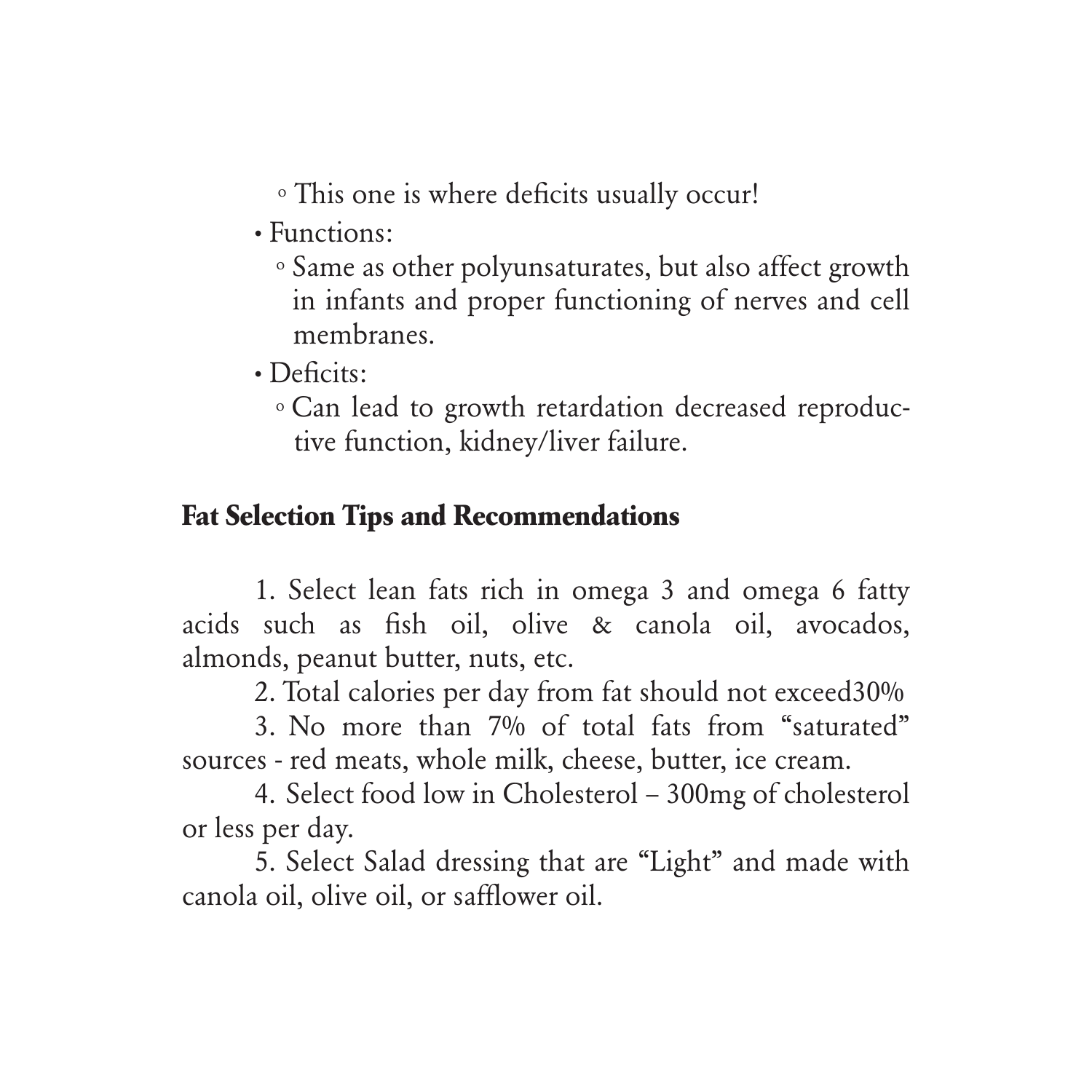- This one is where deficits usually occur!
- Functions:
  - Same as other polyunsaturates, but also affect growth in infants and proper functioning of nerves and cell membranes.
- Deficits:
  - Can lead to growth retardation decreased reproductive function, kidney/liver failure.

## Fat Selection Tips and Recommendations

1. Select lean fats rich in omega 3 and omega 6 fatty acids such as fish oil, olive & canola oil, avocados, almonds, peanut butter, nuts, etc.
2. Total calories per day from fat should not exceed30%
3. No more than 7% of total fats from "saturated" sources - red meats, whole milk, cheese, butter, ice cream.
4. Select food low in Cholesterol – 300mg of cholesterol or less per day.
5. Select Salad dressing that are "Light" and made with canola oil, olive oil, or safflower oil.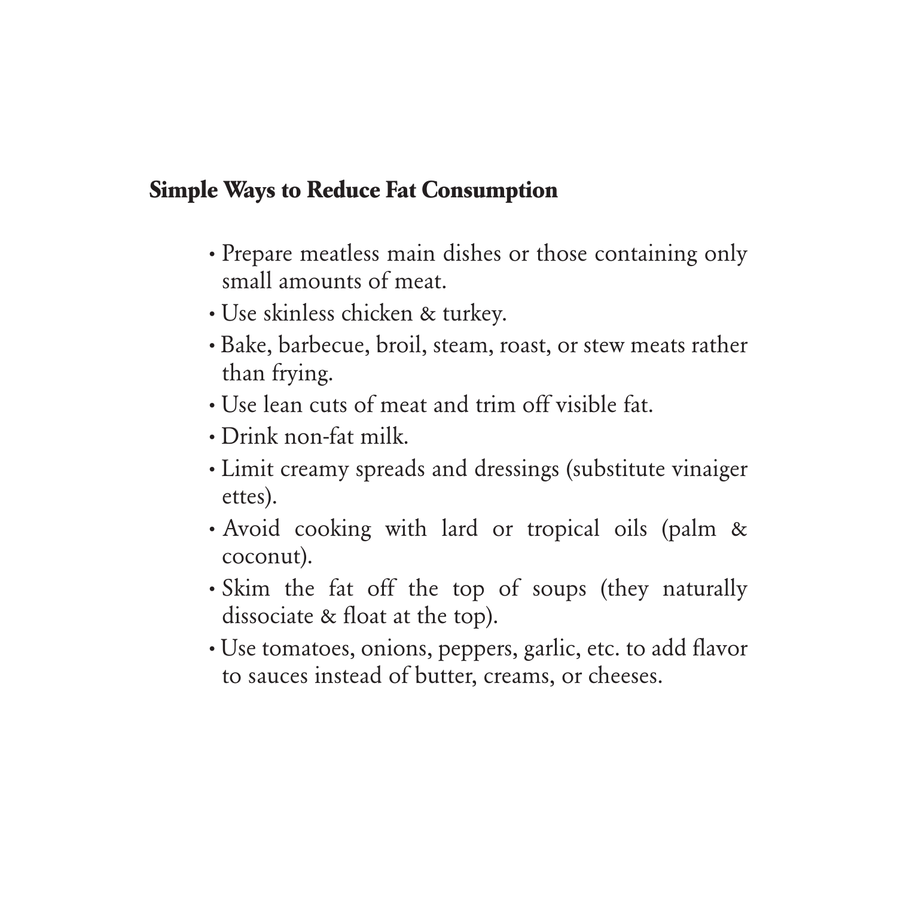## Simple Ways to Reduce Fat Consumption

- Prepare meatless main dishes or those containing only small amounts of meat.
- Use skinless chicken & turkey.
- Bake, barbecue, broil, steam, roast, or stew meats rather than frying.
- Use lean cuts of meat and trim off visible fat.
- Drink non-fat milk.
- Limit creamy spreads and dressings (substitute vinaiger ettes).
- Avoid cooking with lard or tropical oils (palm & coconut).
- Skim the fat off the top of soups (they naturally dissociate & float at the top).
- Use tomatoes, onions, peppers, garlic, etc. to add flavor to sauces instead of butter, creams, or cheeses.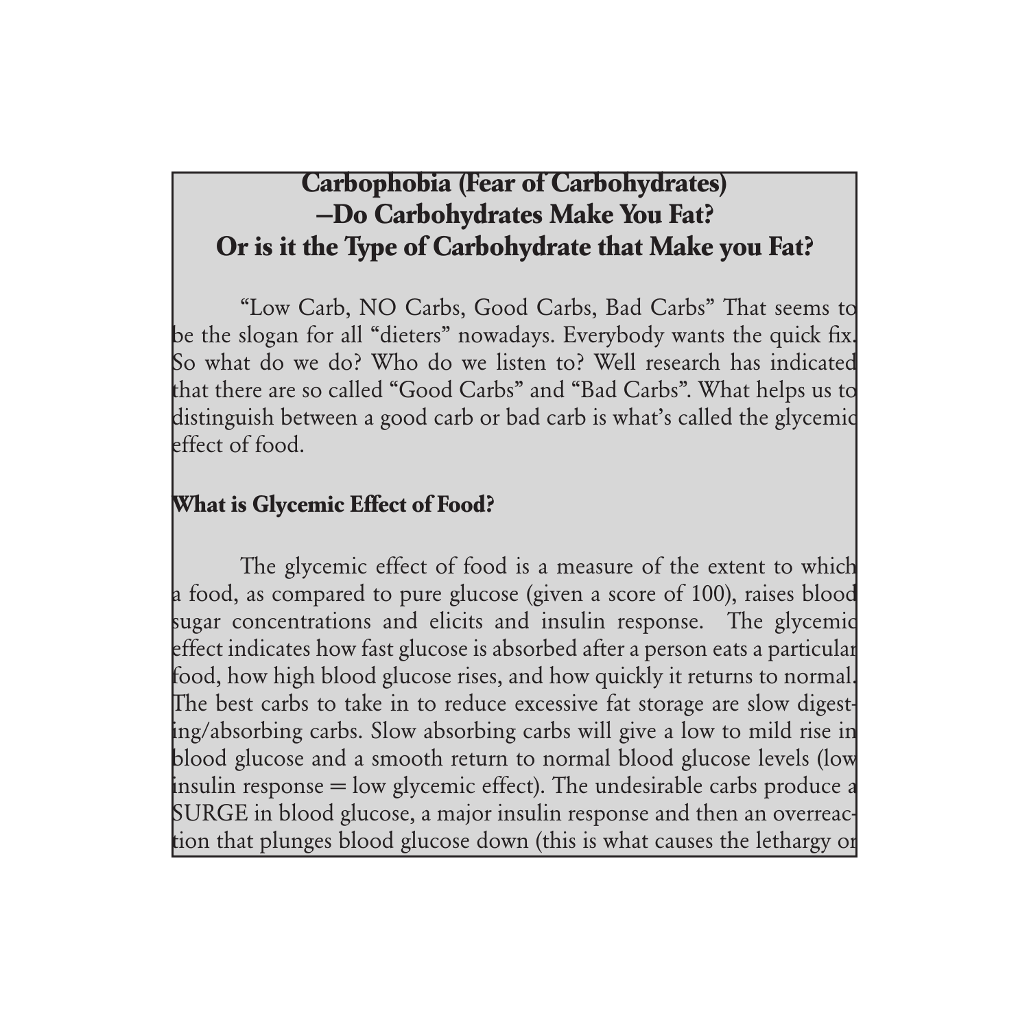# Carbophobia (Fear of Carbohydrates) –Do Carbohydrates Make You Fat? Or is it the Type of Carbohydrate that Make you Fat?

"Low Carb, NO Carbs, Good Carbs, Bad Carbs" That seems to be the slogan for all "dieters" nowadays. Everybody wants the quick fix. So what do we do? Who do we listen to? Well research has indicated that there are so called "Good Carbs" and "Bad Carbs". What helps us to distinguish between a good carb or bad carb is what's called the glycemic effect of food.

## What is Glycemic Effect of Food?

The glycemic effect of food is a measure of the extent to which a food, as compared to pure glucose (given a score of 100), raises blood sugar concentrations and elicits and insulin response. The glycemic effect indicates how fast glucose is absorbed after a person eats a particular food, how high blood glucose rises, and how quickly it returns to normal. The best carbs to take in to reduce excessive fat storage are slow digesting/absorbing carbs. Slow absorbing carbs will give a low to mild rise in blood glucose and a smooth return to normal blood glucose levels (low insulin response = low glycemic effect). The undesirable carbs produce a SURGE in blood glucose, a major insulin response and then an overreaction that plunges blood glucose down (this is what causes the lethargy or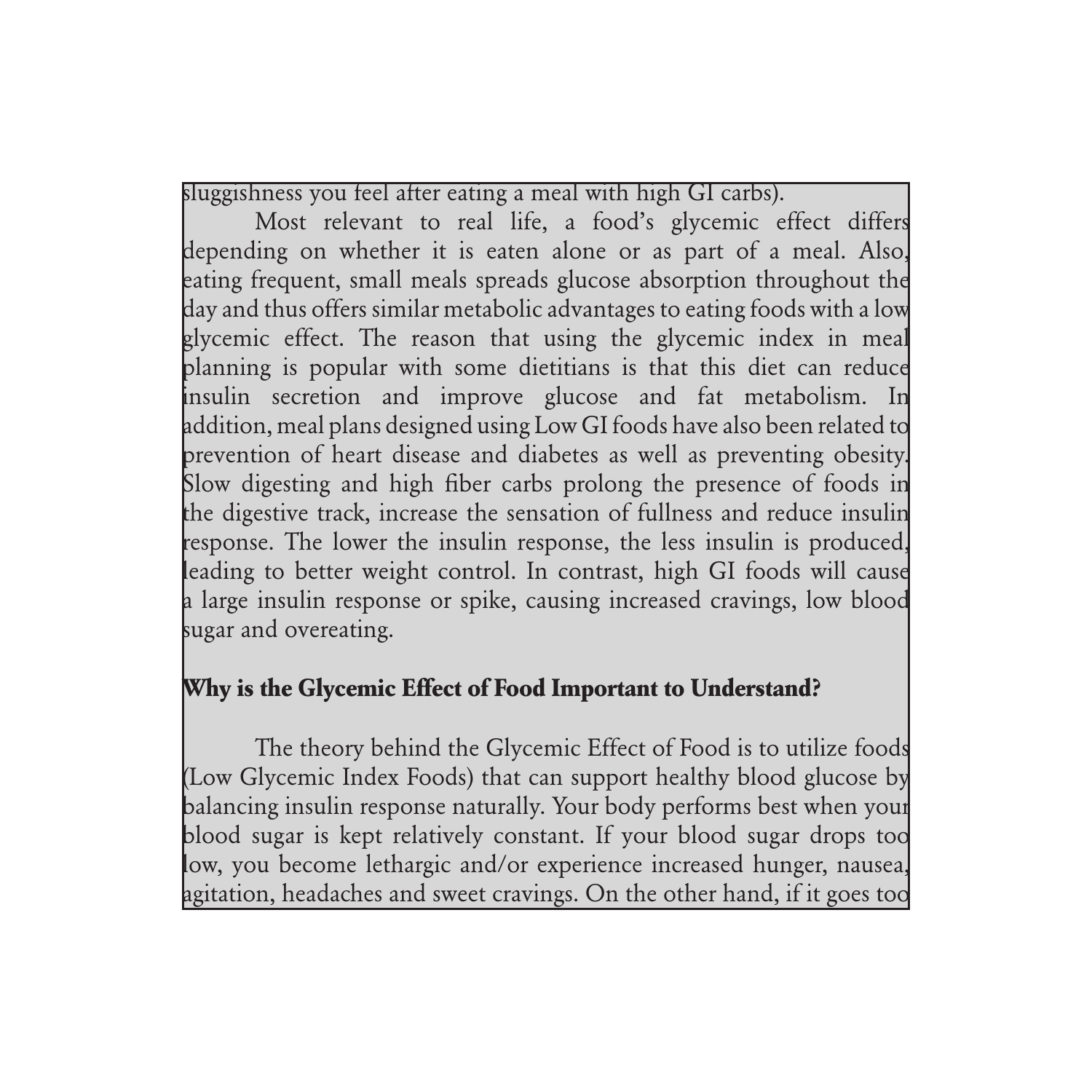sluggishness you feel after eating a meal with high GI carbs).

Most relevant to real life, a food's glycemic effect differs depending on whether it is eaten alone or as part of a meal. Also, eating frequent, small meals spreads glucose absorption throughout the day and thus offers similar metabolic advantages to eating foods with a low glycemic effect. The reason that using the glycemic index in meal planning is popular with some dietitians is that this diet can reduce insulin secretion and improve glucose and fat metabolism. In addition, meal plans designed using Low GI foods have also been related to prevention of heart disease and diabetes as well as preventing obesity. Slow digesting and high fiber carbs prolong the presence of foods in the digestive track, increase the sensation of fullness and reduce insulin response. The lower the insulin response, the less insulin is produced, leading to better weight control. In contrast, high GI foods will cause a large insulin response or spike, causing increased cravings, low blood sugar and overeating.

## Why is the Glycemic Effect of Food Important to Understand?

The theory behind the Glycemic Effect of Food is to utilize foods (Low Glycemic Index Foods) that can support healthy blood glucose by balancing insulin response naturally. Your body performs best when your blood sugar is kept relatively constant. If your blood sugar drops too low, you become lethargic and/or experience increased hunger, nausea, agitation, headaches and sweet cravings. On the other hand, if it goes too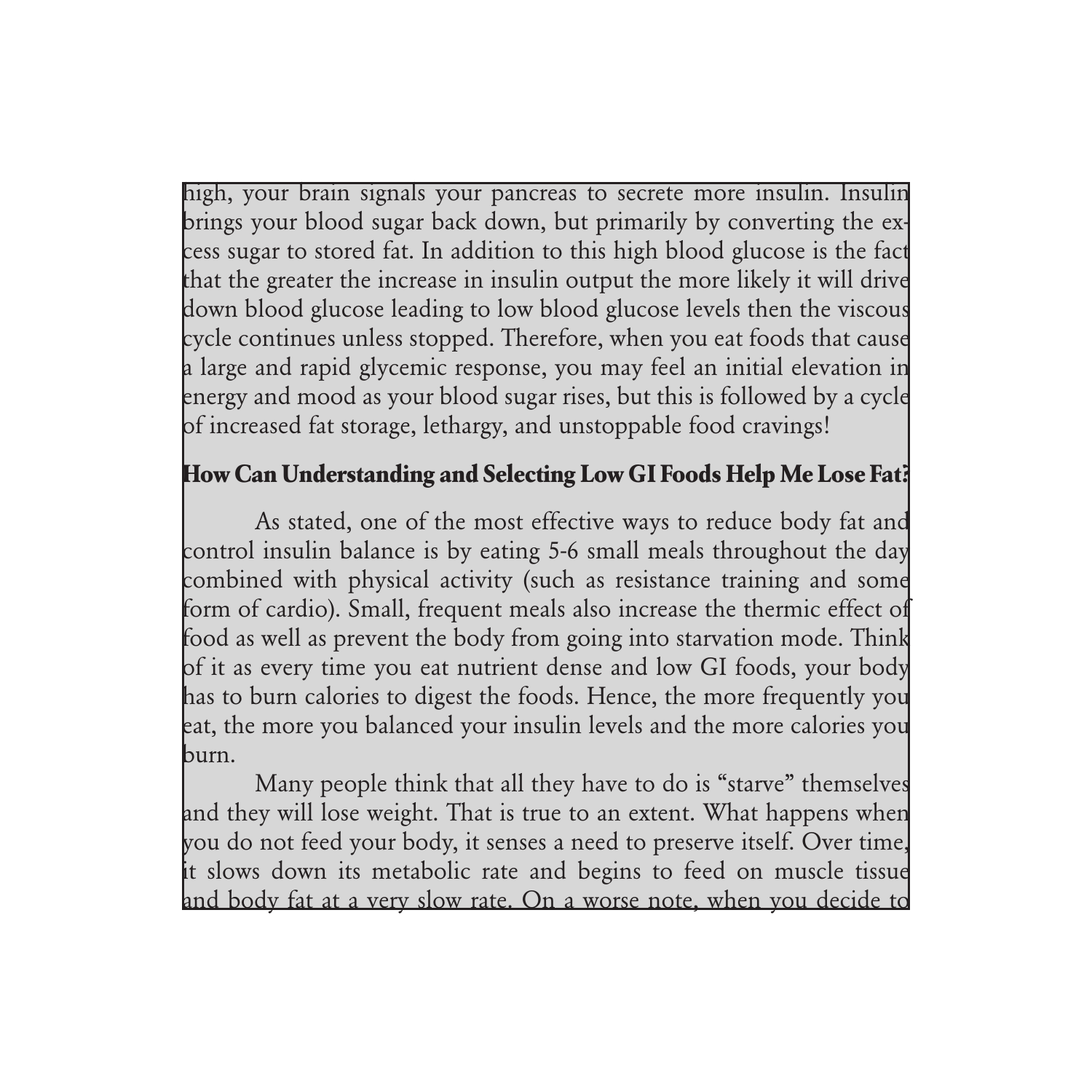high, your brain signals your pancreas to secrete more insulin. Insulin brings your blood sugar back down, but primarily by converting the excess sugar to stored fat. In addition to this high blood glucose is the fact that the greater the increase in insulin output the more likely it will drive down blood glucose leading to low blood glucose levels then the viscous cycle continues unless stopped. Therefore, when you eat foods that cause a large and rapid glycemic response, you may feel an initial elevation in energy and mood as your blood sugar rises, but this is followed by a cycle of increased fat storage, lethargy, and unstoppable food cravings!

## How Can Understanding and Selecting Low GI Foods Help Me Lose Fat?

As stated, one of the most effective ways to reduce body fat and control insulin balance is by eating 5-6 small meals throughout the day combined with physical activity (such as resistance training and some form of cardio). Small, frequent meals also increase the thermic effect of food as well as prevent the body from going into starvation mode. Think of it as every time you eat nutrient dense and low GI foods, your body has to burn calories to digest the foods. Hence, the more frequently you eat, the more you balanced your insulin levels and the more calories you burn.

Many people think that all they have to do is "starve" themselves and they will lose weight. That is true to an extent. What happens when you do not feed your body, it senses a need to preserve itself. Over time, it slows down its metabolic rate and begins to feed on muscle tissue and body fat at a very slow rate. On a worse note, when you decide to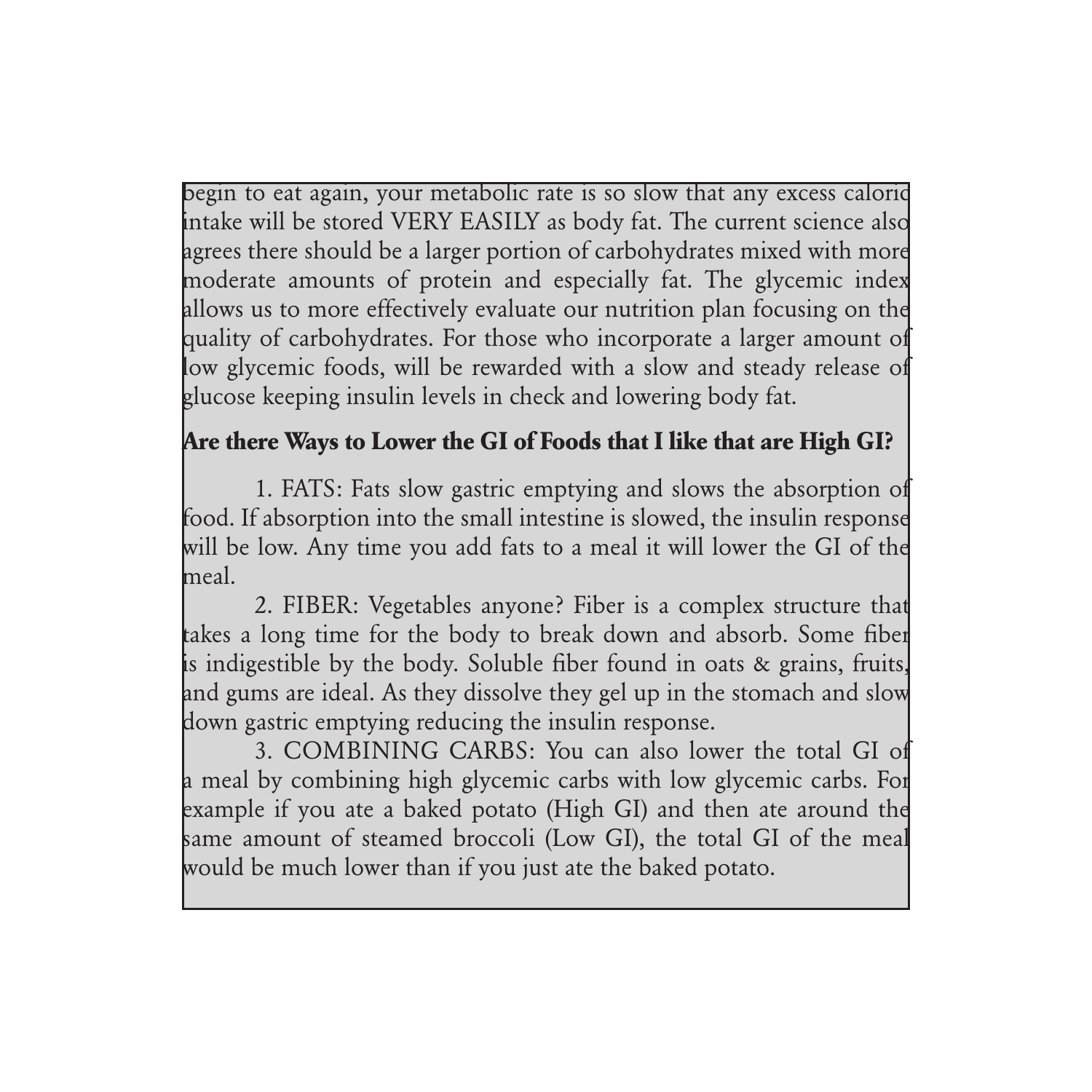begin to eat again, your metabolic rate is so slow that any excess caloric intake will be stored VERY EASILY as body fat. The current science also agrees there should be a larger portion of carbohydrates mixed with more moderate amounts of protein and especially fat. The glycemic index allows us to more effectively evaluate our nutrition plan focusing on the quality of carbohydrates. For those who incorporate a larger amount of low glycemic foods, will be rewarded with a slow and steady release of glucose keeping insulin levels in check and lowering body fat.

**Are there Ways to Lower the GI of Foods that I like that are High GI?**

1. FATS: Fats slow gastric emptying and slows the absorption of food. If absorption into the small intestine is slowed, the insulin response will be low. Any time you add fats to a meal it will lower the GI of the meal.

2. FIBER: Vegetables anyone? Fiber is a complex structure that takes a long time for the body to break down and absorb. Some fiber is indigestible by the body. Soluble fiber found in oats & grains, fruits, and gums are ideal. As they dissolve they gel up in the stomach and slow down gastric emptying reducing the insulin response.

3. COMBINING CARBS: You can also lower the total GI of a meal by combining high glycemic carbs with low glycemic carbs. For example if you ate a baked potato (High GI) and then ate around the same amount of steamed broccoli (Low GI), the total GI of the meal would be much lower than if you just ate the baked potato.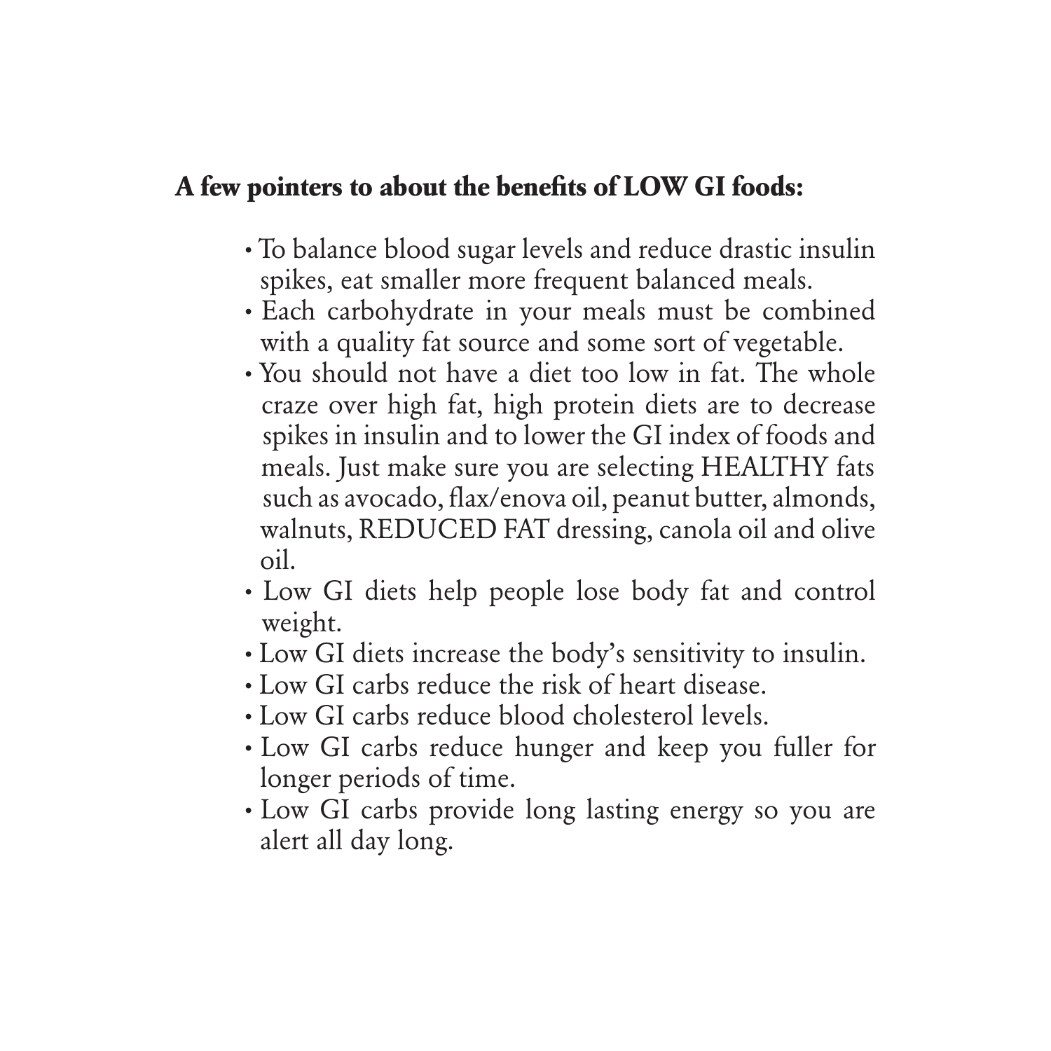**A few pointers to about the benefits of LOW GI foods:**

- To balance blood sugar levels and reduce drastic insulin spikes, eat smaller more frequent balanced meals.
- Each carbohydrate in your meals must be combined with a quality fat source and some sort of vegetable.
- You should not have a diet too low in fat. The whole craze over high fat, high protein diets are to decrease spikes in insulin and to lower the GI index of foods and meals. Just make sure you are selecting HEALTHY fats such as avocado, flax/enova oil, peanut butter, almonds, walnuts, REDUCED FAT dressing, canola oil and olive oil.
- Low GI diets help people lose body fat and control weight.
- Low GI diets increase the body's sensitivity to insulin.
- Low GI carbs reduce the risk of heart disease.
- Low GI carbs reduce blood cholesterol levels.
- Low GI carbs reduce hunger and keep you fuller for longer periods of time.
- Low GI carbs provide long lasting energy so you are alert all day long.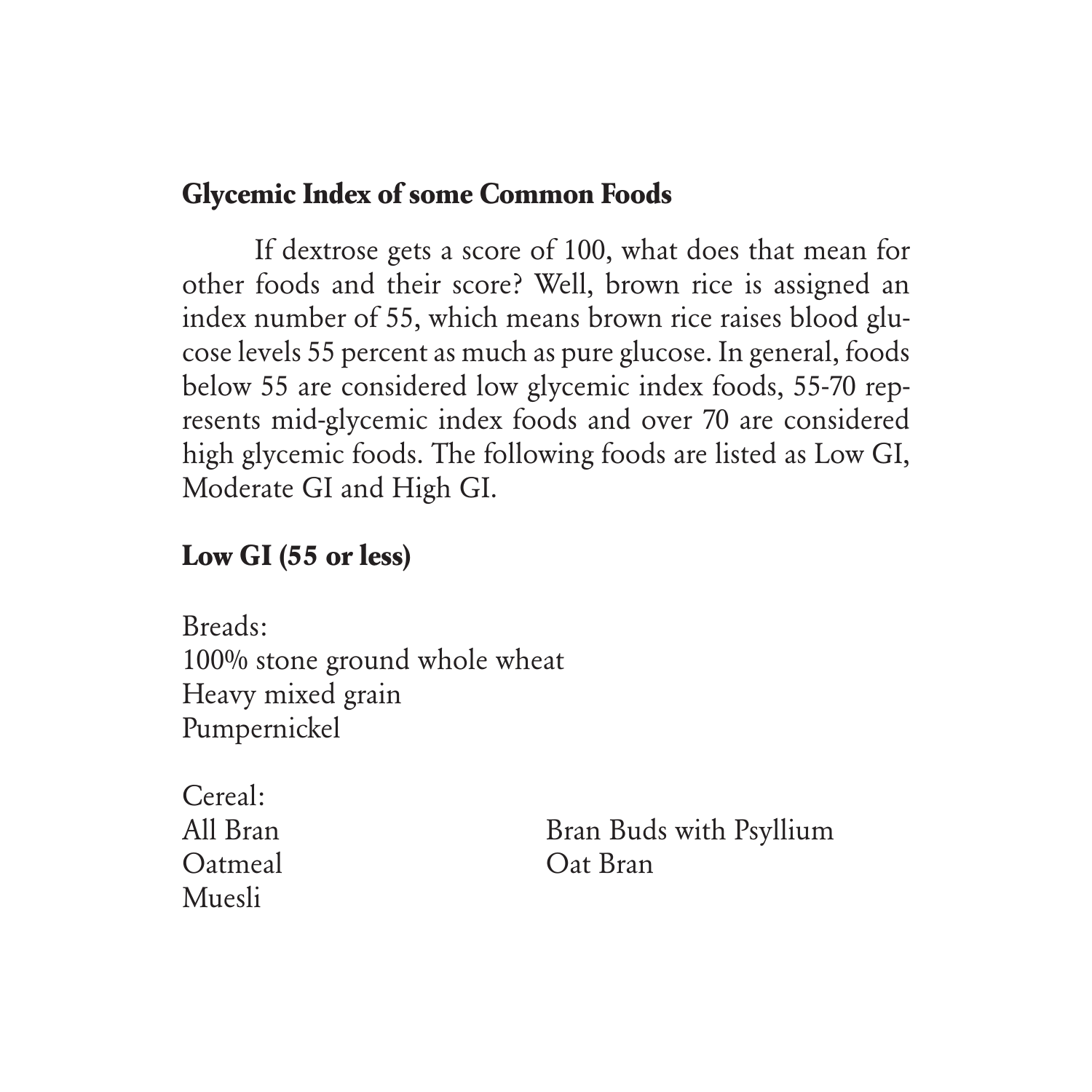## Glycemic Index of some Common Foods

If dextrose gets a score of 100, what does that mean for other foods and their score? Well, brown rice is assigned an index number of 55, which means brown rice raises blood glucose levels 55 percent as much as pure glucose. In general, foods below 55 are considered low glycemic index foods, 55-70 represents mid-glycemic index foods and over 70 are considered high glycemic foods. The following foods are listed as Low GI, Moderate GI and High GI.

### Low GI (55 or less)

Breads:
100% stone ground whole wheat
Heavy mixed grain
Pumpernickel

Cereal:
All Bran
Oatmeal
Muesli
Bran Buds with Psyllium
Oat Bran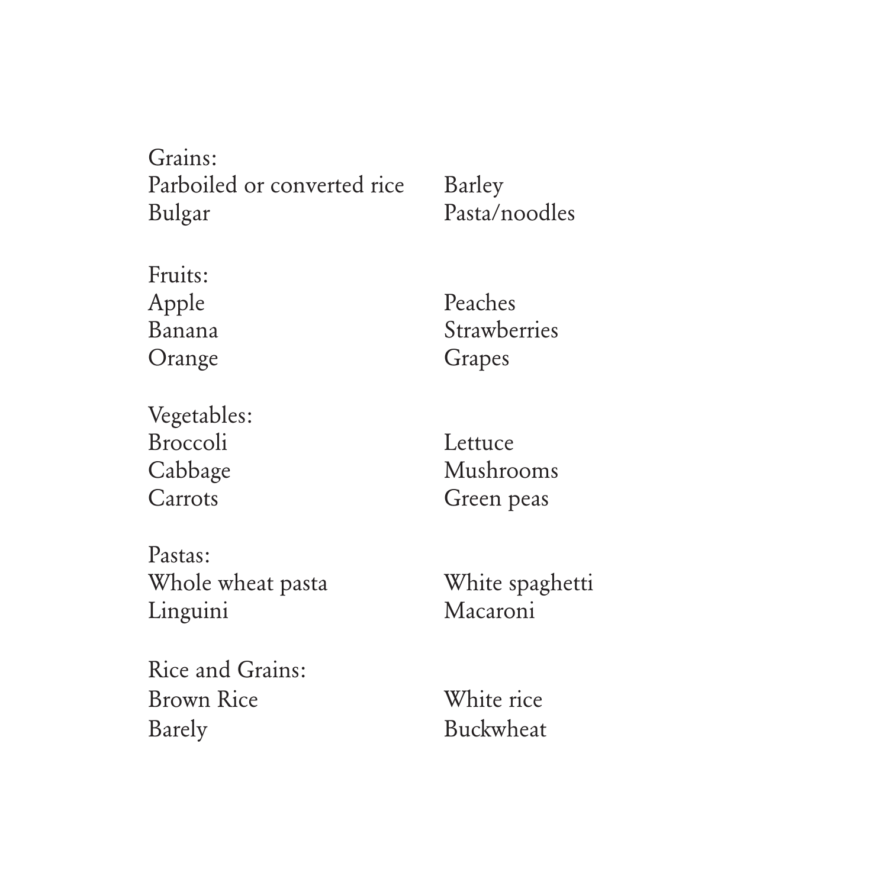Grains:

Parboiled or converted rice
Bulgar
Barley
Pasta/noodles

Fruits:

Apple
Banana
Orange
Peaches
Strawberries
Grapes

Vegetables:

Broccoli
Cabbage
Carrots
Lettuce
Mushrooms
Green peas

Pastas:

Whole wheat pasta
Linguini
White spaghetti
Macaroni

Rice and Grains:

Brown Rice
Barely
White rice
Buckwheat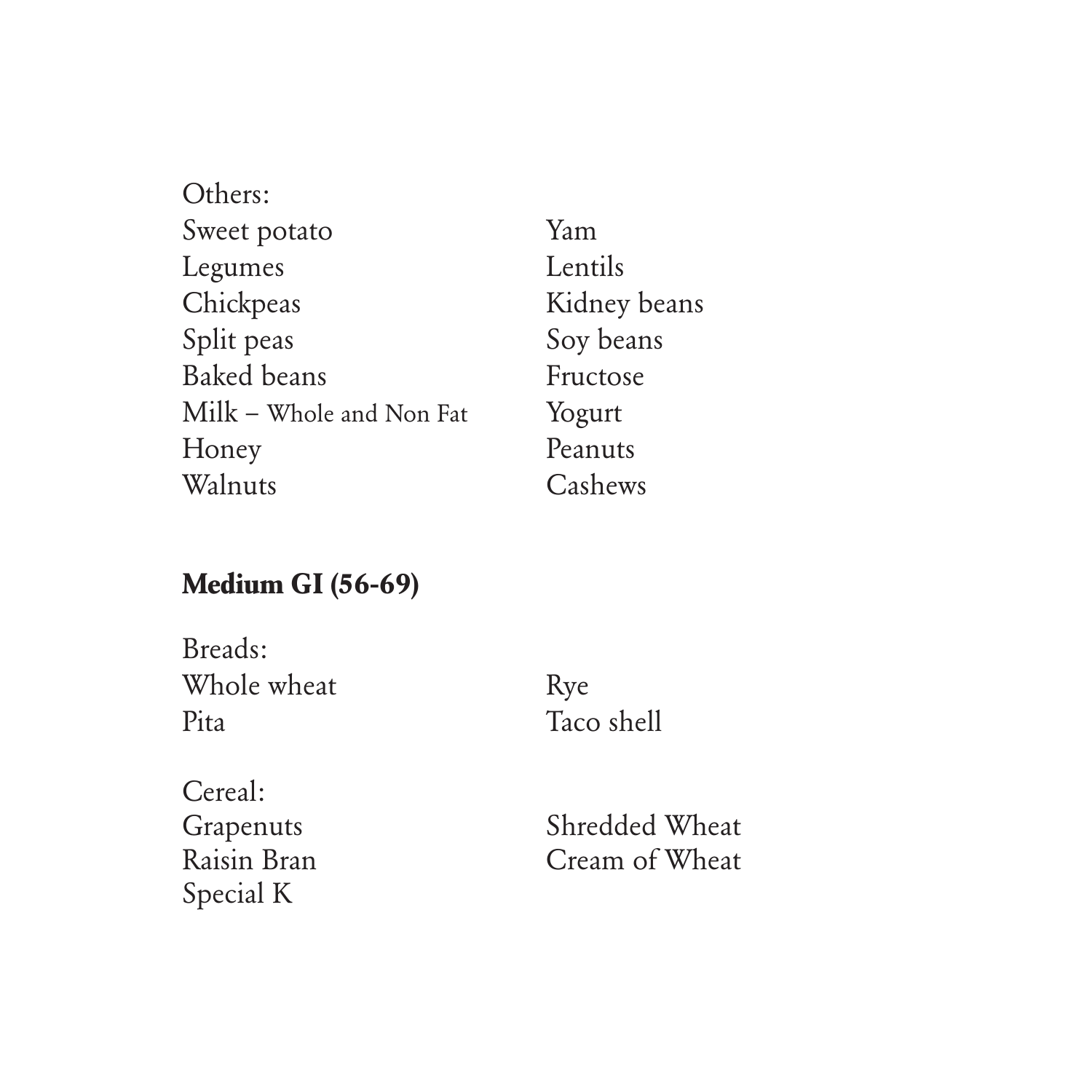Others:

Sweet potato
Yam
Legumes
Lentils
Chickpeas
Kidney beans
Split peas
Soy beans
Baked beans
Fructose
Milk – Whole and Non Fat
Yogurt
Honey
Peanuts
Walnuts
Cashews

**Medium GI (56-69)**

Breads:

Whole wheat
Rye
Pita
Taco shell

Cereal:

Grapenuts
Shredded Wheat
Raisin Bran
Cream of Wheat
Special K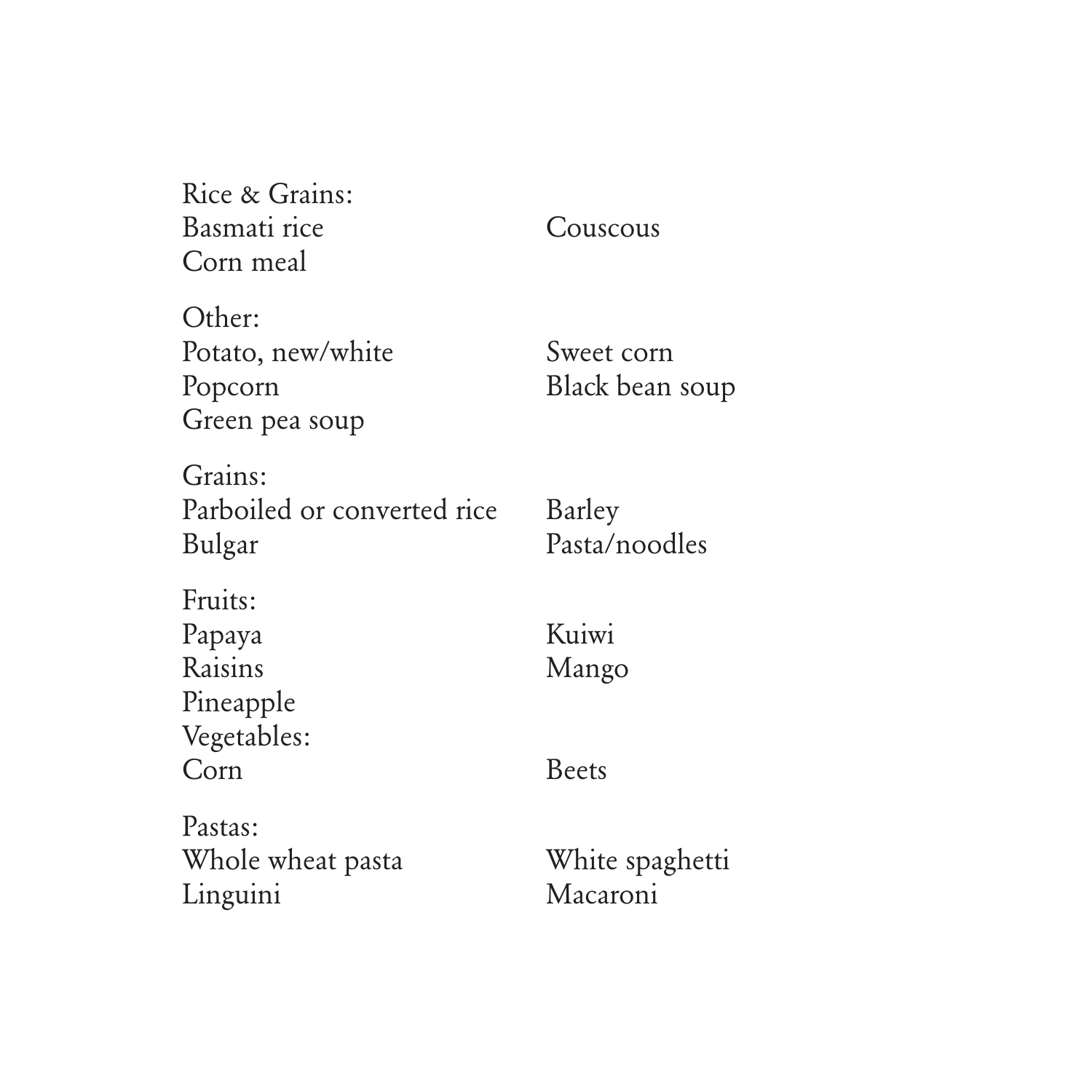Rice & Grains:

- Basmati rice
- Couscous
- Corn meal

Other:

- Potato, new/white
- Sweet corn
- Popcorn
- Black bean soup
- Green pea soup

Grains:

- Parboiled or converted rice
- Barley
- Bulgar
- Pasta/noodles

Fruits:

- Papaya
- Kuiwi
- Raisins
- Mango
- Pineapple

Vegetables:

- Corn
- Beets

Pastas:

- Whole wheat pasta
- White spaghetti
- Linguini
- Macaroni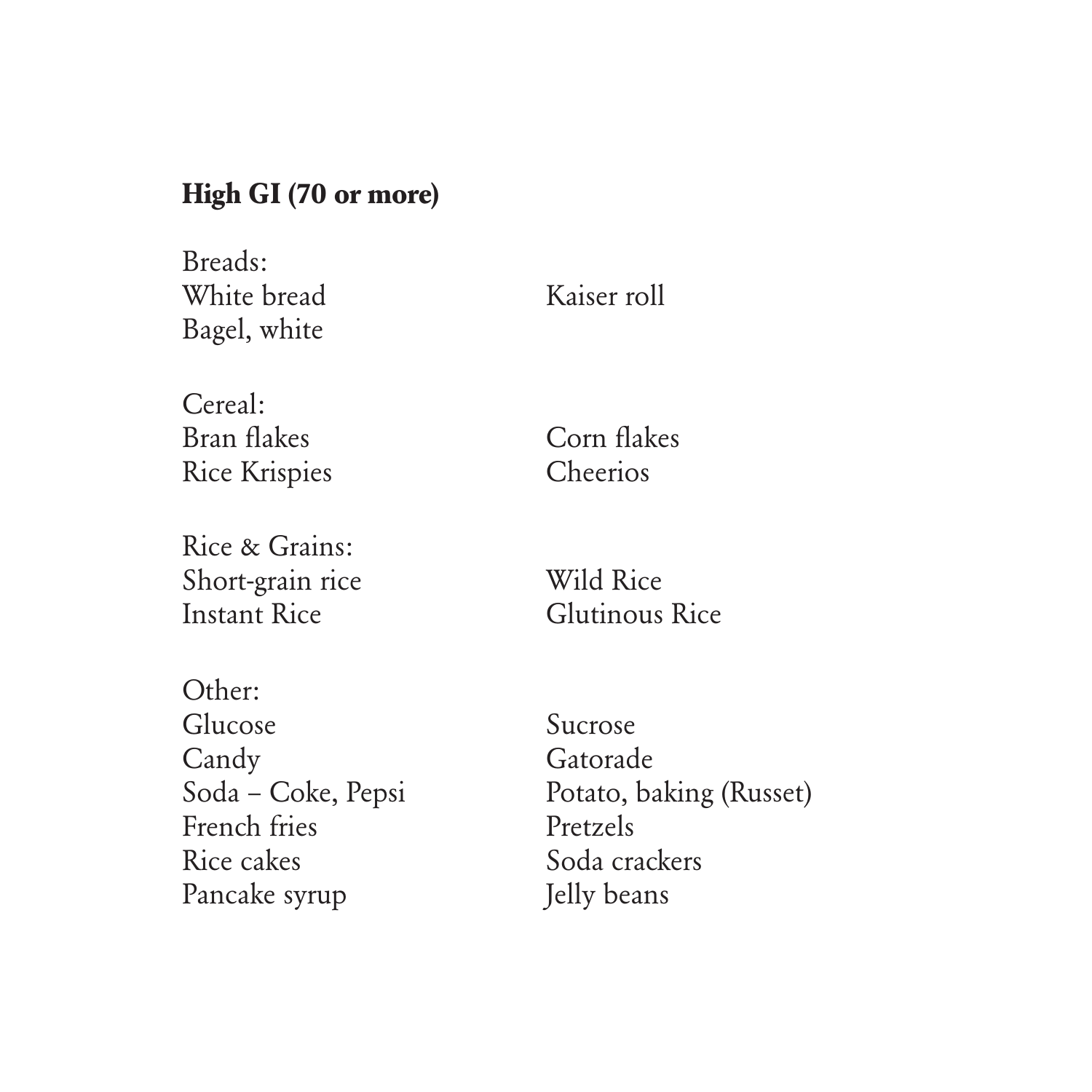**High GI (70 or more)**

Breads:
- White bread
- Kaiser roll
- Bagel, white

Cereal:
- Bran flakes
- Corn flakes
- Rice Krispies
- Cheerios

Rice & Grains:
- Short-grain rice
- Wild Rice
- Instant Rice
- Glutinous Rice

Other:
- Glucose
- Sucrose
- Candy
- Gatorade
- Soda – Coke, Pepsi
- Potato, baking (Russet)
- French fries
- Pretzels
- Rice cakes
- Soda crackers
- Pancake syrup
- Jelly beans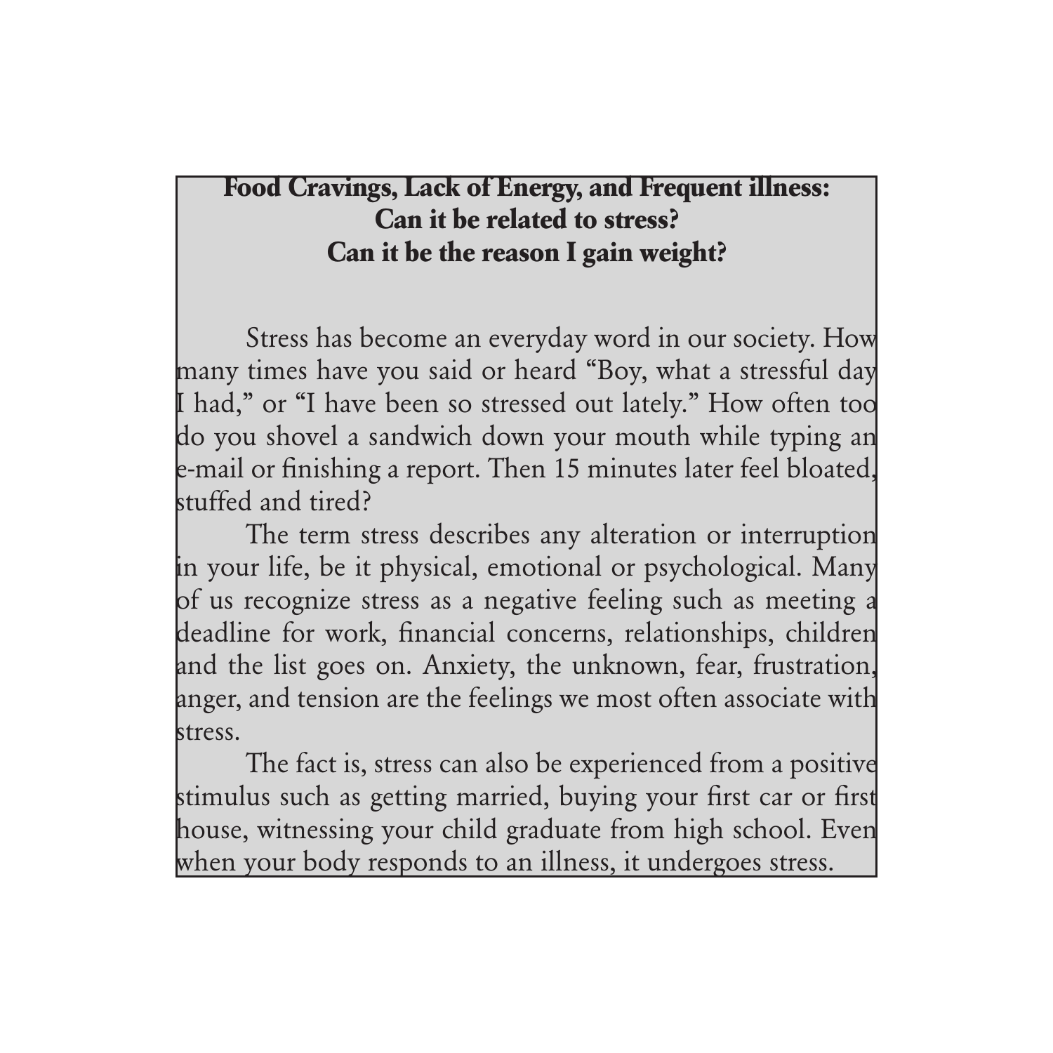## Food Cravings, Lack of Energy, and Frequent illness: Can it be related to stress? Can it be the reason I gain weight?

Stress has become an everyday word in our society. How many times have you said or heard "Boy, what a stressful day I had," or "I have been so stressed out lately." How often too do you shovel a sandwich down your mouth while typing an e-mail or finishing a report. Then 15 minutes later feel bloated, stuffed and tired?

The term stress describes any alteration or interruption in your life, be it physical, emotional or psychological. Many of us recognize stress as a negative feeling such as meeting a deadline for work, financial concerns, relationships, children and the list goes on. Anxiety, the unknown, fear, frustration, anger, and tension are the feelings we most often associate with stress.

The fact is, stress can also be experienced from a positive stimulus such as getting married, buying your first car or first house, witnessing your child graduate from high school. Even when your body responds to an illness, it undergoes stress.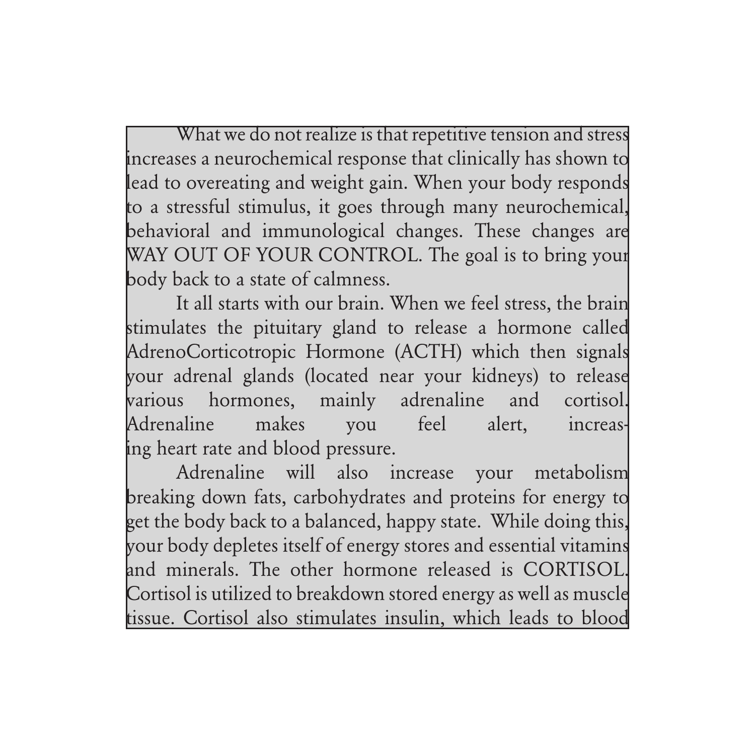What we do not realize is that repetitive tension and stress increases a neurochemical response that clinically has shown to lead to overeating and weight gain. When your body responds to a stressful stimulus, it goes through many neurochemical, behavioral and immunological changes. These changes are WAY OUT OF YOUR CONTROL. The goal is to bring your body back to a state of calmness.

It all starts with our brain. When we feel stress, the brain stimulates the pituitary gland to release a hormone called AdrenoCorticotropic Hormone (ACTH) which then signals your adrenal glands (located near your kidneys) to release various hormones, mainly adrenaline and cortisol. Adrenaline makes you feel alert, increasing heart rate and blood pressure.

Adrenaline will also increase your metabolism breaking down fats, carbohydrates and proteins for energy to get the body back to a balanced, happy state. While doing this, your body depletes itself of energy stores and essential vitamins and minerals. The other hormone released is CORTISOL. Cortisol is utilized to breakdown stored energy as well as muscle tissue. Cortisol also stimulates insulin, which leads to blood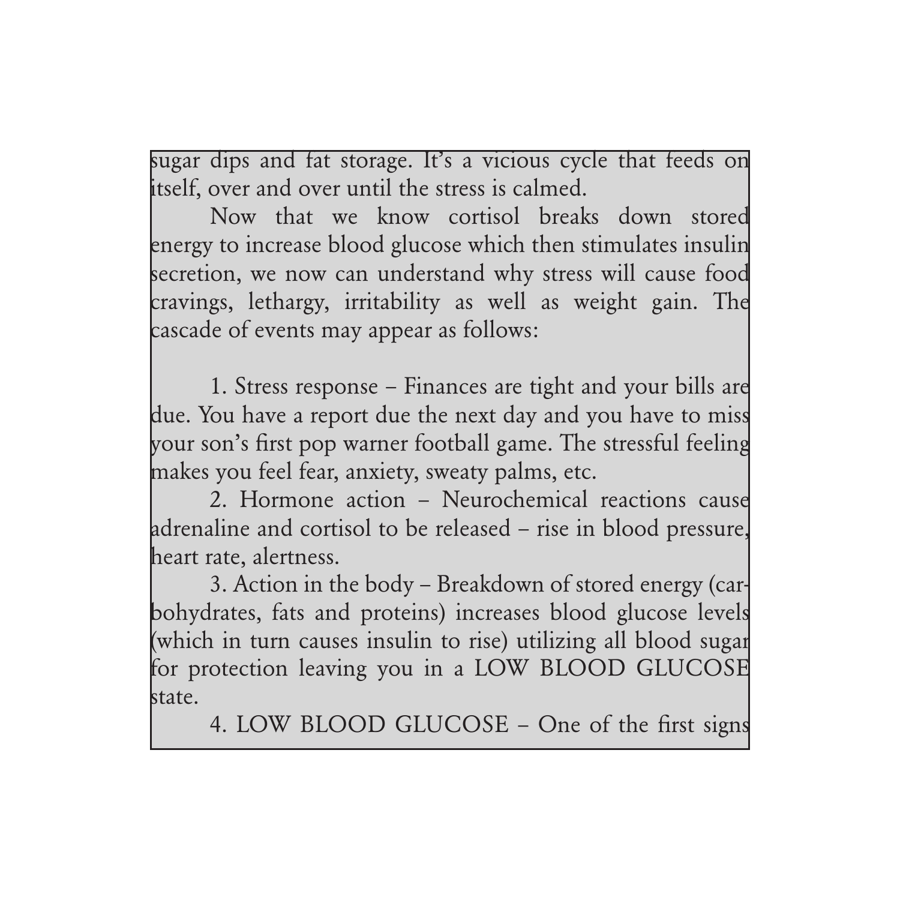sugar dips and fat storage. It's a vicious cycle that feeds on itself, over and over until the stress is calmed.

Now that we know cortisol breaks down stored energy to increase blood glucose which then stimulates insulin secretion, we now can understand why stress will cause food cravings, lethargy, irritability as well as weight gain. The cascade of events may appear as follows:

1. Stress response – Finances are tight and your bills are due. You have a report due the next day and you have to miss your son's first pop warner football game. The stressful feeling makes you feel fear, anxiety, sweaty palms, etc.

2. Hormone action – Neurochemical reactions cause adrenaline and cortisol to be released – rise in blood pressure, heart rate, alertness.

3. Action in the body – Breakdown of stored energy (carbohydrates, fats and proteins) increases blood glucose levels (which in turn causes insulin to rise) utilizing all blood sugar for protection leaving you in a LOW BLOOD GLUCOSE state.

4. LOW BLOOD GLUCOSE – One of the first signs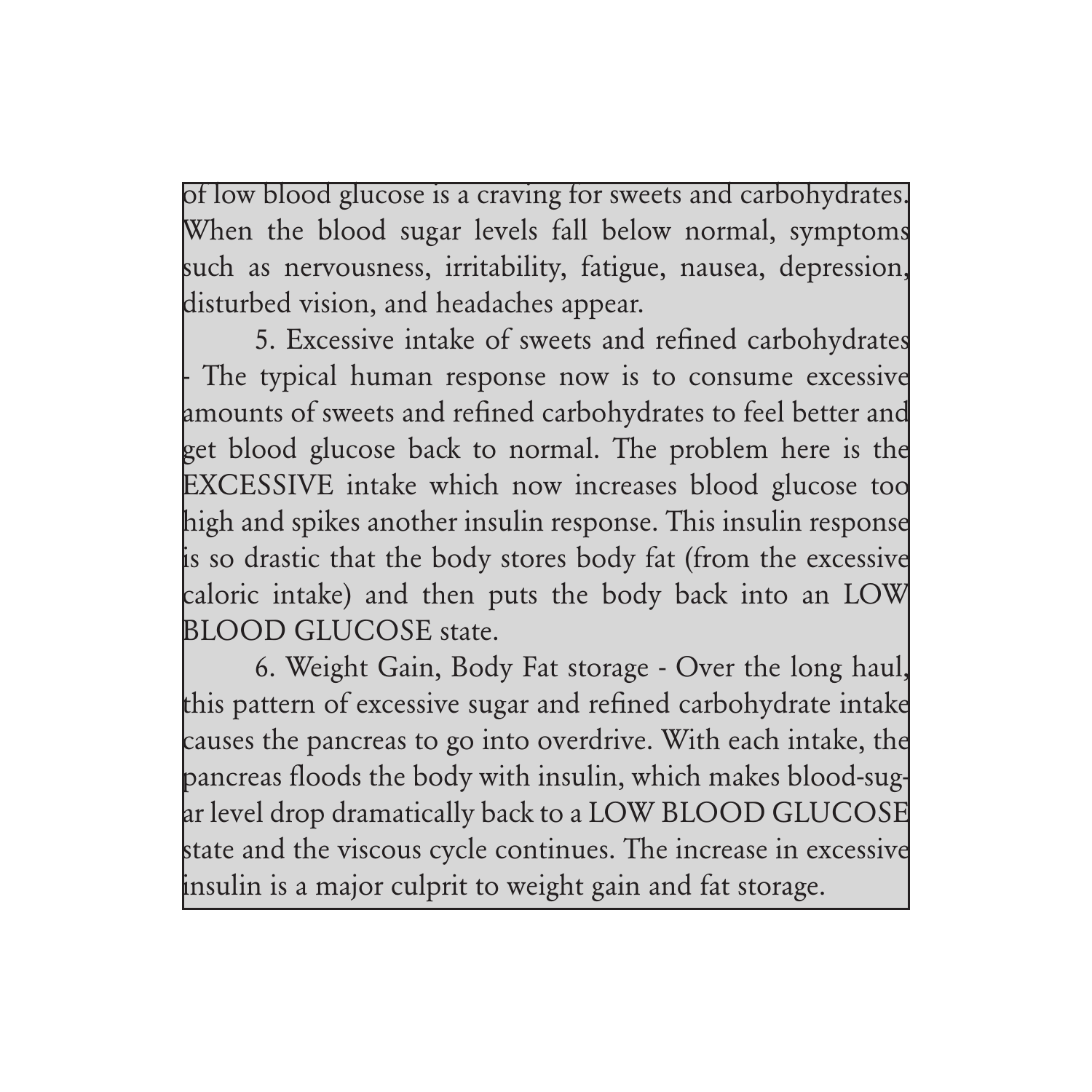of low blood glucose is a craving for sweets and carbohydrates. When the blood sugar levels fall below normal, symptoms such as nervousness, irritability, fatigue, nausea, depression, disturbed vision, and headaches appear.

5. Excessive intake of sweets and refined carbohydrates - The typical human response now is to consume excessive amounts of sweets and refined carbohydrates to feel better and get blood glucose back to normal. The problem here is the EXCESSIVE intake which now increases blood glucose too high and spikes another insulin response. This insulin response is so drastic that the body stores body fat (from the excessive caloric intake) and then puts the body back into an LOW BLOOD GLUCOSE state.

6. Weight Gain, Body Fat storage - Over the long haul, this pattern of excessive sugar and refined carbohydrate intake causes the pancreas to go into overdrive. With each intake, the pancreas floods the body with insulin, which makes blood-sugar level drop dramatically back to a LOW BLOOD GLUCOSE state and the viscous cycle continues. The increase in excessive insulin is a major culprit to weight gain and fat storage.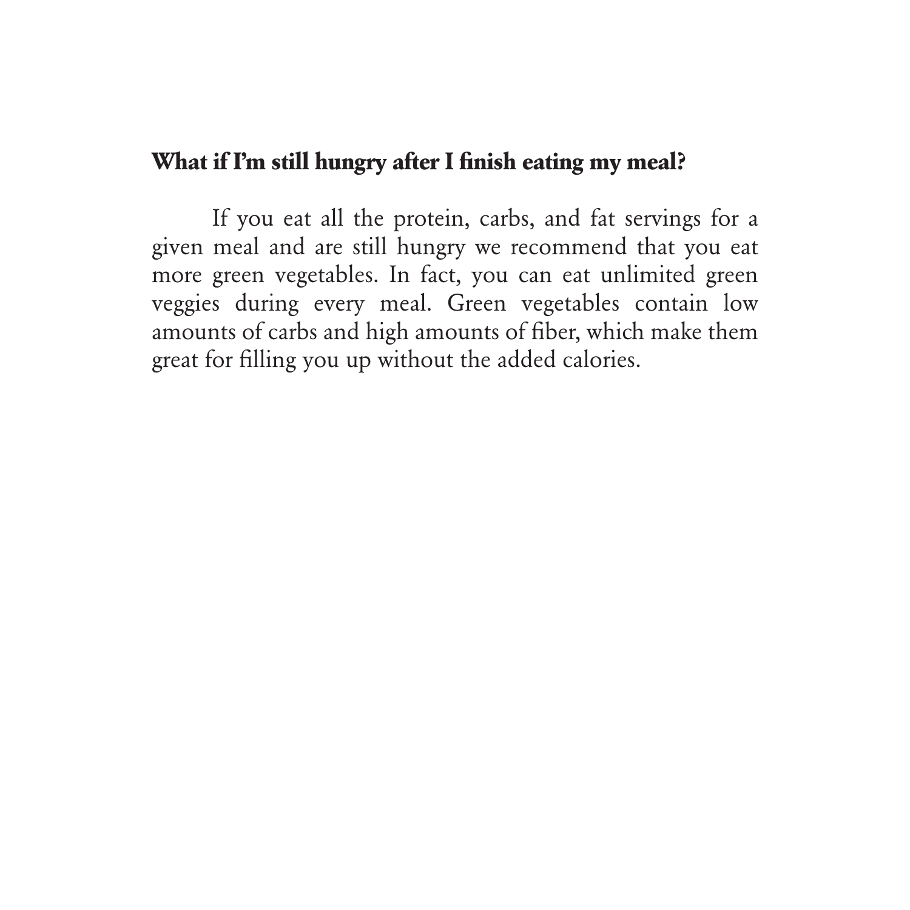**What if I'm still hungry after I finish eating my meal?**

If you eat all the protein, carbs, and fat servings for a given meal and are still hungry we recommend that you eat more green vegetables. In fact, you can eat unlimited green veggies during every meal. Green vegetables contain low amounts of carbs and high amounts of fiber, which make them great for filling you up without the added calories.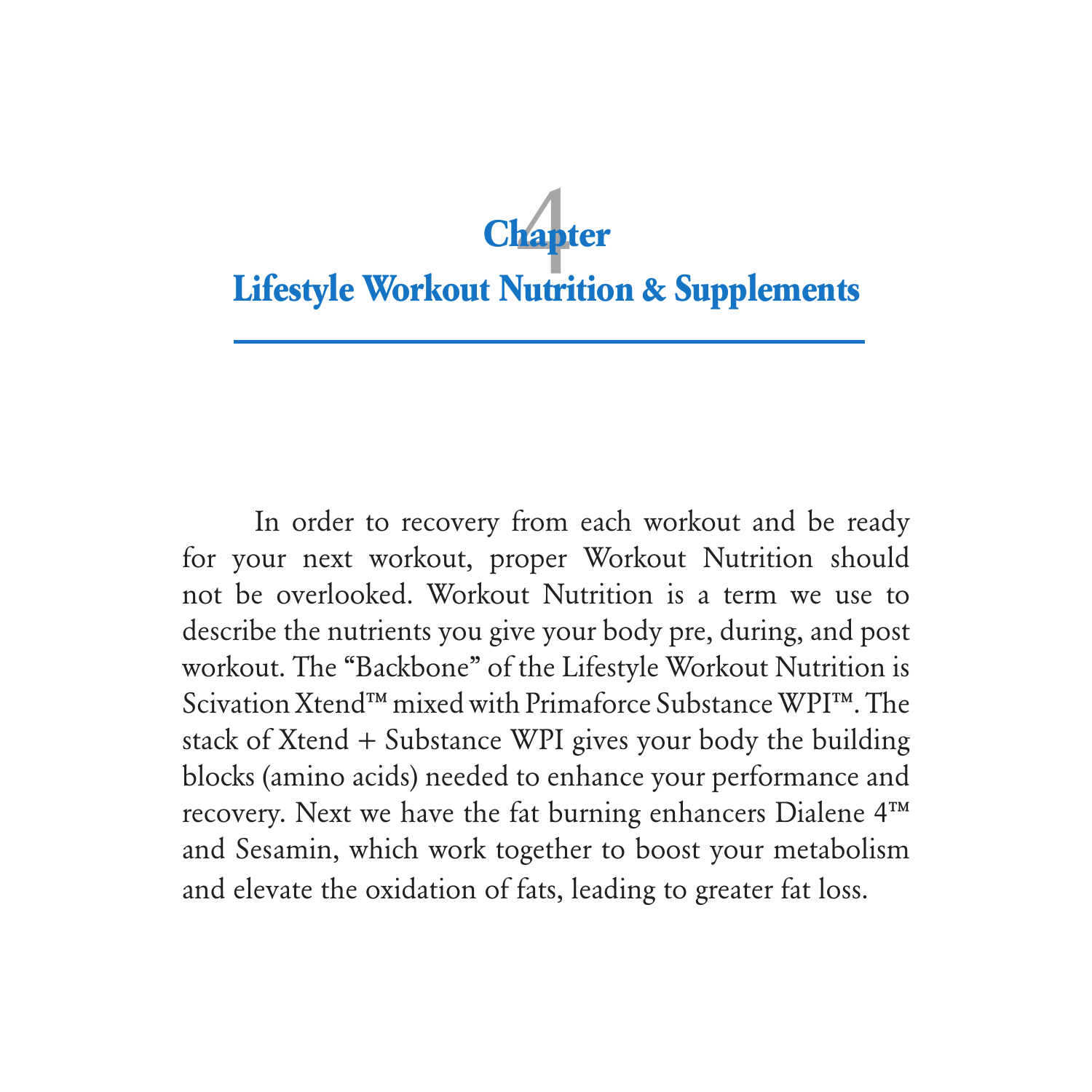# Chapter 4
## Lifestyle Workout Nutrition & Supplements

In order to recovery from each workout and be ready for your next workout, proper Workout Nutrition should not be overlooked. Workout Nutrition is a term we use to describe the nutrients you give your body pre, during, and post workout. The "Backbone" of the Lifestyle Workout Nutrition is Scivation Xtend™ mixed with Primaforce Substance WPI™. The stack of Xtend + Substance WPI gives your body the building blocks (amino acids) needed to enhance your performance and recovery. Next we have the fat burning enhancers Dialene 4™ and Sesamin, which work together to boost your metabolism and elevate the oxidation of fats, leading to greater fat loss.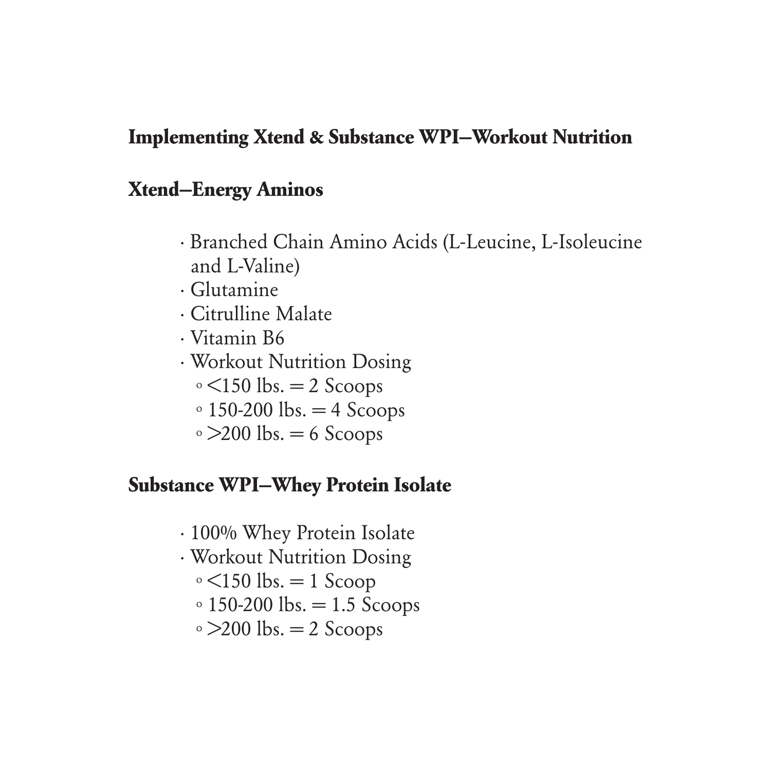## Implementing Xtend & Substance WPI—Workout Nutrition

### Xtend—Energy Aminos

- Branched Chain Amino Acids (L-Leucine, L-Isoleucine and L-Valine)
- Glutamine
- Citrulline Malate
- Vitamin B6
- Workout Nutrition Dosing
    - <150 lbs. = 2 Scoops
    - 150-200 lbs. = 4 Scoops
    - >200 lbs. = 6 Scoops

### Substance WPI—Whey Protein Isolate

- 100% Whey Protein Isolate
- Workout Nutrition Dosing
    - <150 lbs. = 1 Scoop
    - 150-200 lbs. = 1.5 Scoops
    - >200 lbs. = 2 Scoops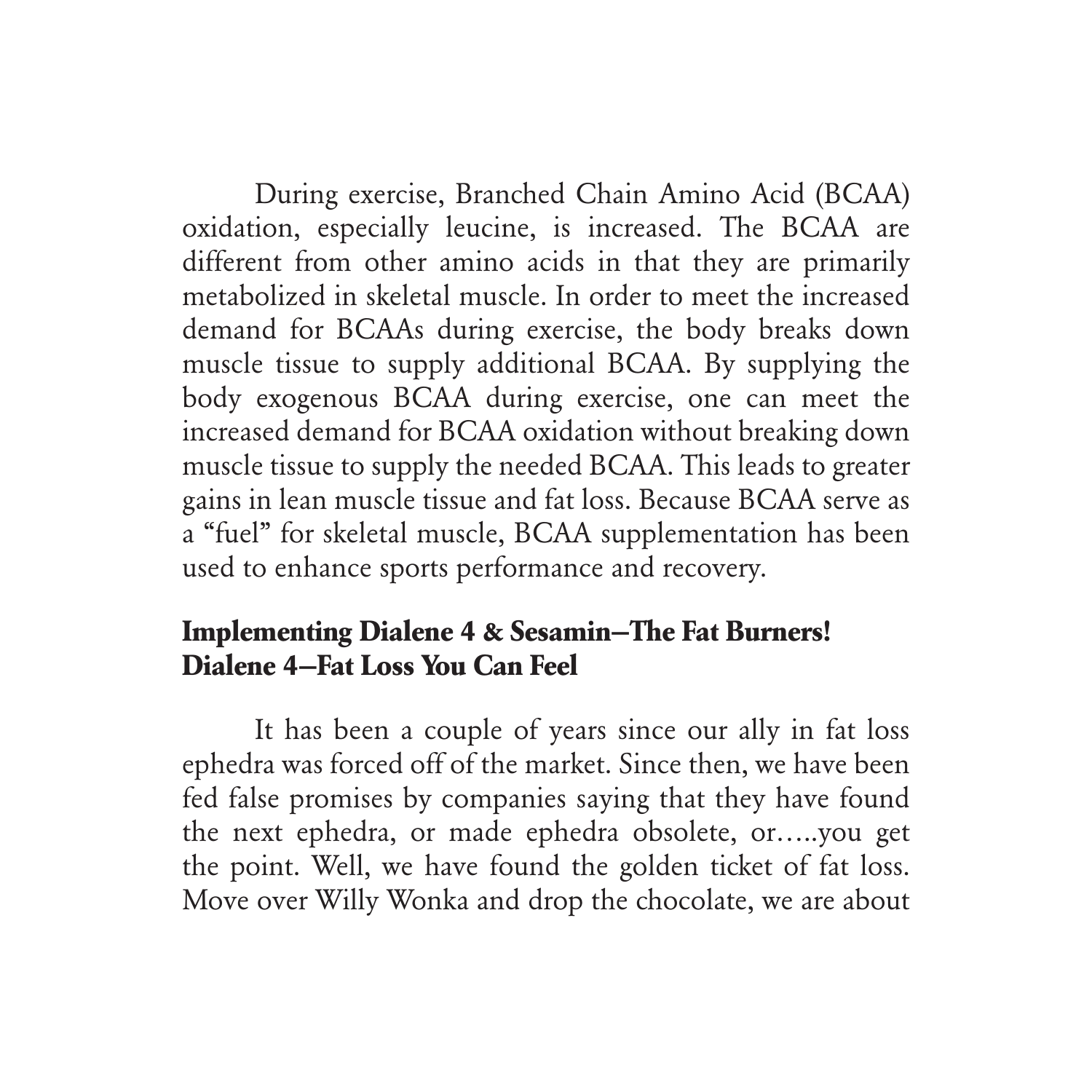During exercise, Branched Chain Amino Acid (BCAA) oxidation, especially leucine, is increased. The BCAA are different from other amino acids in that they are primarily metabolized in skeletal muscle. In order to meet the increased demand for BCAAs during exercise, the body breaks down muscle tissue to supply additional BCAA. By supplying the body exogenous BCAA during exercise, one can meet the increased demand for BCAA oxidation without breaking down muscle tissue to supply the needed BCAA. This leads to greater gains in lean muscle tissue and fat loss. Because BCAA serve as a "fuel" for skeletal muscle, BCAA supplementation has been used to enhance sports performance and recovery.

**Implementing Dialene 4 & Sesamin—The Fat Burners!**
**Dialene 4—Fat Loss You Can Feel**

It has been a couple of years since our ally in fat loss ephedra was forced off of the market. Since then, we have been fed false promises by companies saying that they have found the next ephedra, or made ephedra obsolete, or…..you get the point. Well, we have found the golden ticket of fat loss. Move over Willy Wonka and drop the chocolate, we are about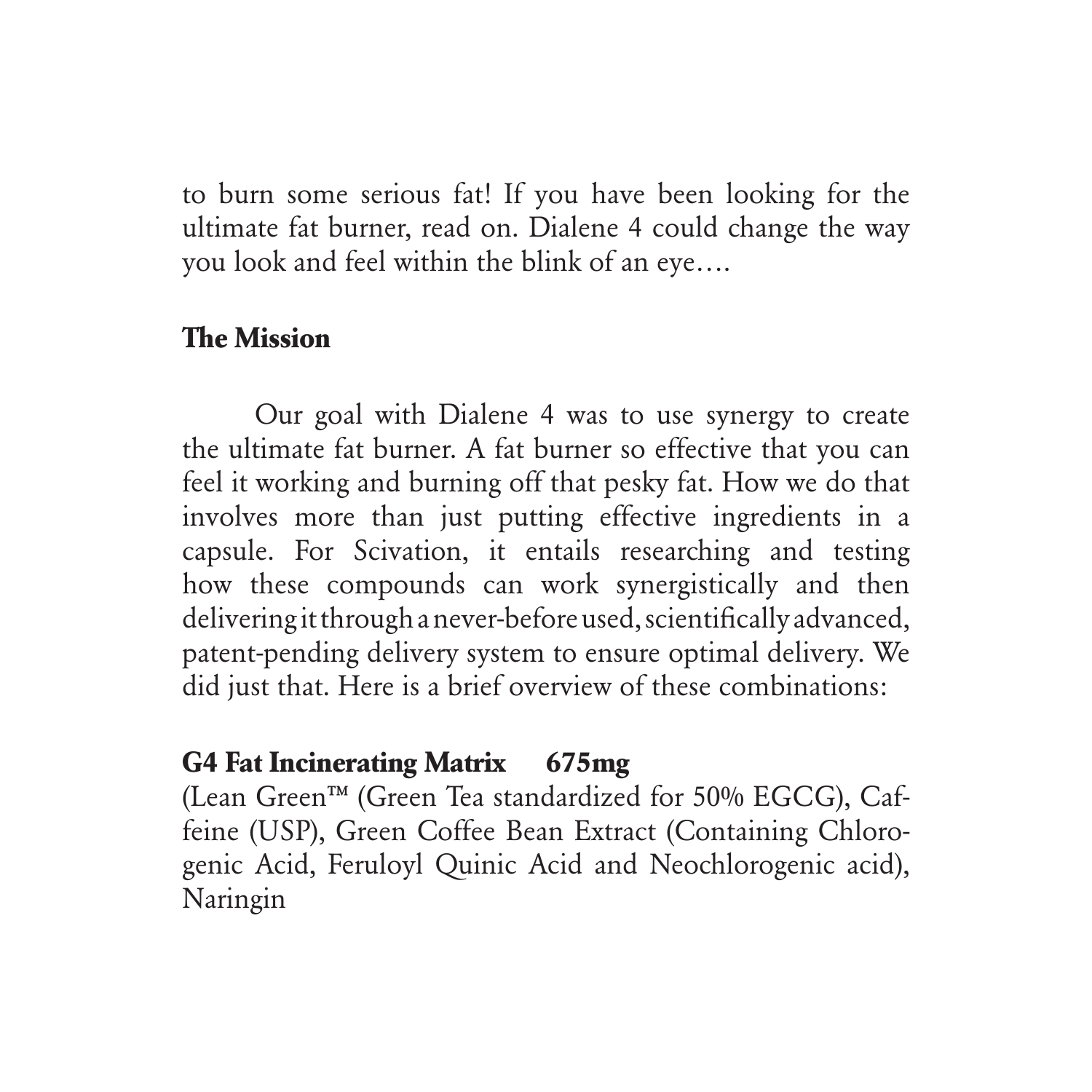to burn some serious fat! If you have been looking for the ultimate fat burner, read on. Dialene 4 could change the way you look and feel within the blink of an eye….

## The Mission

Our goal with Dialene 4 was to use synergy to create the ultimate fat burner. A fat burner so effective that you can feel it working and burning off that pesky fat. How we do that involves more than just putting effective ingredients in a capsule. For Scivation, it entails researching and testing how these compounds can work synergistically and then delivering it through a never-before used, scientifically advanced, patent-pending delivery system to ensure optimal delivery. We did just that. Here is a brief overview of these combinations:

**G4 Fat Incinerating Matrix 675mg**
(Lean Green™ (Green Tea standardized for 50% EGCG), Caffeine (USP), Green Coffee Bean Extract (Containing Chlorogenic Acid, Feruloyl Quinic Acid and Neochlorogenic acid), Naringin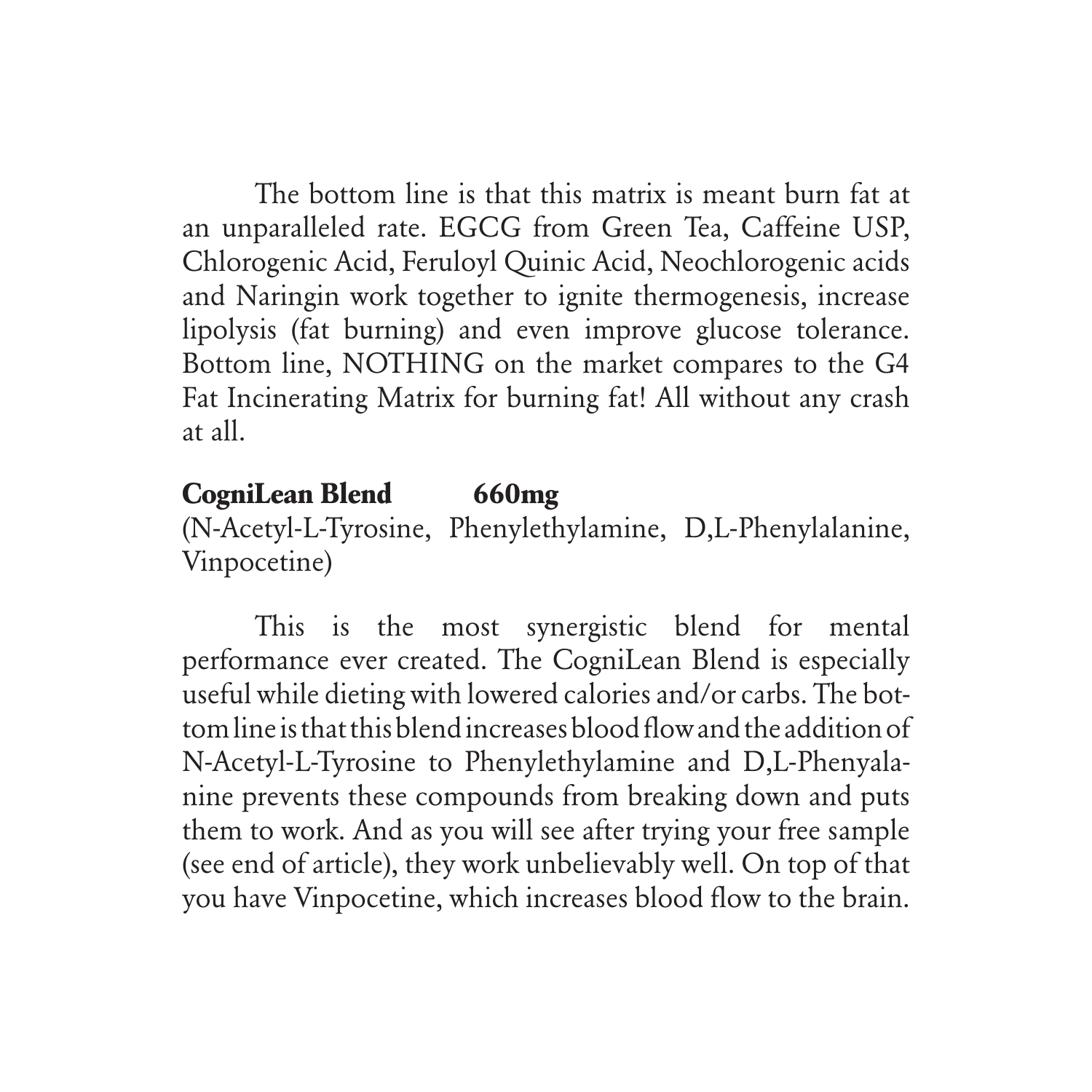The bottom line is that this matrix is meant burn fat at an unparalleled rate. EGCG from Green Tea, Caffeine USP, Chlorogenic Acid, Feruloyl Quinic Acid, Neochlorogenic acids and Naringin work together to ignite thermogenesis, increase lipolysis (fat burning) and even improve glucose tolerance. Bottom line, NOTHING on the market compares to the G4 Fat Incinerating Matrix for burning fat! All without any crash at all.

**CogniLean Blend 660mg**
(N-Acetyl-L-Tyrosine, Phenylethylamine, D,L-Phenylalanine, Vinpocetine)

This is the most synergistic blend for mental performance ever created. The CogniLean Blend is especially useful while dieting with lowered calories and/or carbs. The bottom line is that this blend increases blood flow and the addition of N-Acetyl-L-Tyrosine to Phenylethylamine and D,L-Phenyalanine prevents these compounds from breaking down and puts them to work. And as you will see after trying your free sample (see end of article), they work unbelievably well. On top of that you have Vinpocetine, which increases blood flow to the brain.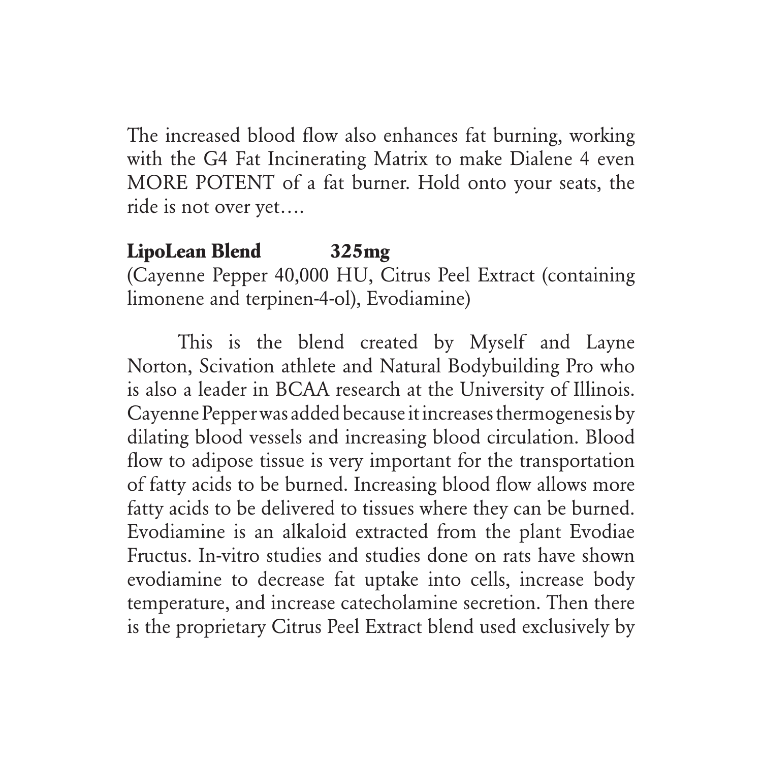The increased blood flow also enhances fat burning, working with the G4 Fat Incinerating Matrix to make Dialene 4 even MORE POTENT of a fat burner. Hold onto your seats, the ride is not over yet….

**LipoLean Blend 325mg**
(Cayenne Pepper 40,000 HU, Citrus Peel Extract (containing limonene and terpinen-4-ol), Evodiamine)

This is the blend created by Myself and Layne Norton, Scivation athlete and Natural Bodybuilding Pro who is also a leader in BCAA research at the University of Illinois. Cayenne Pepper was added because it increases thermogenesis by dilating blood vessels and increasing blood circulation. Blood flow to adipose tissue is very important for the transportation of fatty acids to be burned. Increasing blood flow allows more fatty acids to be delivered to tissues where they can be burned. Evodiamine is an alkaloid extracted from the plant Evodiae Fructus. In-vitro studies and studies done on rats have shown evodiamine to decrease fat uptake into cells, increase body temperature, and increase catecholamine secretion. Then there is the proprietary Citrus Peel Extract blend used exclusively by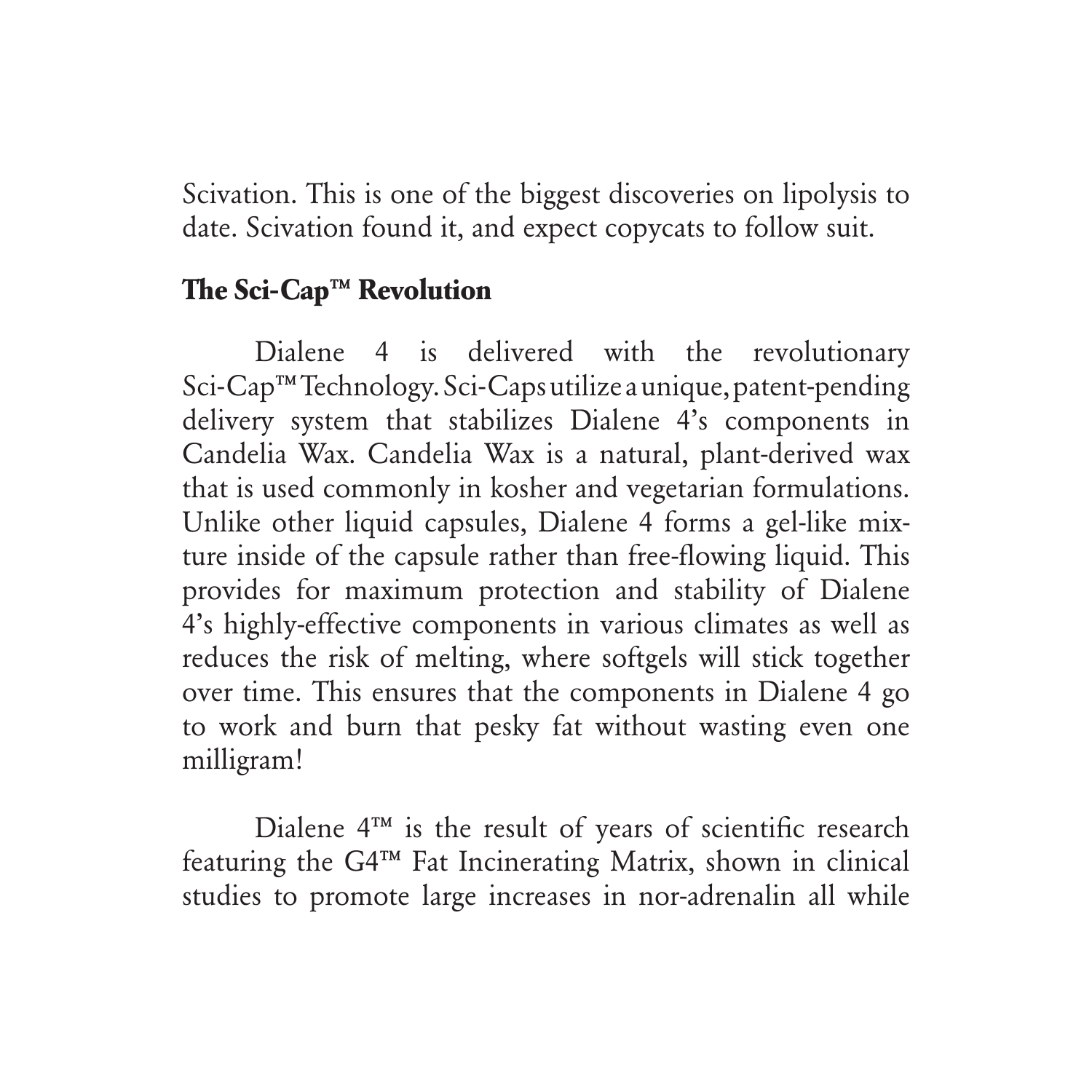Scivation. This is one of the biggest discoveries on lipolysis to date. Scivation found it, and expect copycats to follow suit.

## The Sci-Cap™ Revolution

Dialene 4 is delivered with the revolutionary Sci-Cap™ Technology. Sci-Caps utilize a unique, patent-pending delivery system that stabilizes Dialene 4's components in Candelia Wax. Candelia Wax is a natural, plant-derived wax that is used commonly in kosher and vegetarian formulations. Unlike other liquid capsules, Dialene 4 forms a gel-like mixture inside of the capsule rather than free-flowing liquid. This provides for maximum protection and stability of Dialene 4's highly-effective components in various climates as well as reduces the risk of melting, where softgels will stick together over time. This ensures that the components in Dialene 4 go to work and burn that pesky fat without wasting even one milligram!

Dialene 4™ is the result of years of scientific research featuring the G4™ Fat Incinerating Matrix, shown in clinical studies to promote large increases in nor-adrenalin all while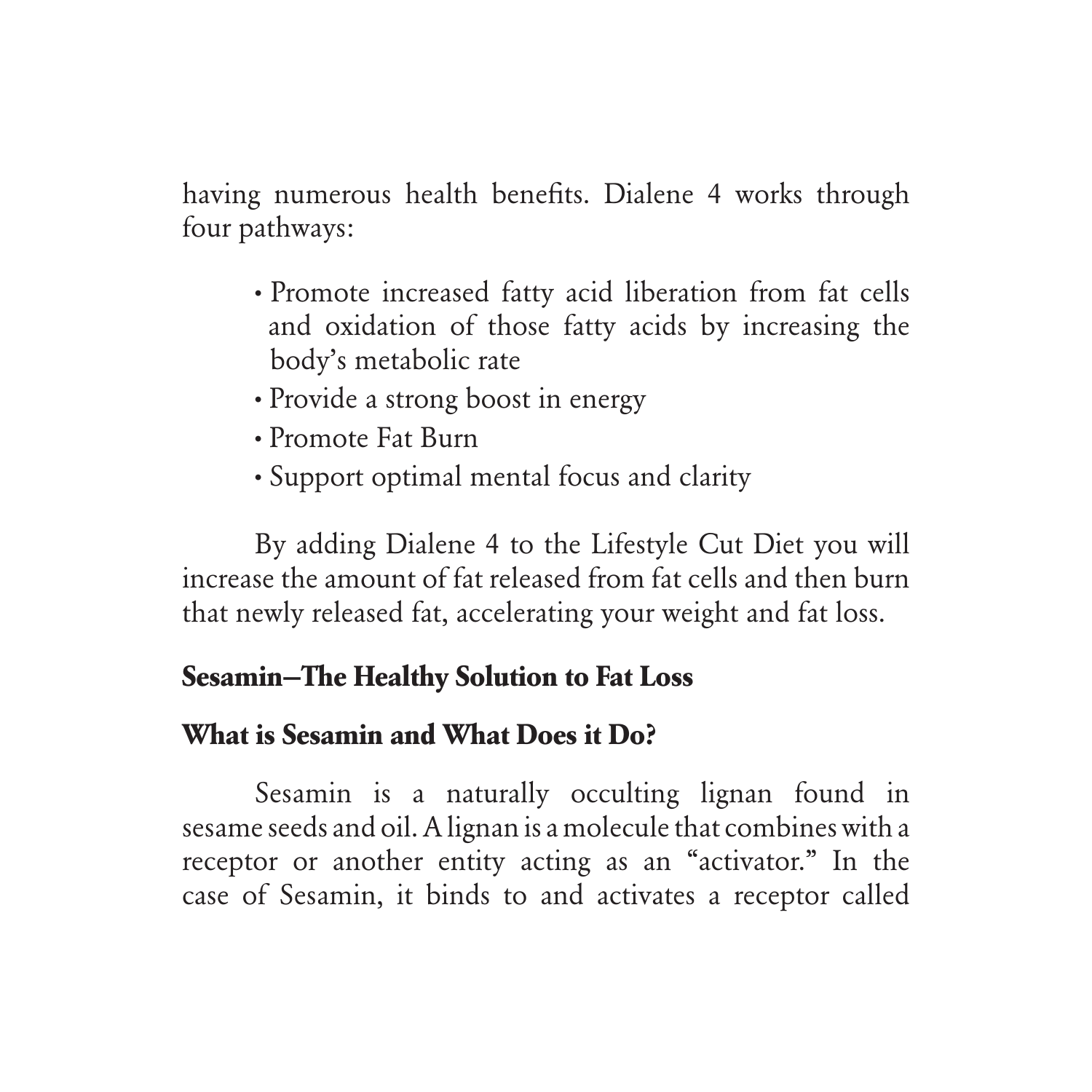having numerous health benefits. Dialene 4 works through four pathways:

- Promote increased fatty acid liberation from fat cells and oxidation of those fatty acids by increasing the body's metabolic rate
- Provide a strong boost in energy
- Promote Fat Burn
- Support optimal mental focus and clarity

By adding Dialene 4 to the Lifestyle Cut Diet you will increase the amount of fat released from fat cells and then burn that newly released fat, accelerating your weight and fat loss.

## Sesamin–The Healthy Solution to Fat Loss

### What is Sesamin and What Does it Do?

Sesamin is a naturally occulting lignan found in sesame seeds and oil. A lignan is a molecule that combines with a receptor or another entity acting as an "activator." In the case of Sesamin, it binds to and activates a receptor called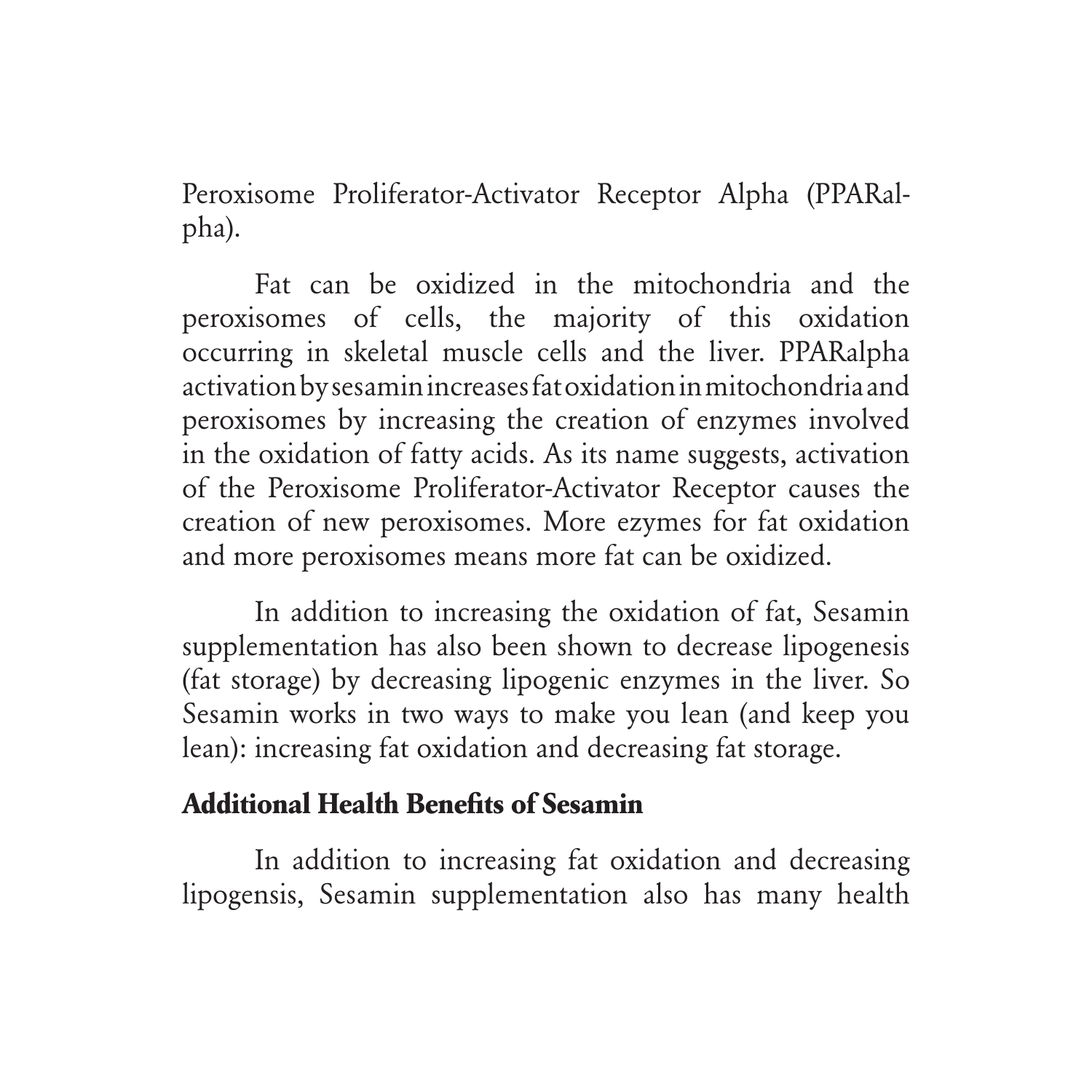Peroxisome Proliferator-Activator Receptor Alpha (PPARalpha).

Fat can be oxidized in the mitochondria and the peroxisomes of cells, the majority of this oxidation occurring in skeletal muscle cells and the liver. PPARalpha activation by sesamin increases fat oxidation in mitochondria and peroxisomes by increasing the creation of enzymes involved in the oxidation of fatty acids. As its name suggests, activation of the Peroxisome Proliferator-Activator Receptor causes the creation of new peroxisomes. More ezymes for fat oxidation and more peroxisomes means more fat can be oxidized.

In addition to increasing the oxidation of fat, Sesamin supplementation has also been shown to decrease lipogenesis (fat storage) by decreasing lipogenic enzymes in the liver. So Sesamin works in two ways to make you lean (and keep you lean): increasing fat oxidation and decreasing fat storage.

**Additional Health Benefits of Sesamin**

In addition to increasing fat oxidation and decreasing lipogensis, Sesamin supplementation also has many health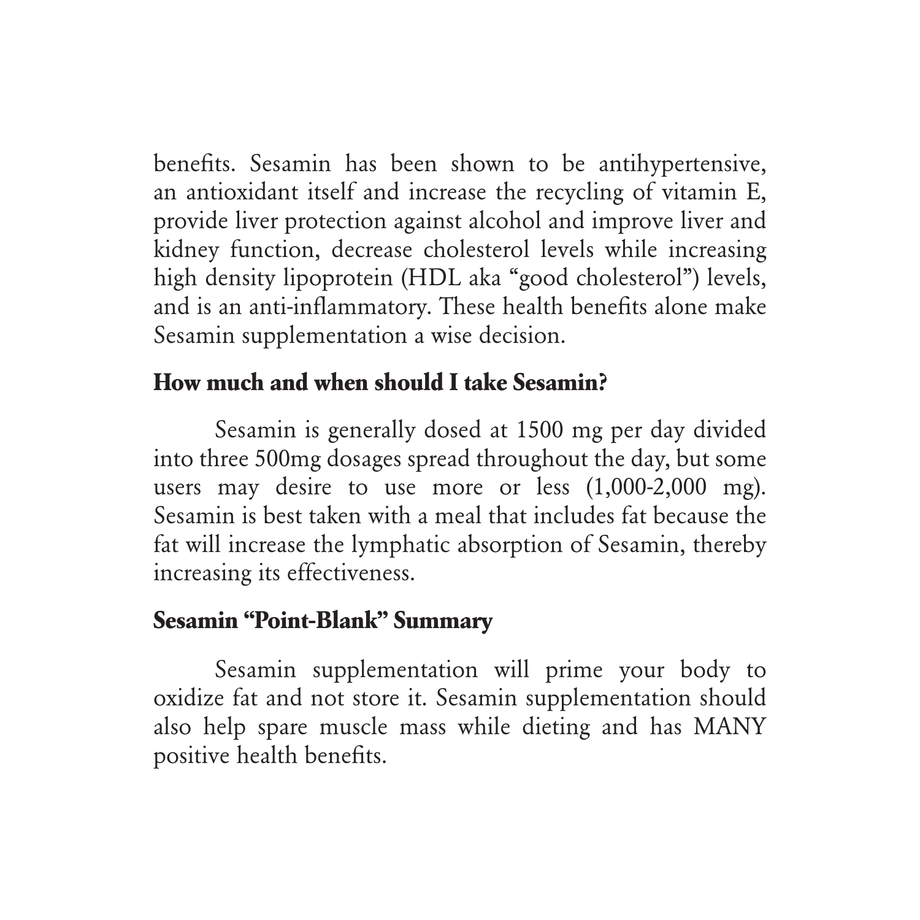benefits. Sesamin has been shown to be antihypertensive, an antioxidant itself and increase the recycling of vitamin E, provide liver protection against alcohol and improve liver and kidney function, decrease cholesterol levels while increasing high density lipoprotein (HDL aka "good cholesterol") levels, and is an anti-inflammatory. These health benefits alone make Sesamin supplementation a wise decision.

## How much and when should I take Sesamin?

Sesamin is generally dosed at 1500 mg per day divided into three 500mg dosages spread throughout the day, but some users may desire to use more or less (1,000-2,000 mg). Sesamin is best taken with a meal that includes fat because the fat will increase the lymphatic absorption of Sesamin, thereby increasing its effectiveness.

## Sesamin "Point-Blank" Summary

Sesamin supplementation will prime your body to oxidize fat and not store it. Sesamin supplementation should also help spare muscle mass while dieting and has MANY positive health benefits.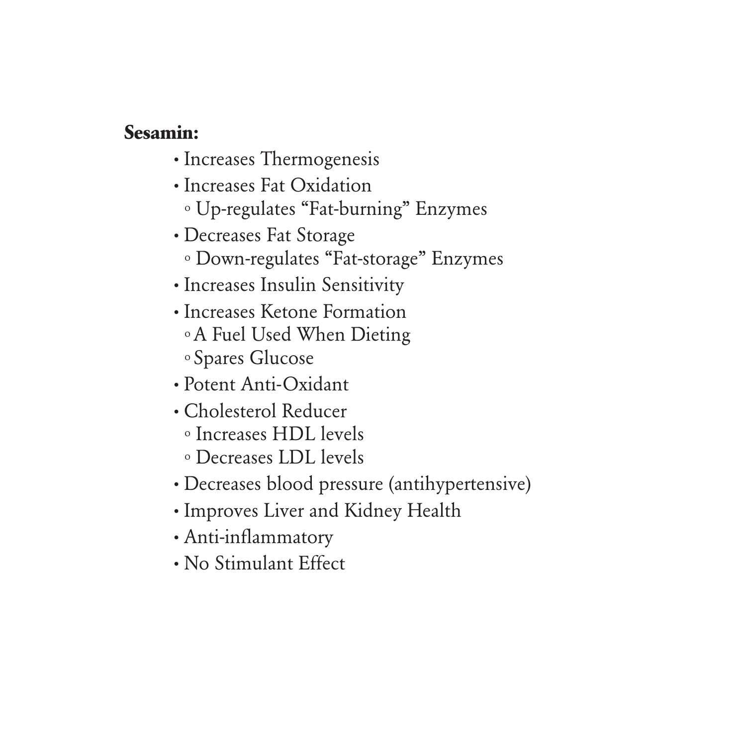**Sesamin:**

- Increases Thermogenesis
- Increases Fat Oxidation
  - Up-regulates "Fat-burning" Enzymes
- Decreases Fat Storage
  - Down-regulates "Fat-storage" Enzymes
- Increases Insulin Sensitivity
- Increases Ketone Formation
  - A Fuel Used When Dieting
  - Spares Glucose
- Potent Anti-Oxidant
- Cholesterol Reducer
  - Increases HDL levels
  - Decreases LDL levels
- Decreases blood pressure (antihypertensive)
- Improves Liver and Kidney Health
- Anti-inflammatory
- No Stimulant Effect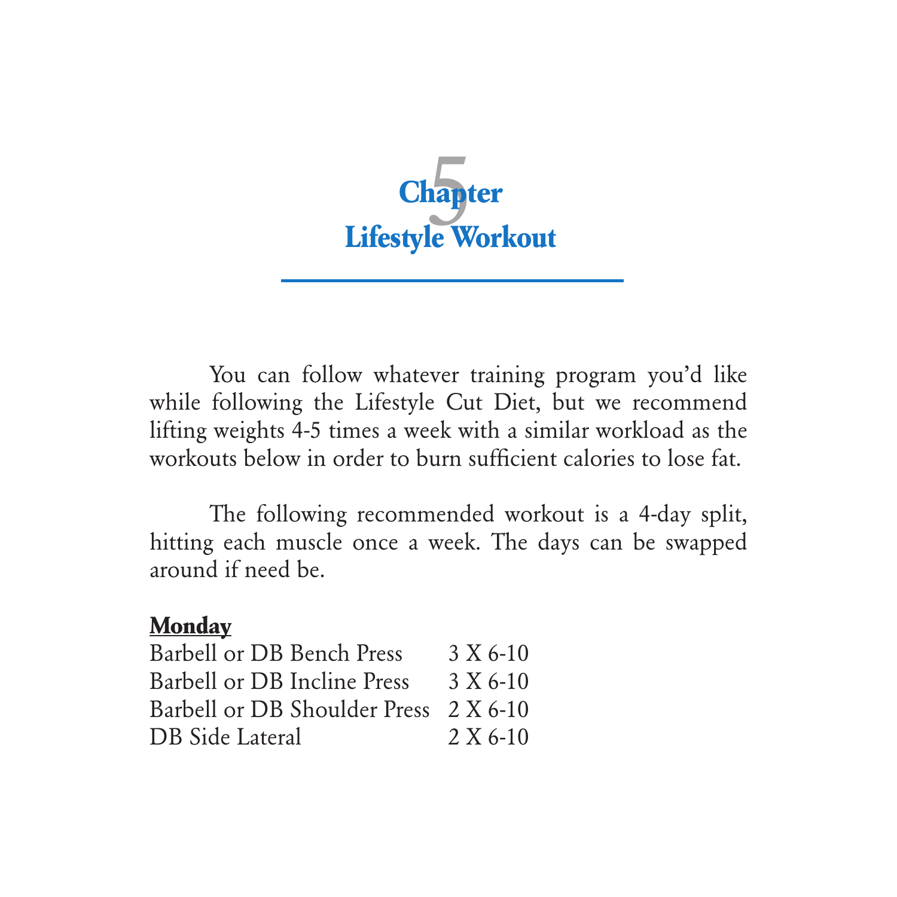# Chapter 5
# Lifestyle Workout

You can follow whatever training program you'd like while following the Lifestyle Cut Diet, but we recommend lifting weights 4-5 times a week with a similar workload as the workouts below in order to burn sufficient calories to lose fat.

The following recommended workout is a 4-day split, hitting each muscle once a week. The days can be swapped around if need be.

**Monday**

| | |
|---|---|
| Barbell or DB Bench Press | 3 X 6-10 |
| Barbell or DB Incline Press | 3 X 6-10 |
| Barbell or DB Shoulder Press | 2 X 6-10 |
| DB Side Lateral | 2 X 6-10 |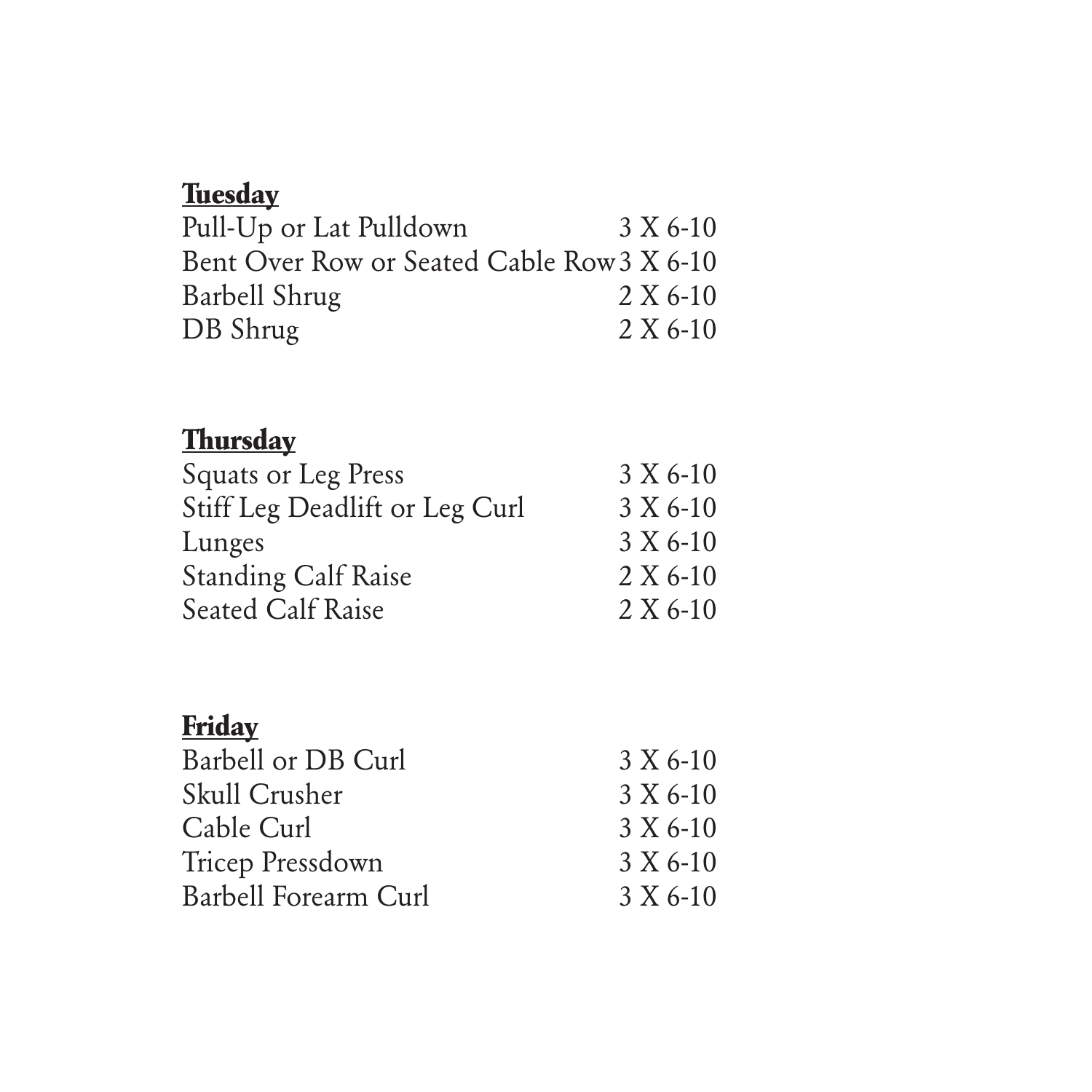**Tuesday**

| Exercise | Sets X Reps |
| --- | --- |
| Pull-Up or Lat Pulldown | 3 X 6-10 |
| Bent Over Row or Seated Cable Row | 3 X 6-10 |
| Barbell Shrug | 2 X 6-10 |
| DB Shrug | 2 X 6-10 |

**Thursday**

| Exercise | Sets X Reps |
| --- | --- |
| Squats or Leg Press | 3 X 6-10 |
| Stiff Leg Deadlift or Leg Curl | 3 X 6-10 |
| Lunges | 3 X 6-10 |
| Standing Calf Raise | 2 X 6-10 |
| Seated Calf Raise | 2 X 6-10 |

**Friday**

| Exercise | Sets X Reps |
| --- | --- |
| Barbell or DB Curl | 3 X 6-10 |
| Skull Crusher | 3 X 6-10 |
| Cable Curl | 3 X 6-10 |
| Tricep Pressdown | 3 X 6-10 |
| Barbell Forearm Curl | 3 X 6-10 |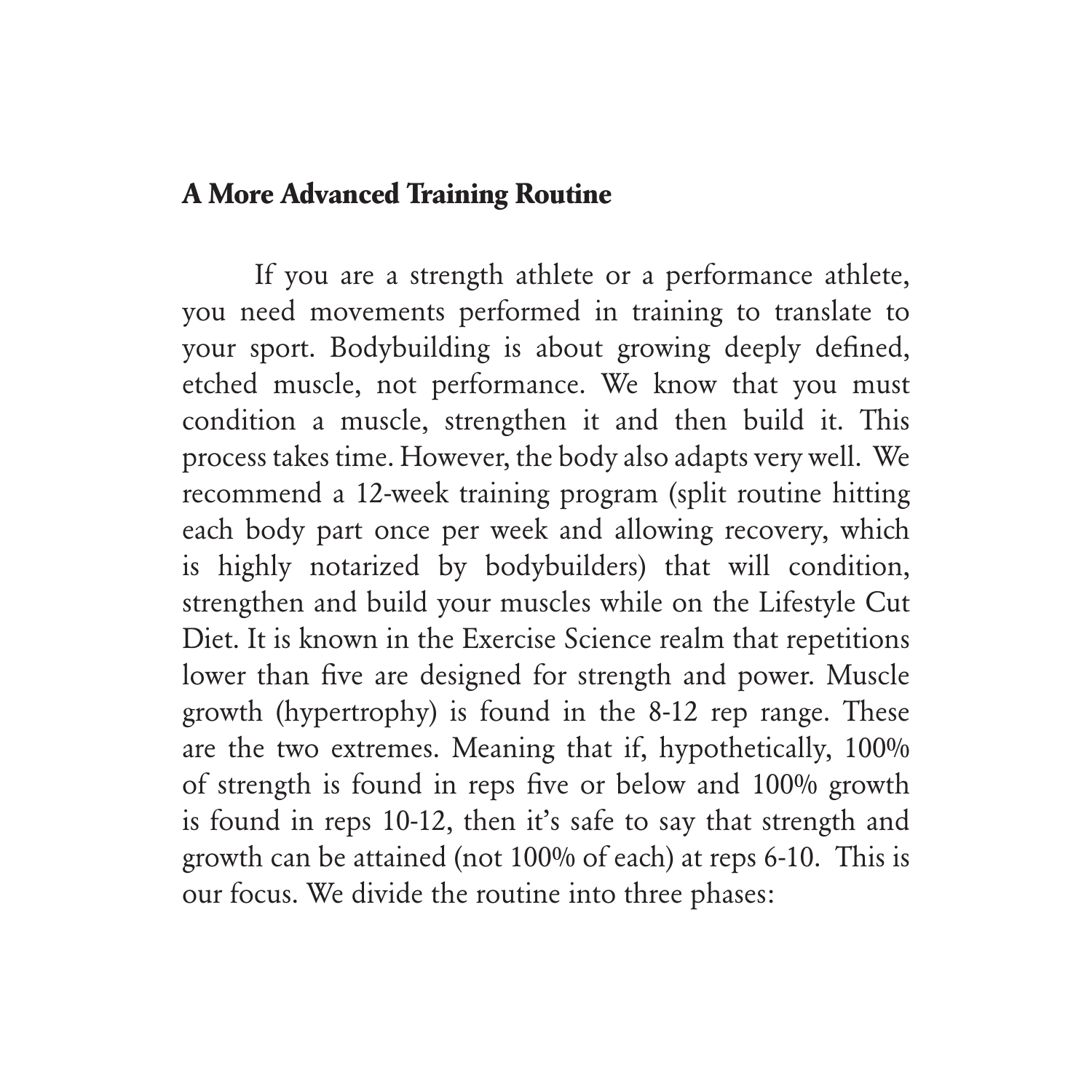## A More Advanced Training Routine

If you are a strength athlete or a performance athlete, you need movements performed in training to translate to your sport. Bodybuilding is about growing deeply defined, etched muscle, not performance. We know that you must condition a muscle, strengthen it and then build it. This process takes time. However, the body also adapts very well. We recommend a 12-week training program (split routine hitting each body part once per week and allowing recovery, which is highly notarized by bodybuilders) that will condition, strengthen and build your muscles while on the Lifestyle Cut Diet. It is known in the Exercise Science realm that repetitions lower than five are designed for strength and power. Muscle growth (hypertrophy) is found in the 8-12 rep range. These are the two extremes. Meaning that if, hypothetically, 100% of strength is found in reps five or below and 100% growth is found in reps 10-12, then it's safe to say that strength and growth can be attained (not 100% of each) at reps 6-10. This is our focus. We divide the routine into three phases: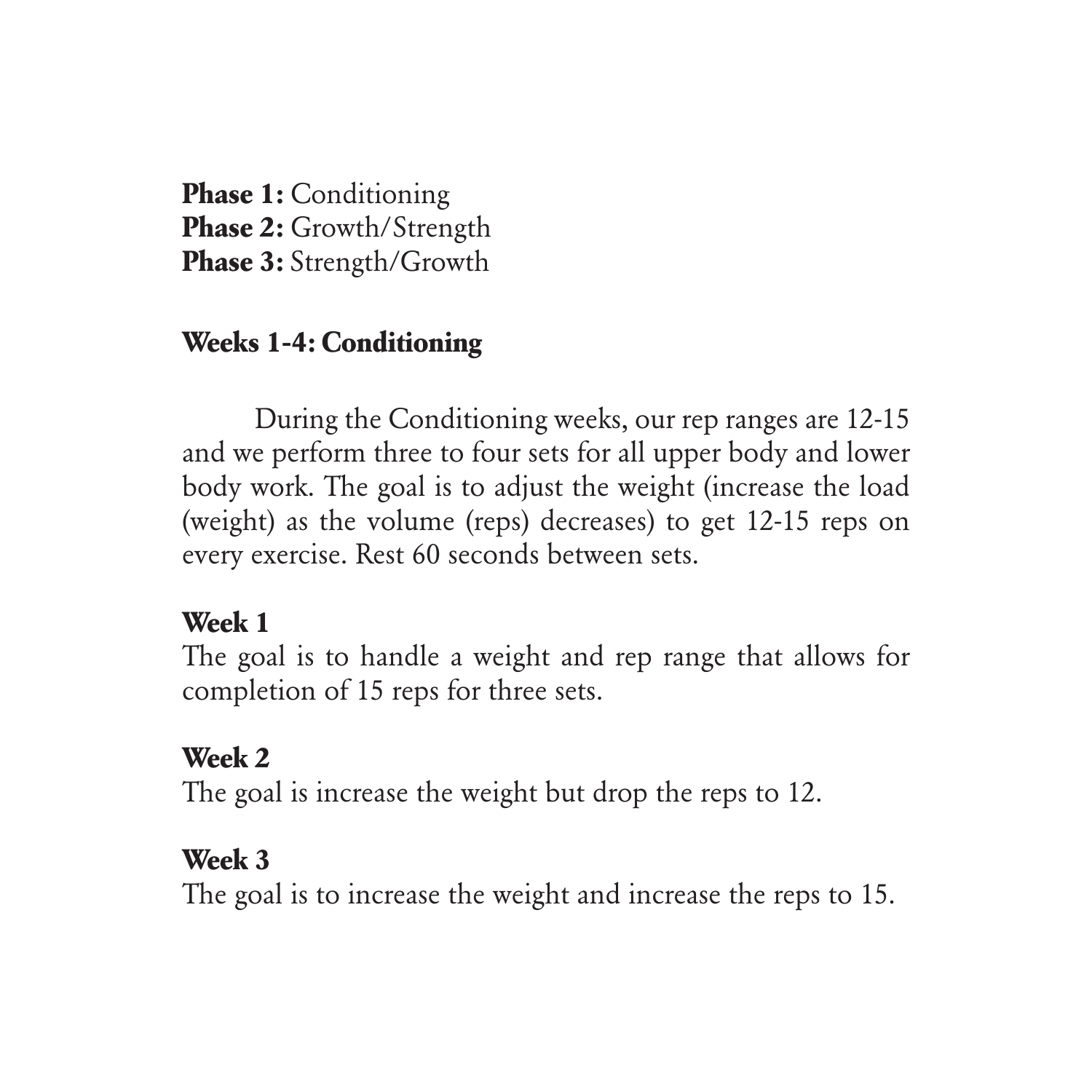**Phase 1:** Conditioning
**Phase 2:** Growth/Strength
**Phase 3:** Strength/Growth

## Weeks 1-4: Conditioning

During the Conditioning weeks, our rep ranges are 12-15 and we perform three to four sets for all upper body and lower body work. The goal is to adjust the weight (increase the load (weight) as the volume (reps) decreases) to get 12-15 reps on every exercise. Rest 60 seconds between sets.

### Week 1

The goal is to handle a weight and rep range that allows for completion of 15 reps for three sets.

### Week 2

The goal is increase the weight but drop the reps to 12.

### Week 3

The goal is to increase the weight and increase the reps to 15.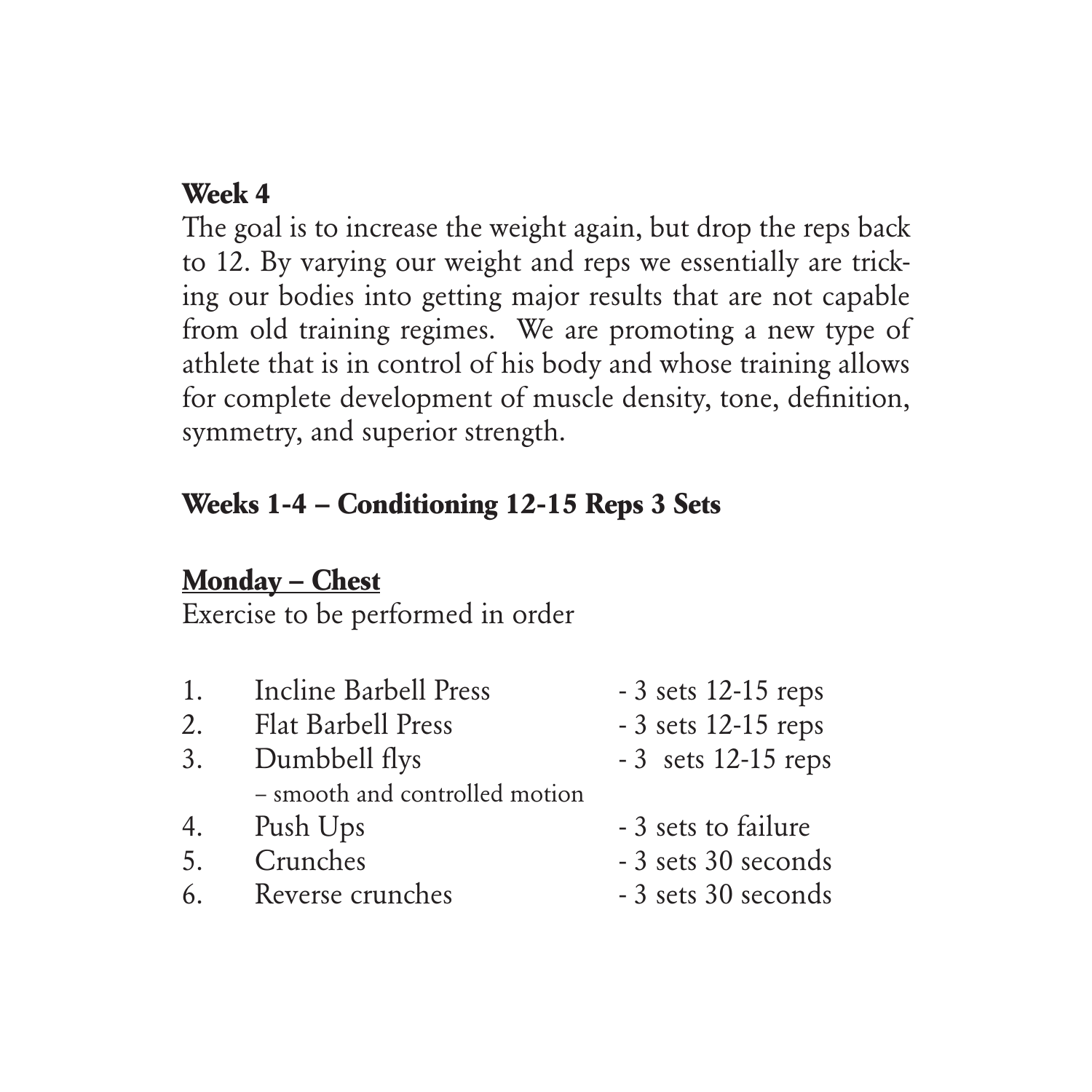**Week 4**

The goal is to increase the weight again, but drop the reps back to 12. By varying our weight and reps we essentially are tricking our bodies into getting major results that are not capable from old training regimes. We are promoting a new type of athlete that is in control of his body and whose training allows for complete development of muscle density, tone, definition, symmetry, and superior strength.

## Weeks 1-4 – Conditioning 12-15 Reps 3 Sets

### <u>Monday – Chest</u>

Exercise to be performed in order

1. Incline Barbell Press - 3 sets 12-15 reps
2. Flat Barbell Press - 3 sets 12-15 reps
3. Dumbbell flys - 3 sets 12-15 reps
   – smooth and controlled motion
4. Push Ups - 3 sets to failure
5. Crunches - 3 sets 30 seconds
6. Reverse crunches - 3 sets 30 seconds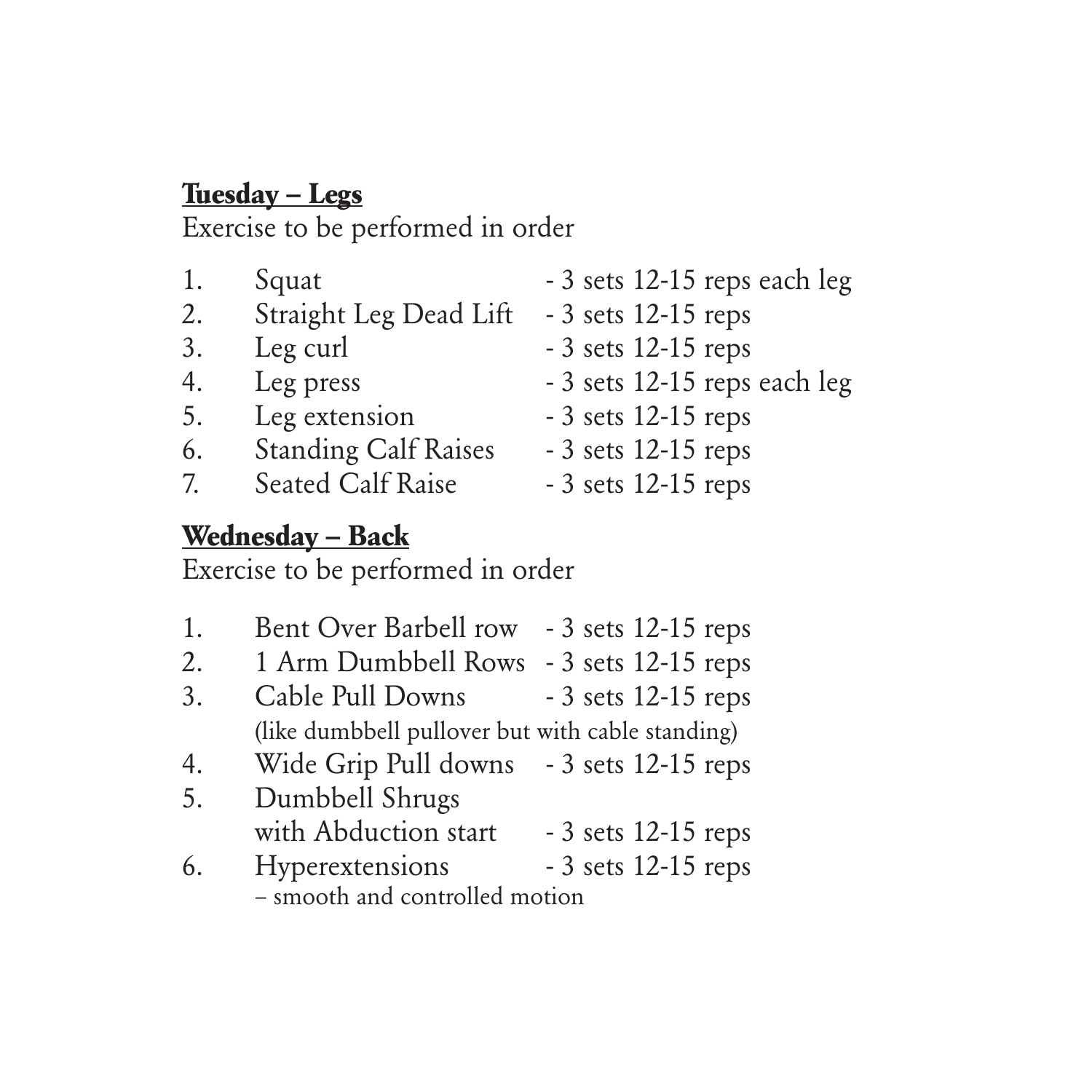**<u>Tuesday – Legs</u>**

Exercise to be performed in order

1. Squat - 3 sets 12-15 reps each leg
2. Straight Leg Dead Lift - 3 sets 12-15 reps
3. Leg curl - 3 sets 12-15 reps
4. Leg press - 3 sets 12-15 reps each leg
5. Leg extension - 3 sets 12-15 reps
6. Standing Calf Raises - 3 sets 12-15 reps
7. Seated Calf Raise - 3 sets 12-15 reps

**<u>Wednesday – Back</u>**

Exercise to be performed in order

1. Bent Over Barbell row - 3 sets 12-15 reps
2. 1 Arm Dumbbell Rows - 3 sets 12-15 reps
3. Cable Pull Downs - 3 sets 12-15 reps
   (like dumbbell pullover but with cable standing)
4. Wide Grip Pull downs - 3 sets 12-15 reps
5. Dumbbell Shrugs
   with Abduction start - 3 sets 12-15 reps
6. Hyperextensions - 3 sets 12-15 reps
   – smooth and controlled motion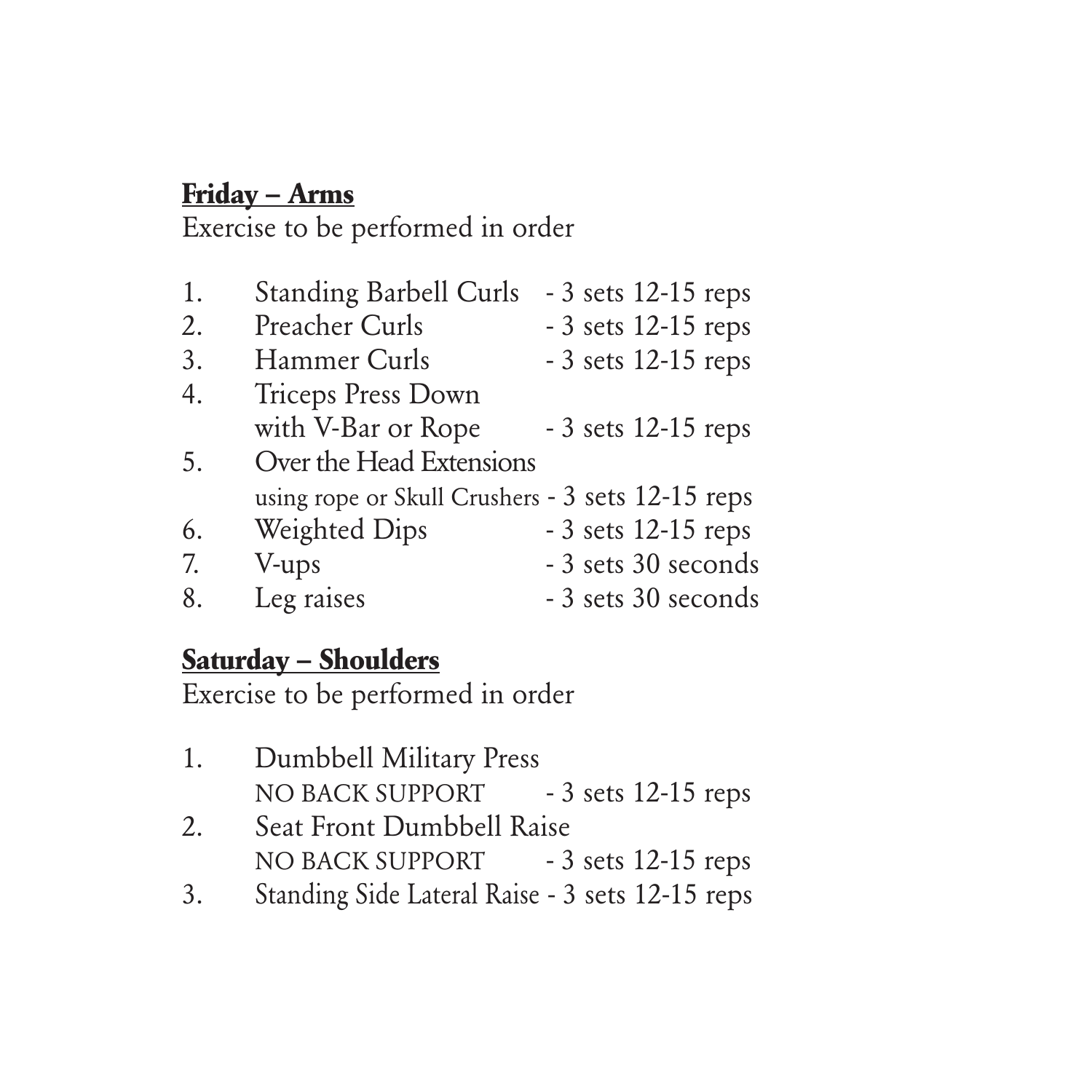**Friday – Arms**

Exercise to be performed in order

1. Standing Barbell Curls - 3 sets 12-15 reps
2. Preacher Curls - 3 sets 12-15 reps
3. Hammer Curls - 3 sets 12-15 reps
4. Triceps Press Down with V-Bar or Rope - 3 sets 12-15 reps
5. Over the Head Extensions using rope or Skull Crushers - 3 sets 12-15 reps
6. Weighted Dips - 3 sets 12-15 reps
7. V-ups - 3 sets 30 seconds
8. Leg raises - 3 sets 30 seconds

**Saturday – Shoulders**

Exercise to be performed in order

1. Dumbbell Military Press NO BACK SUPPORT - 3 sets 12-15 reps
2. Seat Front Dumbbell Raise NO BACK SUPPORT - 3 sets 12-15 reps
3. Standing Side Lateral Raise - 3 sets 12-15 reps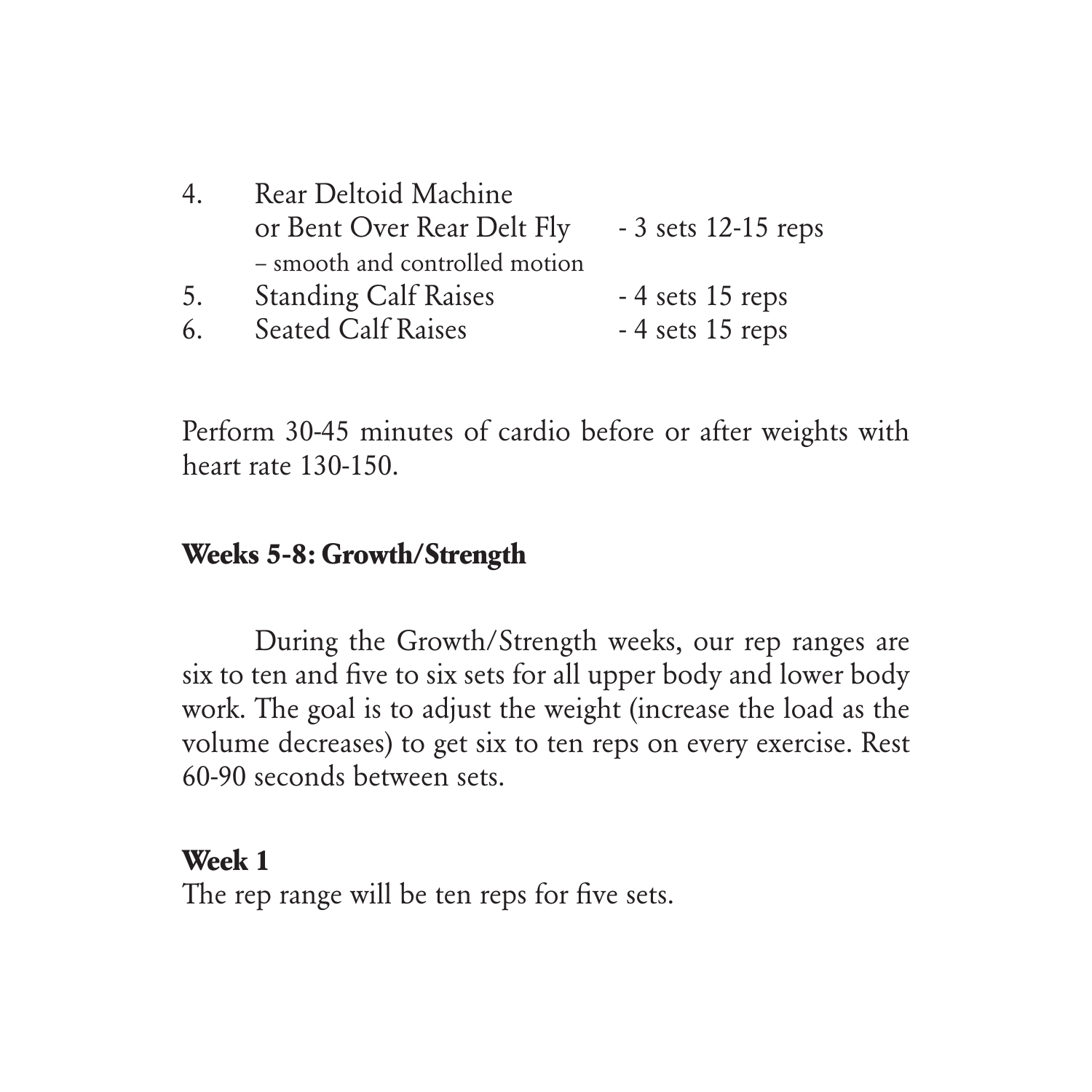4. Rear Deltoid Machine
   or Bent Over Rear Delt Fly - 3 sets 12-15 reps
   – smooth and controlled motion
5. Standing Calf Raises - 4 sets 15 reps
6. Seated Calf Raises - 4 sets 15 reps

Perform 30-45 minutes of cardio before or after weights with heart rate 130-150.

### Weeks 5-8: Growth/Strength

During the Growth/Strength weeks, our rep ranges are six to ten and five to six sets for all upper body and lower body work. The goal is to adjust the weight (increase the load as the volume decreases) to get six to ten reps on every exercise. Rest 60-90 seconds between sets.

**Week 1**

The rep range will be ten reps for five sets.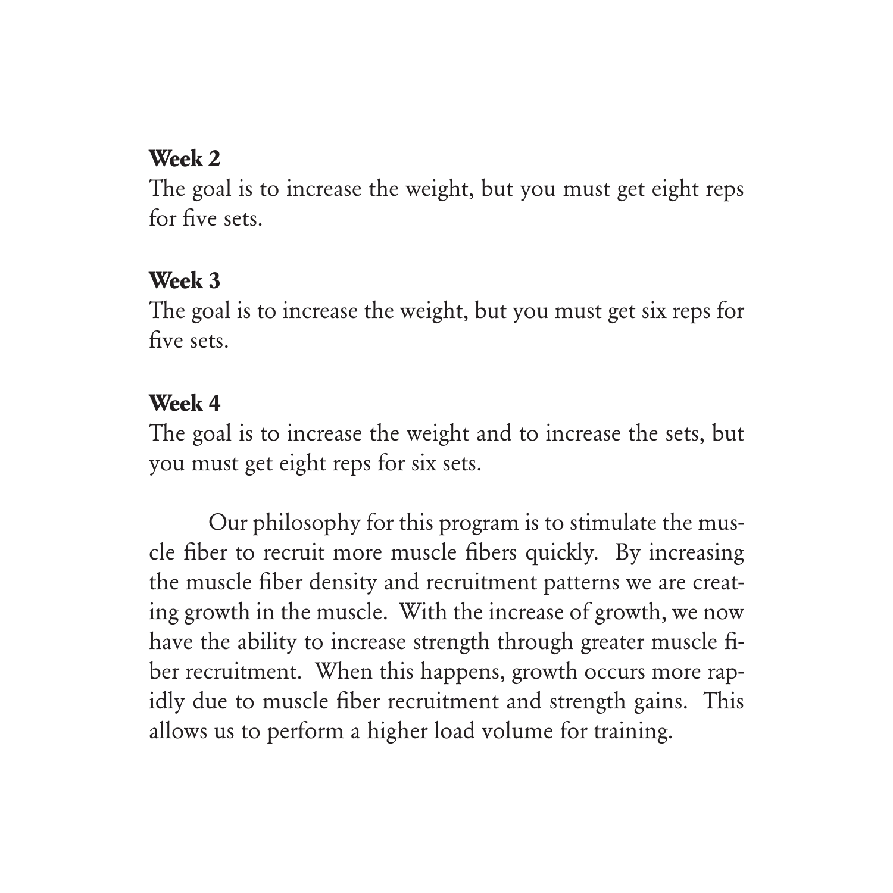**Week 2**

The goal is to increase the weight, but you must get eight reps for five sets.

**Week 3**

The goal is to increase the weight, but you must get six reps for five sets.

**Week 4**

The goal is to increase the weight and to increase the sets, but you must get eight reps for six sets.

Our philosophy for this program is to stimulate the muscle fiber to recruit more muscle fibers quickly. By increasing the muscle fiber density and recruitment patterns we are creating growth in the muscle. With the increase of growth, we now have the ability to increase strength through greater muscle fiber recruitment. When this happens, growth occurs more rapidly due to muscle fiber recruitment and strength gains. This allows us to perform a higher load volume for training.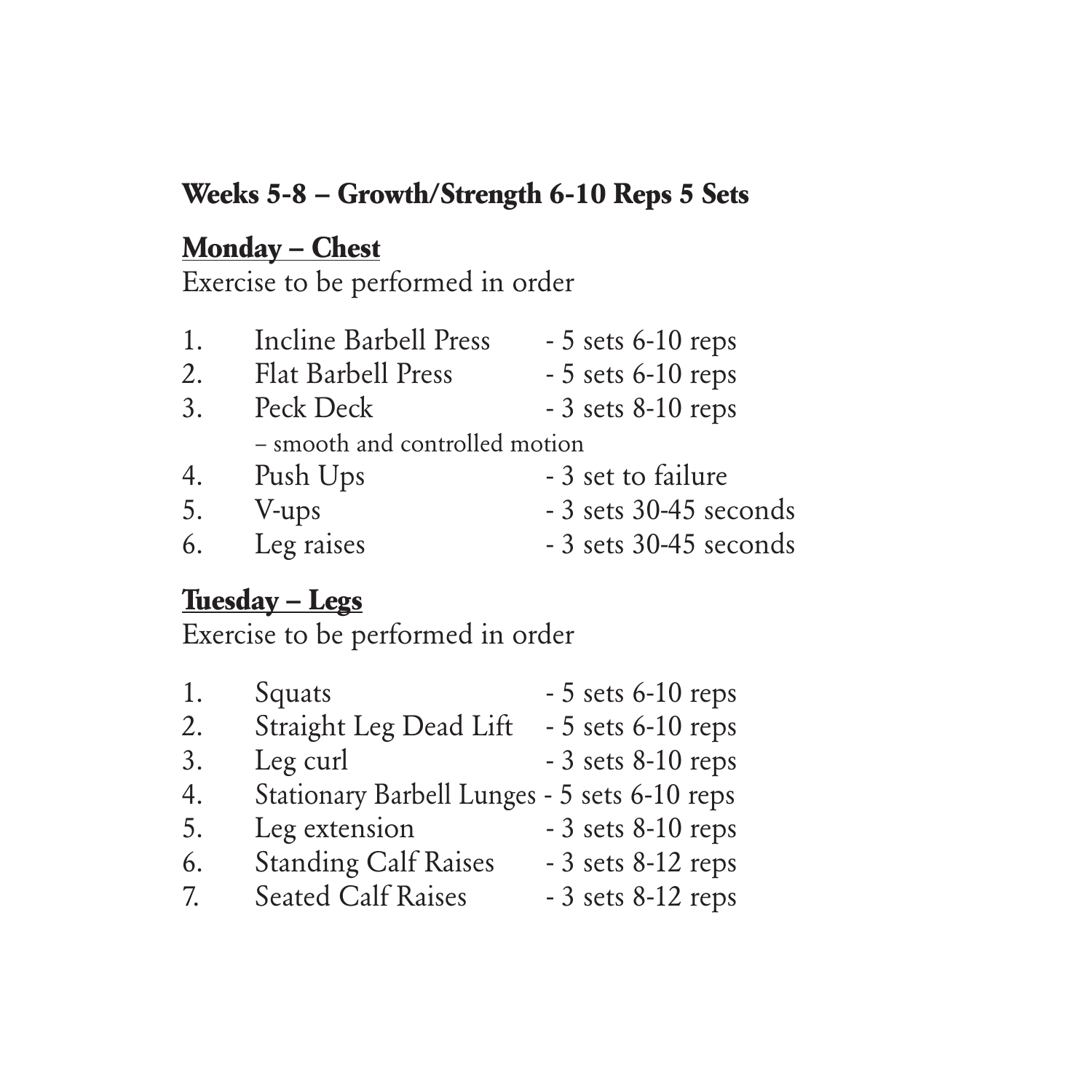## Weeks 5-8 – Growth/Strength 6-10 Reps 5 Sets

### Monday – Chest

Exercise to be performed in order

1. Incline Barbell Press - 5 sets 6-10 reps
2. Flat Barbell Press - 5 sets 6-10 reps
3. Peck Deck - 3 sets 8-10 reps
   – smooth and controlled motion
4. Push Ups - 3 set to failure
5. V-ups - 3 sets 30-45 seconds
6. Leg raises - 3 sets 30-45 seconds

### Tuesday – Legs

Exercise to be performed in order

1. Squats - 5 sets 6-10 reps
2. Straight Leg Dead Lift - 5 sets 6-10 reps
3. Leg curl - 3 sets 8-10 reps
4. Stationary Barbell Lunges - 5 sets 6-10 reps
5. Leg extension - 3 sets 8-10 reps
6. Standing Calf Raises - 3 sets 8-12 reps
7. Seated Calf Raises - 3 sets 8-12 reps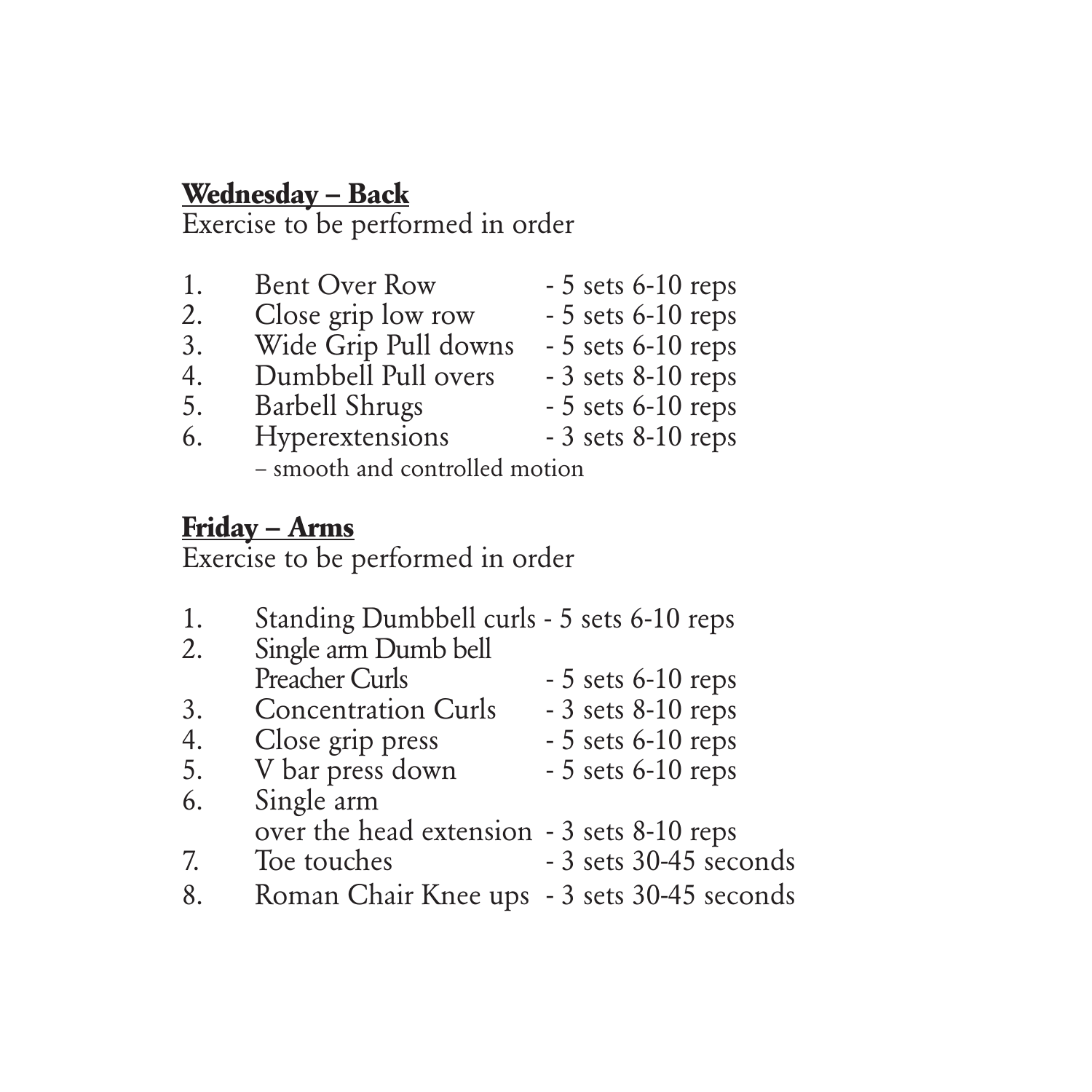**Wednesday – Back**

Exercise to be performed in order

1. Bent Over Row - 5 sets 6-10 reps
2. Close grip low row - 5 sets 6-10 reps
3. Wide Grip Pull downs - 5 sets 6-10 reps
4. Dumbbell Pull overs - 3 sets 8-10 reps
5. Barbell Shrugs - 5 sets 6-10 reps
6. Hyperextensions - 3 sets 8-10 reps
   – smooth and controlled motion

**Friday – Arms**

Exercise to be performed in order

1. Standing Dumbbell curls - 5 sets 6-10 reps
2. Single arm Dumb bell Preacher Curls - 5 sets 6-10 reps
3. Concentration Curls - 3 sets 8-10 reps
4. Close grip press - 5 sets 6-10 reps
5. V bar press down - 5 sets 6-10 reps
6. Single arm over the head extension - 3 sets 8-10 reps
7. Toe touches - 3 sets 30-45 seconds
8. Roman Chair Knee ups - 3 sets 30-45 seconds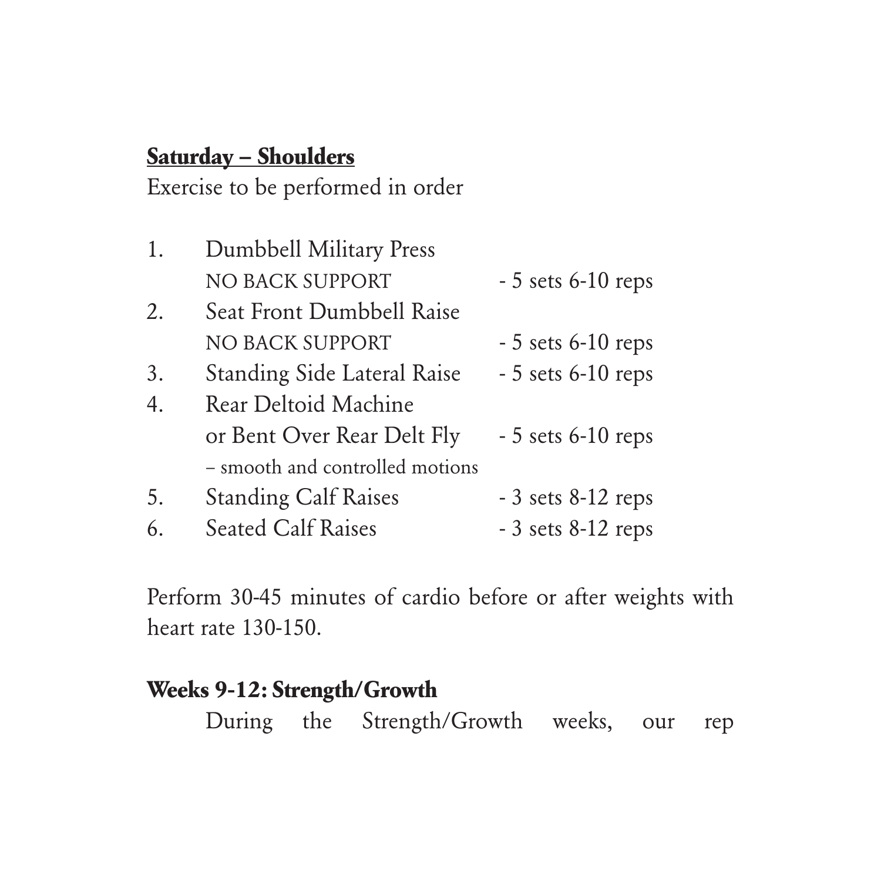**<u>Saturday – Shoulders</u>**

Exercise to be performed in order

1. Dumbbell Military Press
   NO BACK SUPPORT - 5 sets 6-10 reps
2. Seat Front Dumbbell Raise
   NO BACK SUPPORT - 5 sets 6-10 reps
3. Standing Side Lateral Raise - 5 sets 6-10 reps
4. Rear Deltoid Machine
   or Bent Over Rear Delt Fly - 5 sets 6-10 reps
   – smooth and controlled motions
5. Standing Calf Raises - 3 sets 8-12 reps
6. Seated Calf Raises - 3 sets 8-12 reps

Perform 30-45 minutes of cardio before or after weights with heart rate 130-150.

**Weeks 9-12: Strength/Growth**

During the Strength/Growth weeks, our rep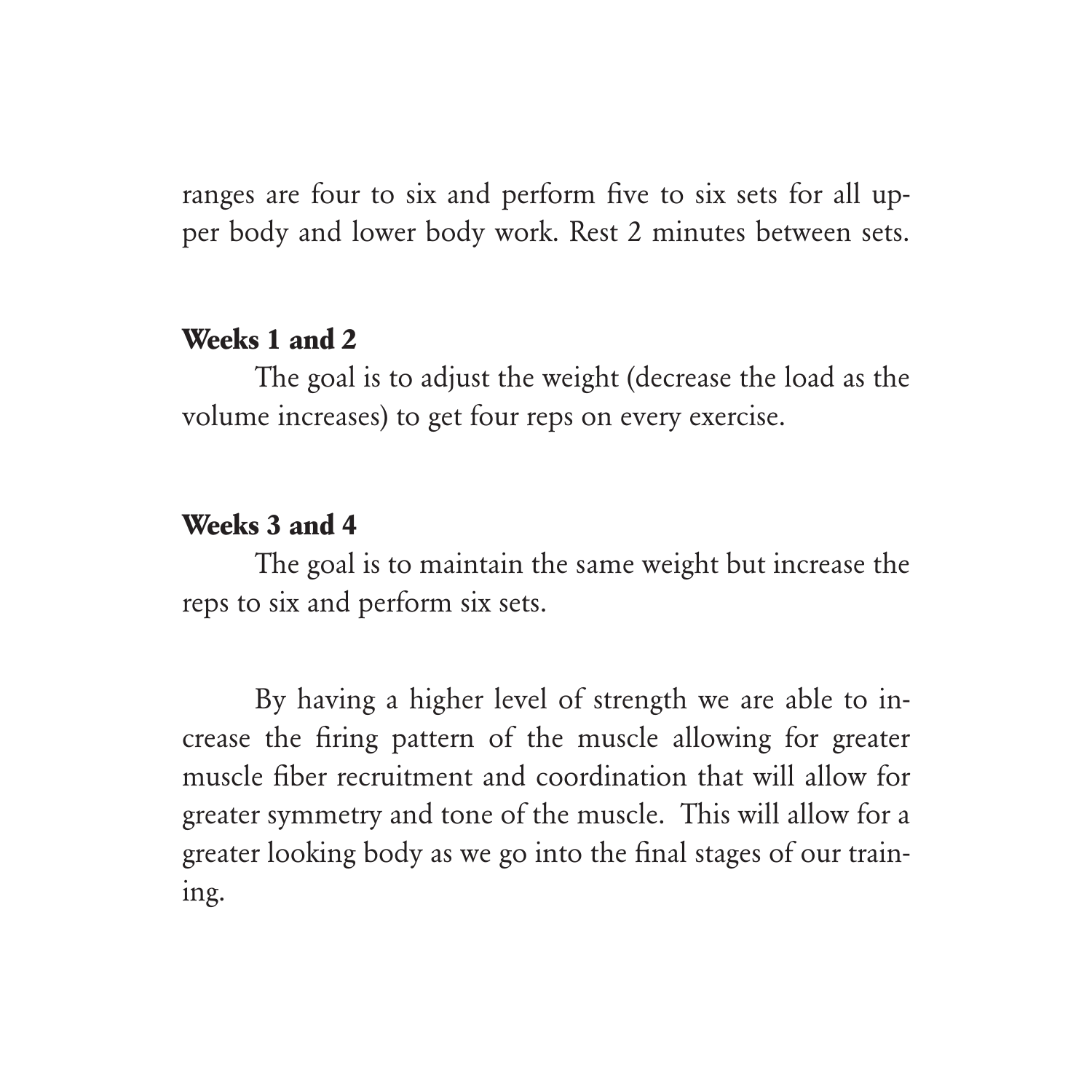ranges are four to six and perform five to six sets for all upper body and lower body work. Rest 2 minutes between sets.

**Weeks 1 and 2**

The goal is to adjust the weight (decrease the load as the volume increases) to get four reps on every exercise.

**Weeks 3 and 4**

The goal is to maintain the same weight but increase the reps to six and perform six sets.

By having a higher level of strength we are able to increase the firing pattern of the muscle allowing for greater muscle fiber recruitment and coordination that will allow for greater symmetry and tone of the muscle.  This will allow for a greater looking body as we go into the final stages of our training.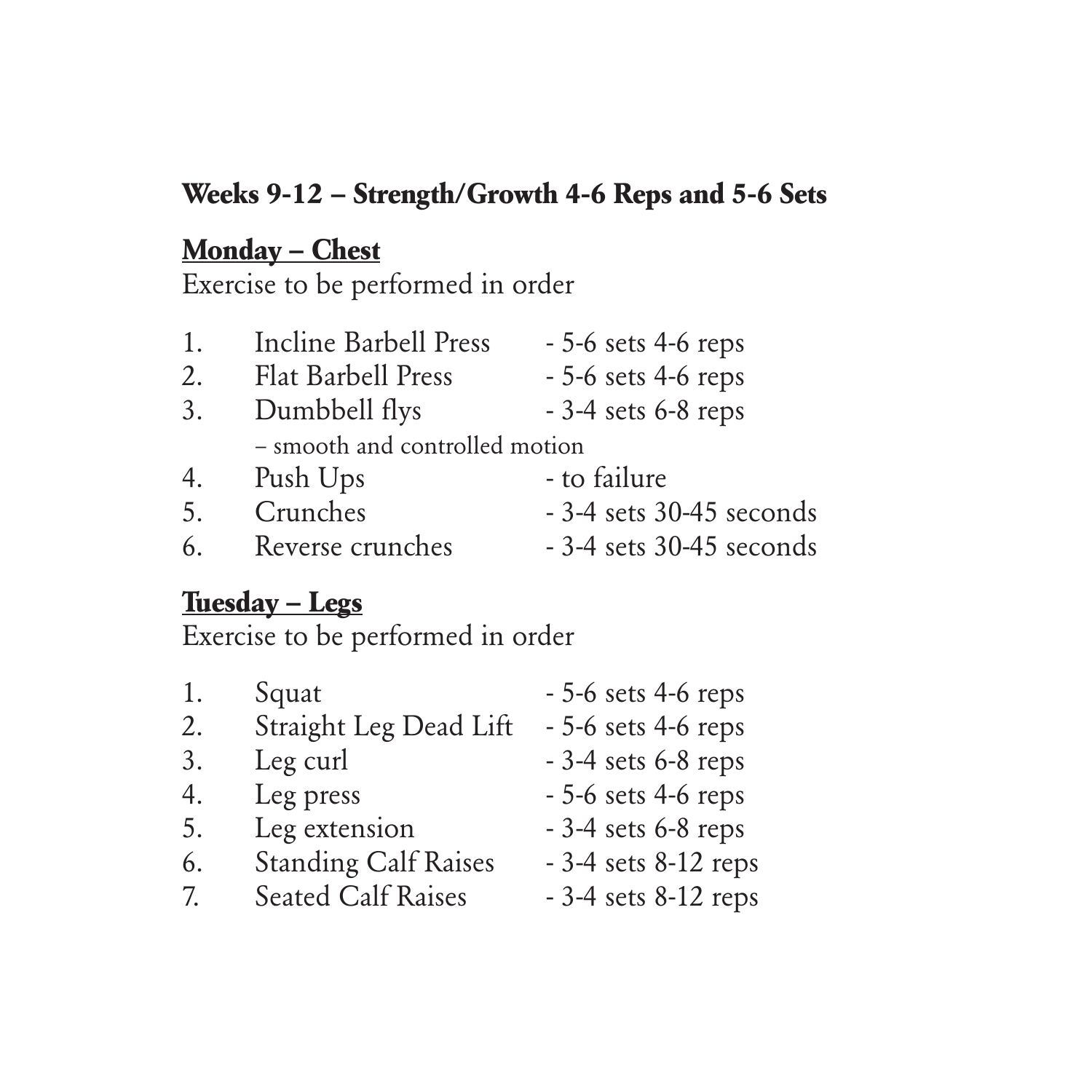## Weeks 9-12 – Strength/Growth 4-6 Reps and 5-6 Sets

### Monday – Chest

Exercise to be performed in order

1. Incline Barbell Press - 5-6 sets 4-6 reps
2. Flat Barbell Press - 5-6 sets 4-6 reps
3. Dumbbell flys - 3-4 sets 6-8 reps
   – smooth and controlled motion
4. Push Ups - to failure
5. Crunches - 3-4 sets 30-45 seconds
6. Reverse crunches - 3-4 sets 30-45 seconds

### Tuesday – Legs

Exercise to be performed in order

1. Squat - 5-6 sets 4-6 reps
2. Straight Leg Dead Lift - 5-6 sets 4-6 reps
3. Leg curl - 3-4 sets 6-8 reps
4. Leg press - 5-6 sets 4-6 reps
5. Leg extension - 3-4 sets 6-8 reps
6. Standing Calf Raises - 3-4 sets 8-12 reps
7. Seated Calf Raises - 3-4 sets 8-12 reps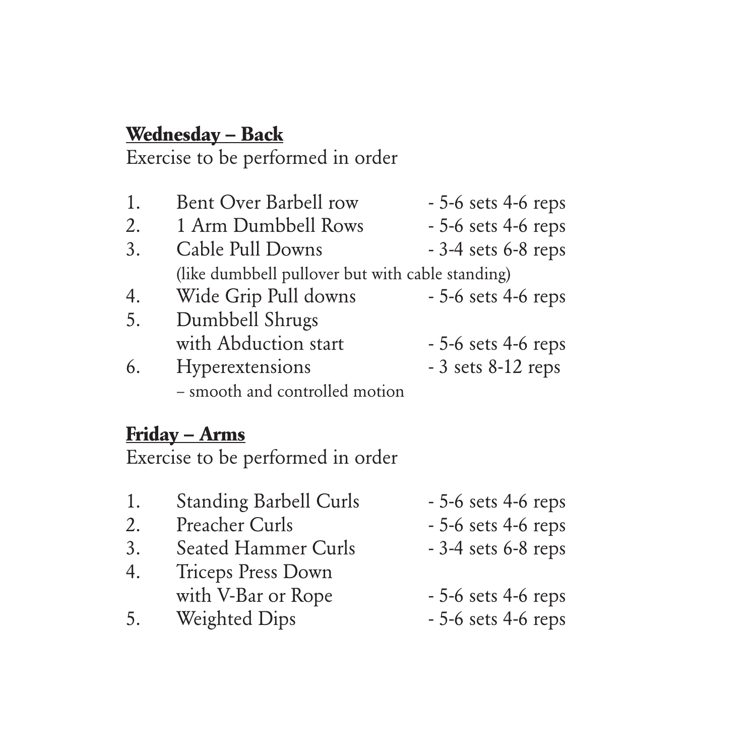**Wednesday – Back**

Exercise to be performed in order

1. Bent Over Barbell row - 5-6 sets 4-6 reps
2. 1 Arm Dumbbell Rows - 5-6 sets 4-6 reps
3. Cable Pull Downs - 3-4 sets 6-8 reps
   (like dumbbell pullover but with cable standing)
4. Wide Grip Pull downs - 5-6 sets 4-6 reps
5. Dumbbell Shrugs
   with Abduction start - 5-6 sets 4-6 reps
6. Hyperextensions - 3 sets 8-12 reps
   – smooth and controlled motion

**Friday – Arms**

Exercise to be performed in order

1. Standing Barbell Curls - 5-6 sets 4-6 reps
2. Preacher Curls - 5-6 sets 4-6 reps
3. Seated Hammer Curls - 3-4 sets 6-8 reps
4. Triceps Press Down
   with V-Bar or Rope - 5-6 sets 4-6 reps
5. Weighted Dips - 5-6 sets 4-6 reps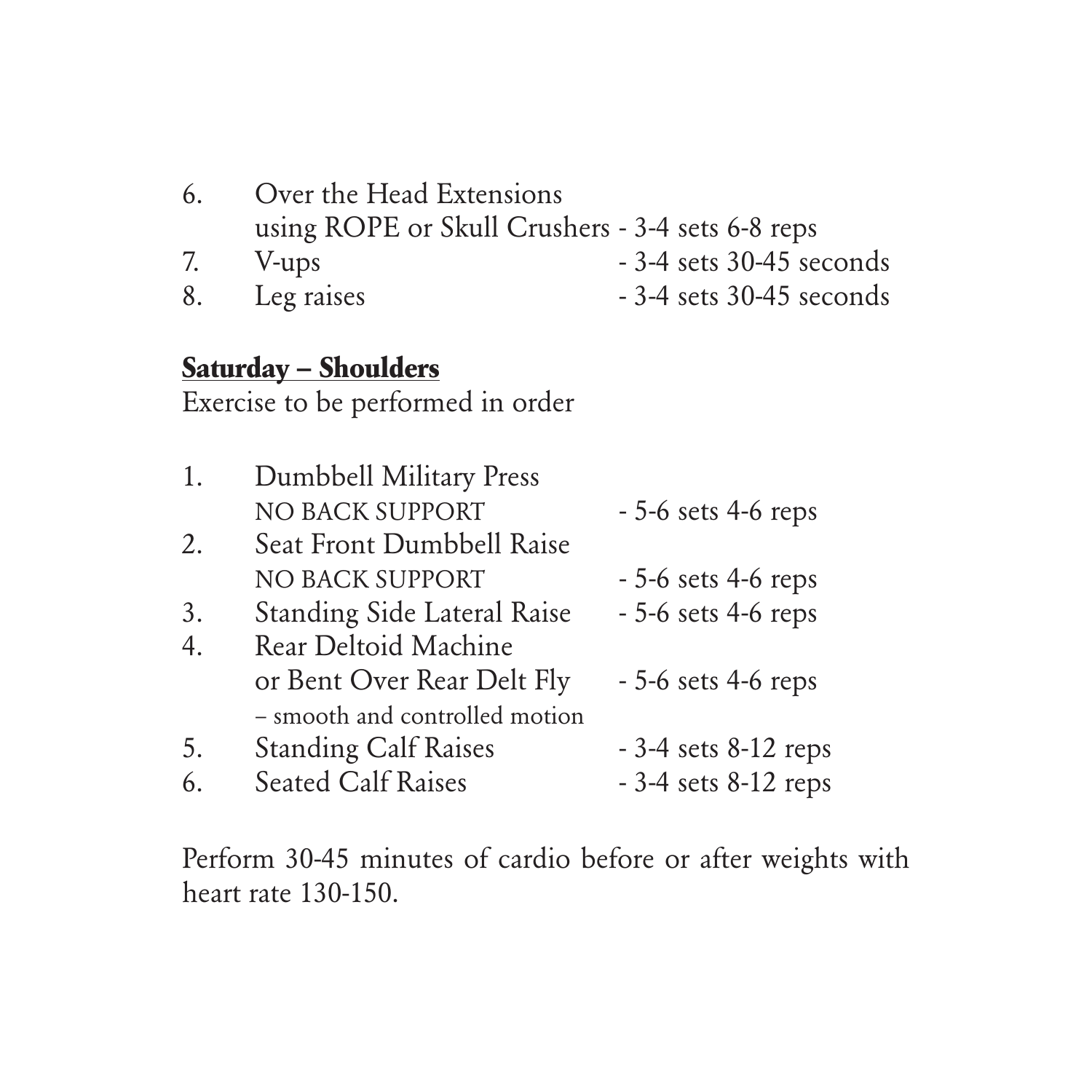6. Over the Head Extensions
   using ROPE or Skull Crushers - 3-4 sets 6-8 reps
7. V-ups - 3-4 sets 30-45 seconds
8. Leg raises - 3-4 sets 30-45 seconds

**Saturday – Shoulders**

Exercise to be performed in order

1. Dumbbell Military Press
   NO BACK SUPPORT - 5-6 sets 4-6 reps
2. Seat Front Dumbbell Raise
   NO BACK SUPPORT - 5-6 sets 4-6 reps
3. Standing Side Lateral Raise - 5-6 sets 4-6 reps
4. Rear Deltoid Machine
   or Bent Over Rear Delt Fly - 5-6 sets 4-6 reps
   – smooth and controlled motion
5. Standing Calf Raises - 3-4 sets 8-12 reps
6. Seated Calf Raises - 3-4 sets 8-12 reps

Perform 30-45 minutes of cardio before or after weights with heart rate 130-150.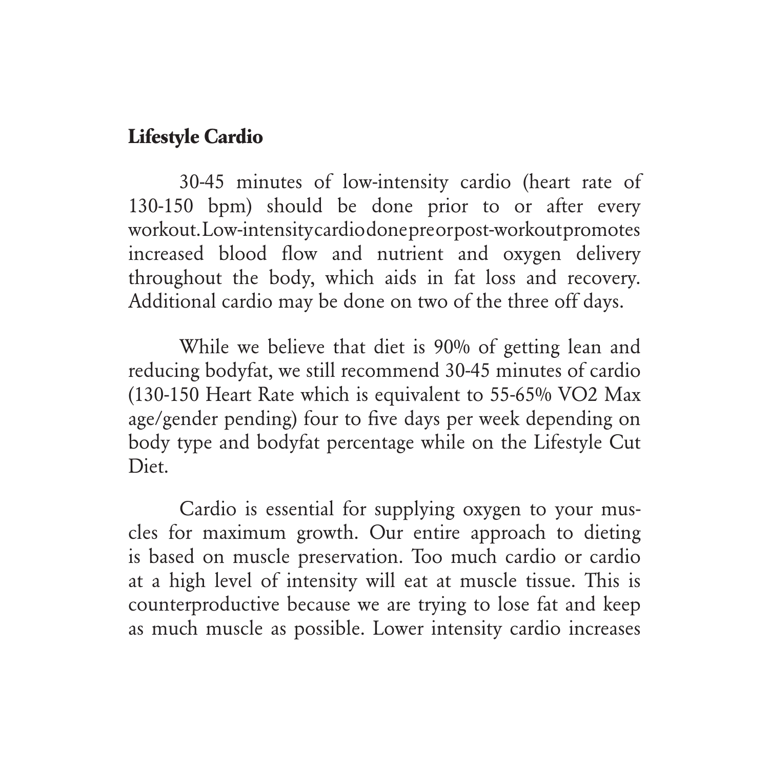## Lifestyle Cardio

30-45 minutes of low-intensity cardio (heart rate of 130-150 bpm) should be done prior to or after every workout. Low-intensity cardio done pre or post-workout promotes increased blood flow and nutrient and oxygen delivery throughout the body, which aids in fat loss and recovery. Additional cardio may be done on two of the three off days.

While we believe that diet is 90% of getting lean and reducing bodyfat, we still recommend 30-45 minutes of cardio (130-150 Heart Rate which is equivalent to 55-65% VO2 Max age/gender pending) four to five days per week depending on body type and bodyfat percentage while on the Lifestyle Cut Diet.

Cardio is essential for supplying oxygen to your muscles for maximum growth. Our entire approach to dieting is based on muscle preservation. Too much cardio or cardio at a high level of intensity will eat at muscle tissue. This is counterproductive because we are trying to lose fat and keep as much muscle as possible. Lower intensity cardio increases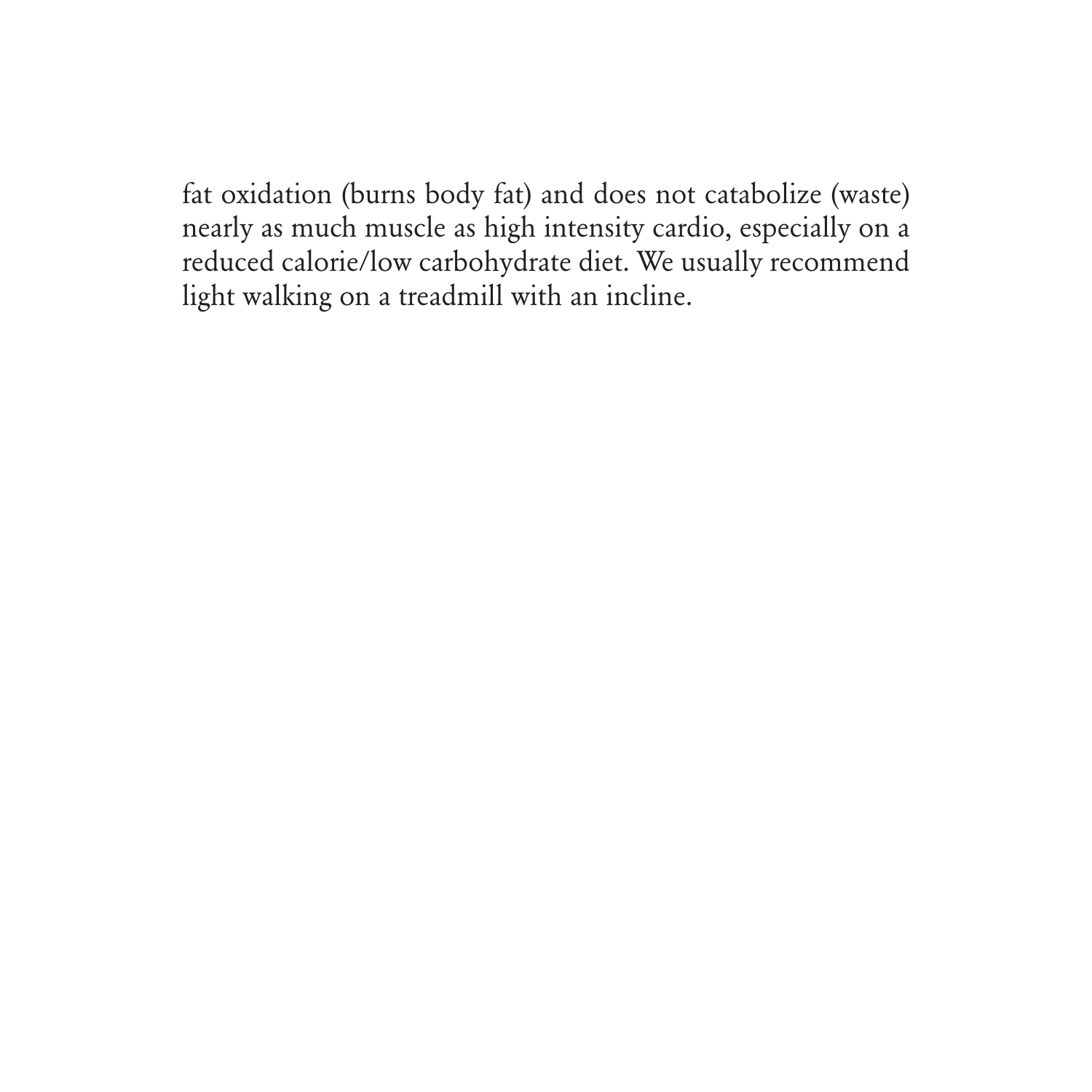fat oxidation (burns body fat) and does not catabolize (waste) nearly as much muscle as high intensity cardio, especially on a reduced calorie/low carbohydrate diet. We usually recommend light walking on a treadmill with an incline.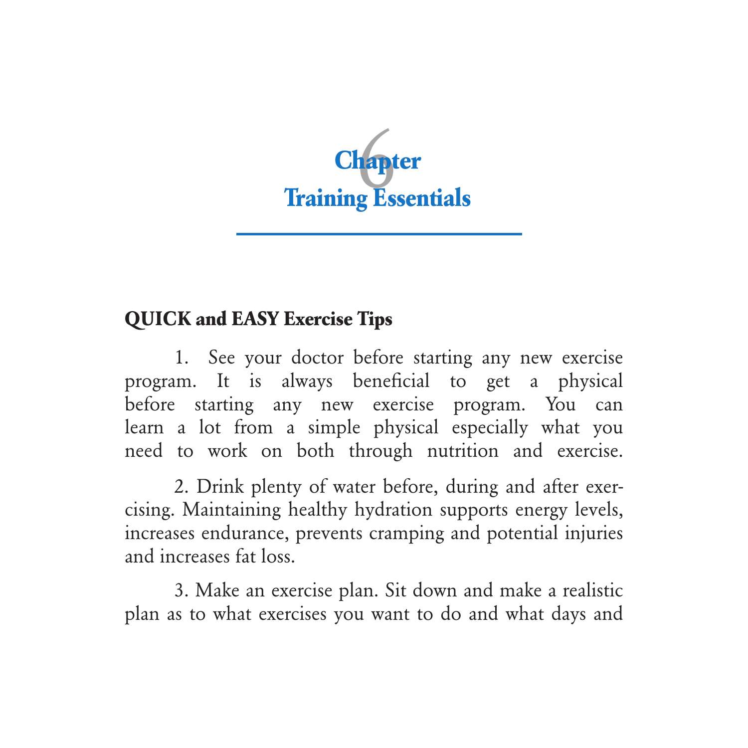# Chapter 6
# Training Essentials

## QUICK and EASY Exercise Tips

1. See your doctor before starting any new exercise program. It is always beneficial to get a physical before starting any new exercise program. You can learn a lot from a simple physical especially what you need to work on both through nutrition and exercise.

2. Drink plenty of water before, during and after exercising. Maintaining healthy hydration supports energy levels, increases endurance, prevents cramping and potential injuries and increases fat loss.

3. Make an exercise plan. Sit down and make a realistic plan as to what exercises you want to do and what days and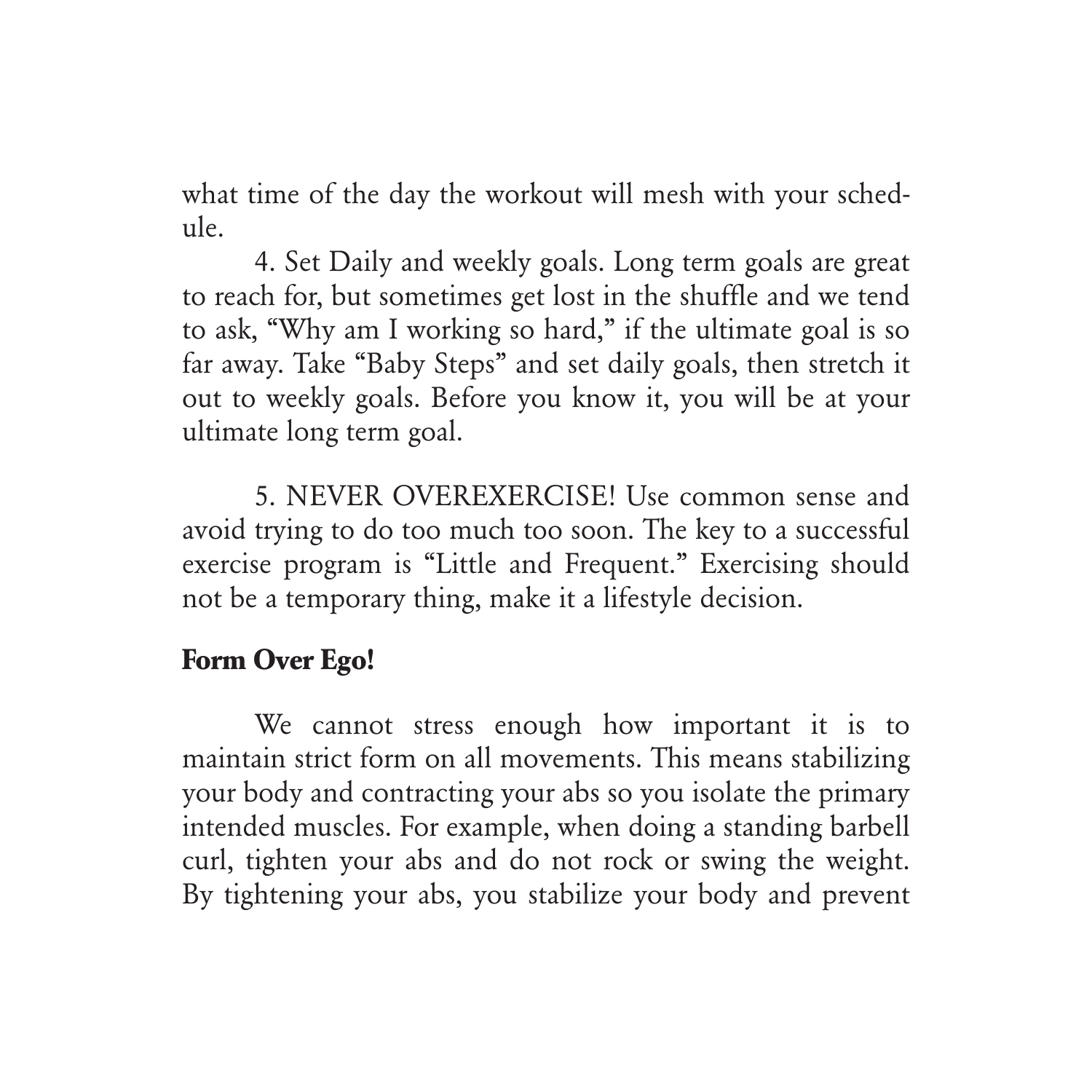what time of the day the workout will mesh with your schedule.

4. Set Daily and weekly goals. Long term goals are great to reach for, but sometimes get lost in the shuffle and we tend to ask, "Why am I working so hard," if the ultimate goal is so far away. Take "Baby Steps" and set daily goals, then stretch it out to weekly goals. Before you know it, you will be at your ultimate long term goal.

5. NEVER OVEREXERCISE! Use common sense and avoid trying to do too much too soon. The key to a successful exercise program is "Little and Frequent." Exercising should not be a temporary thing, make it a lifestyle decision.

**Form Over Ego!**

We cannot stress enough how important it is to maintain strict form on all movements. This means stabilizing your body and contracting your abs so you isolate the primary intended muscles. For example, when doing a standing barbell curl, tighten your abs and do not rock or swing the weight. By tightening your abs, you stabilize your body and prevent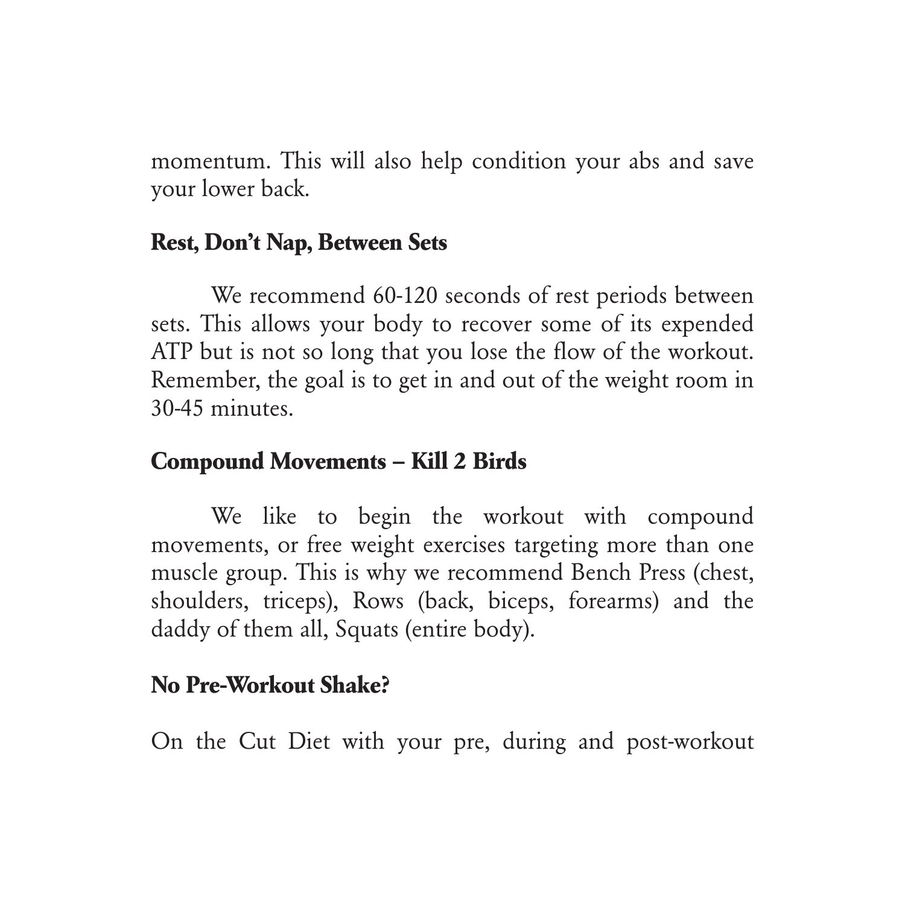momentum. This will also help condition your abs and save your lower back.

### Rest, Don't Nap, Between Sets

We recommend 60-120 seconds of rest periods between sets. This allows your body to recover some of its expended ATP but is not so long that you lose the flow of the workout. Remember, the goal is to get in and out of the weight room in 30-45 minutes.

### Compound Movements – Kill 2 Birds

We like to begin the workout with compound movements, or free weight exercises targeting more than one muscle group. This is why we recommend Bench Press (chest, shoulders, triceps), Rows (back, biceps, forearms) and the daddy of them all, Squats (entire body).

### No Pre-Workout Shake?

On the Cut Diet with your pre, during and post-workout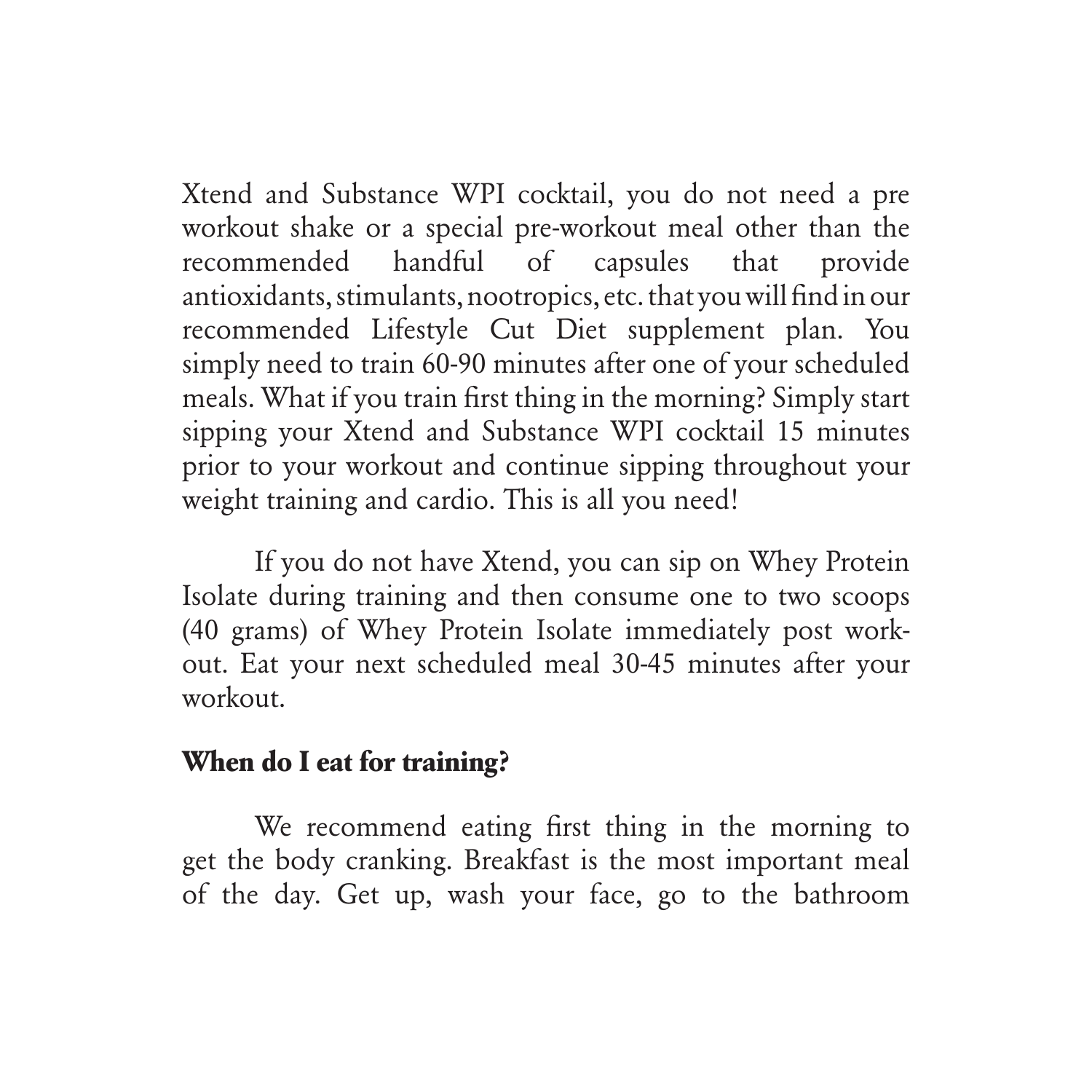Xtend and Substance WPI cocktail, you do not need a pre workout shake or a special pre-workout meal other than the recommended handful of capsules that provide antioxidants, stimulants, nootropics, etc. that you will find in our recommended Lifestyle Cut Diet supplement plan. You simply need to train 60-90 minutes after one of your scheduled meals. What if you train first thing in the morning? Simply start sipping your Xtend and Substance WPI cocktail 15 minutes prior to your workout and continue sipping throughout your weight training and cardio. This is all you need!

If you do not have Xtend, you can sip on Whey Protein Isolate during training and then consume one to two scoops (40 grams) of Whey Protein Isolate immediately post work-out. Eat your next scheduled meal 30-45 minutes after your workout.

**When do I eat for training?**

We recommend eating first thing in the morning to get the body cranking. Breakfast is the most important meal of the day. Get up, wash your face, go to the bathroom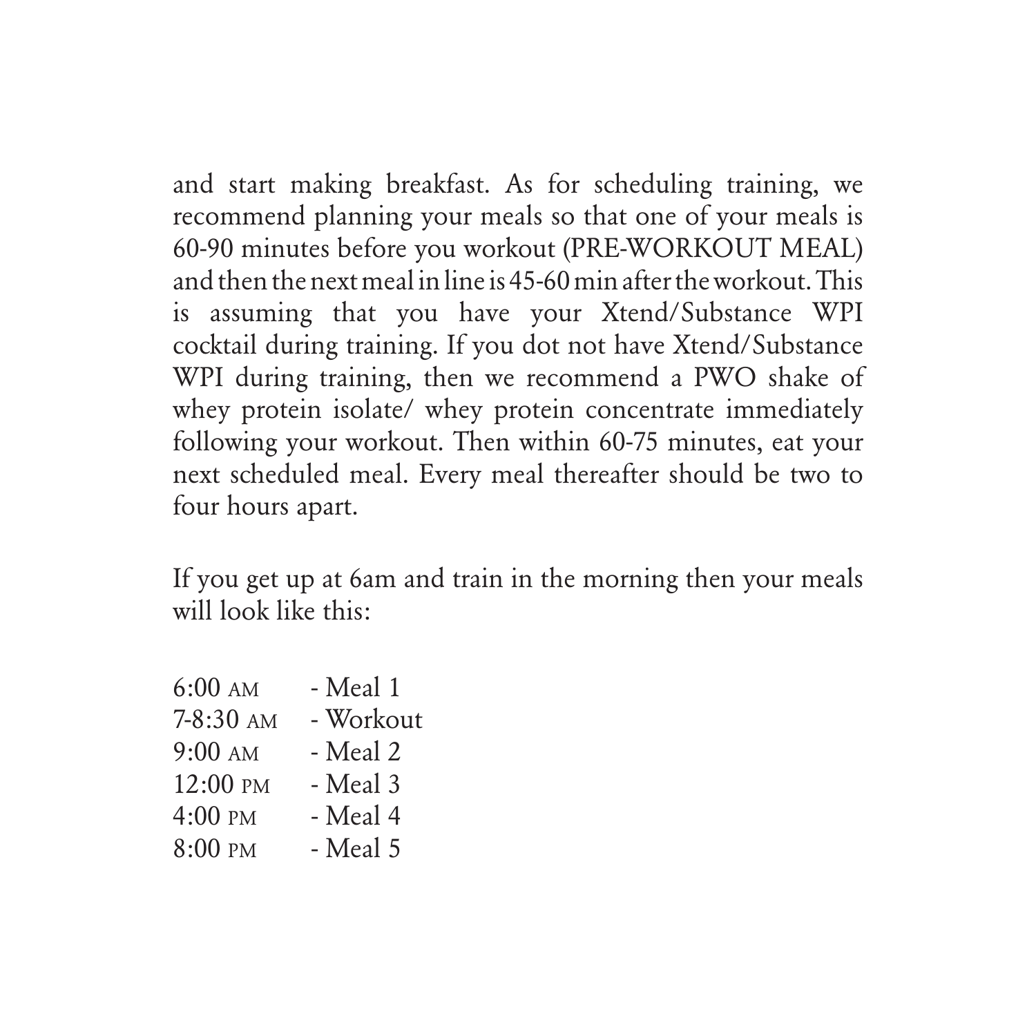and start making breakfast. As for scheduling training, we recommend planning your meals so that one of your meals is 60-90 minutes before you workout (PRE-WORKOUT MEAL) and then the next meal in line is 45-60 min after the workout. This is assuming that you have your Xtend/Substance WPI cocktail during training. If you dot not have Xtend/Substance WPI during training, then we recommend a PWO shake of whey protein isolate/ whey protein concentrate immediately following your workout. Then within 60-75 minutes, eat your next scheduled meal. Every meal thereafter should be two to four hours apart.

If you get up at 6am and train in the morning then your meals will look like this:

| | |
|---|---|
| 6:00 AM | - Meal 1 |
| 7-8:30 AM | - Workout |
| 9:00 AM | - Meal 2 |
| 12:00 PM | - Meal 3 |
| 4:00 PM | - Meal 4 |
| 8:00 PM | - Meal 5 |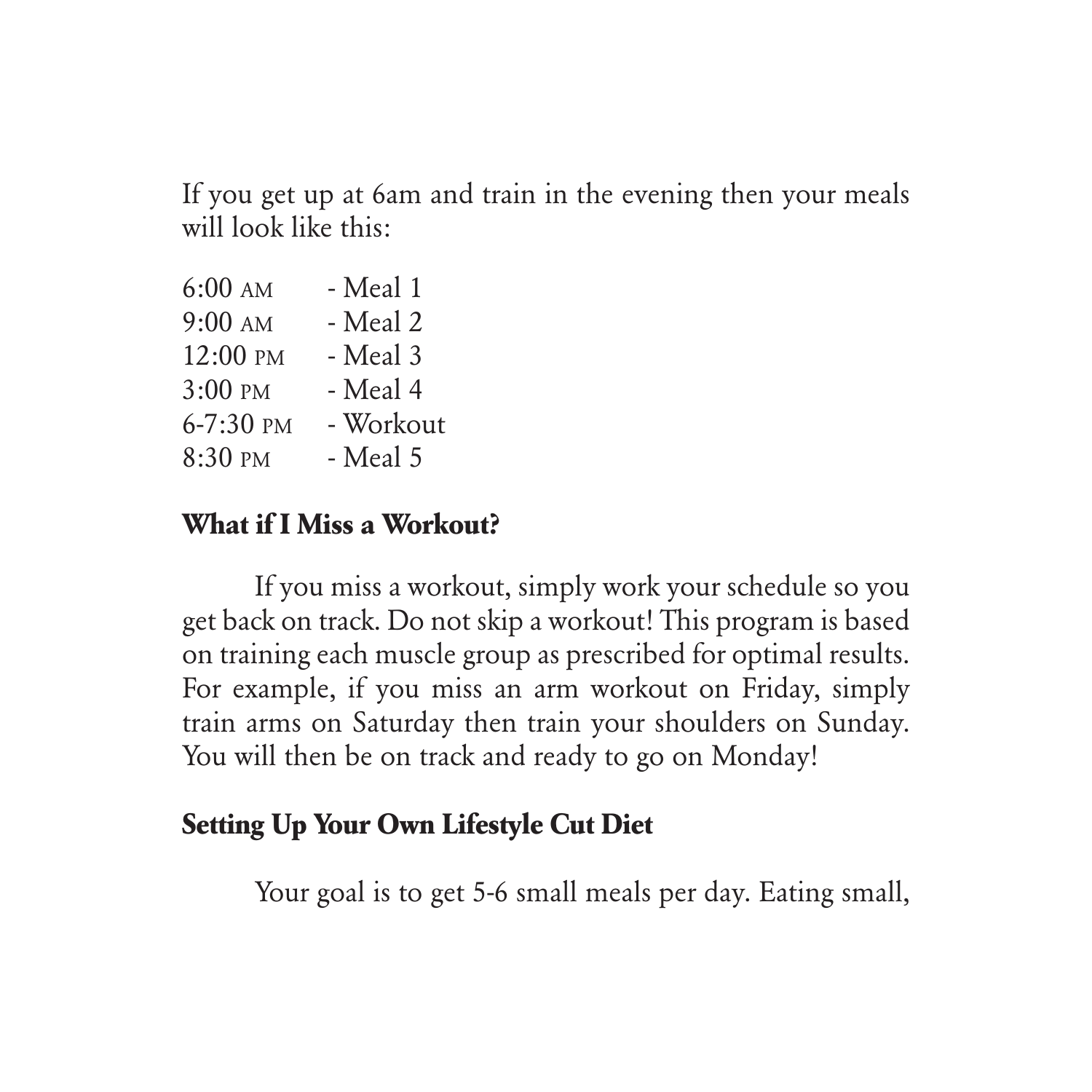If you get up at 6am and train in the evening then your meals will look like this:

6:00 AM - Meal 1
9:00 AM - Meal 2
12:00 PM - Meal 3
3:00 PM - Meal 4
6-7:30 PM - Workout
8:30 PM - Meal 5

## What if I Miss a Workout?

If you miss a workout, simply work your schedule so you get back on track. Do not skip a workout! This program is based on training each muscle group as prescribed for optimal results. For example, if you miss an arm workout on Friday, simply train arms on Saturday then train your shoulders on Sunday. You will then be on track and ready to go on Monday!

## Setting Up Your Own Lifestyle Cut Diet

Your goal is to get 5-6 small meals per day. Eating small,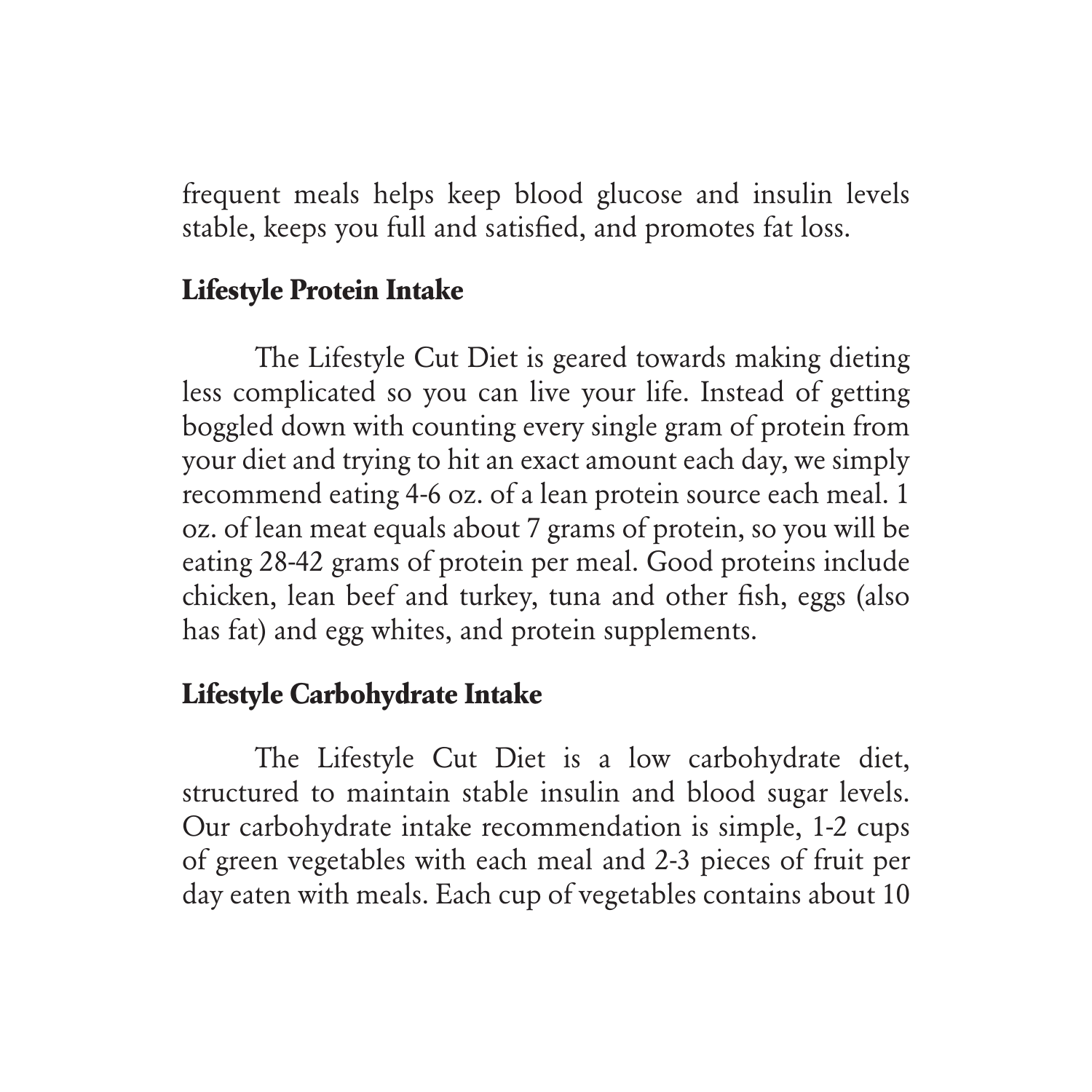frequent meals helps keep blood glucose and insulin levels stable, keeps you full and satisfied, and promotes fat loss.

### Lifestyle Protein Intake

The Lifestyle Cut Diet is geared towards making dieting less complicated so you can live your life. Instead of getting boggled down with counting every single gram of protein from your diet and trying to hit an exact amount each day, we simply recommend eating 4-6 oz. of a lean protein source each meal. 1 oz. of lean meat equals about 7 grams of protein, so you will be eating 28-42 grams of protein per meal. Good proteins include chicken, lean beef and turkey, tuna and other fish, eggs (also has fat) and egg whites, and protein supplements.

### Lifestyle Carbohydrate Intake

The Lifestyle Cut Diet is a low carbohydrate diet, structured to maintain stable insulin and blood sugar levels. Our carbohydrate intake recommendation is simple, 1-2 cups of green vegetables with each meal and 2-3 pieces of fruit per day eaten with meals. Each cup of vegetables contains about 10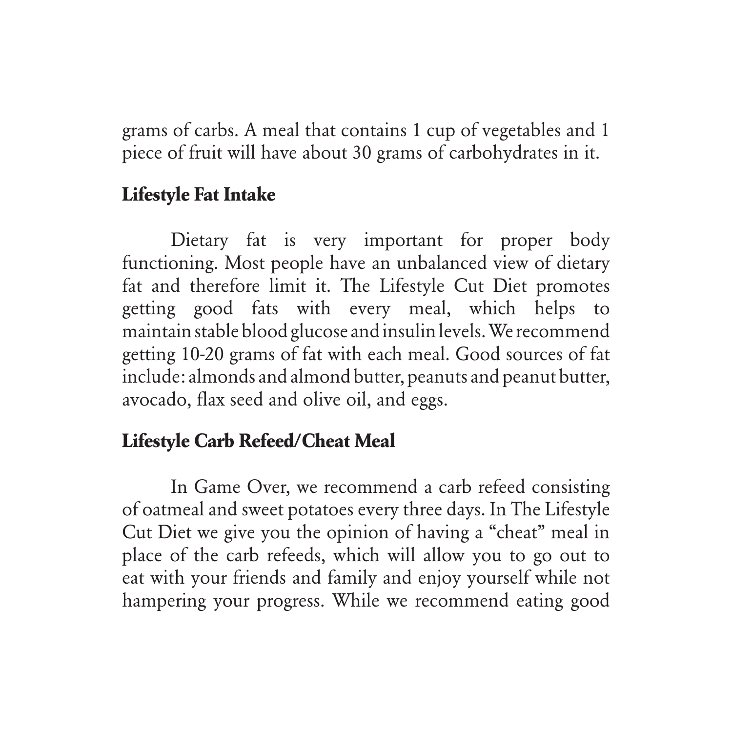grams of carbs. A meal that contains 1 cup of vegetables and 1 piece of fruit will have about 30 grams of carbohydrates in it.

### Lifestyle Fat Intake

Dietary fat is very important for proper body functioning. Most people have an unbalanced view of dietary fat and therefore limit it. The Lifestyle Cut Diet promotes getting good fats with every meal, which helps to maintain stable blood glucose and insulin levels. We recommend getting 10-20 grams of fat with each meal. Good sources of fat include: almonds and almond butter, peanuts and peanut butter, avocado, flax seed and olive oil, and eggs.

### Lifestyle Carb Refeed/Cheat Meal

In Game Over, we recommend a carb refeed consisting of oatmeal and sweet potatoes every three days. In The Lifestyle Cut Diet we give you the opinion of having a "cheat" meal in place of the carb refeeds, which will allow you to go out to eat with your friends and family and enjoy yourself while not hampering your progress. While we recommend eating good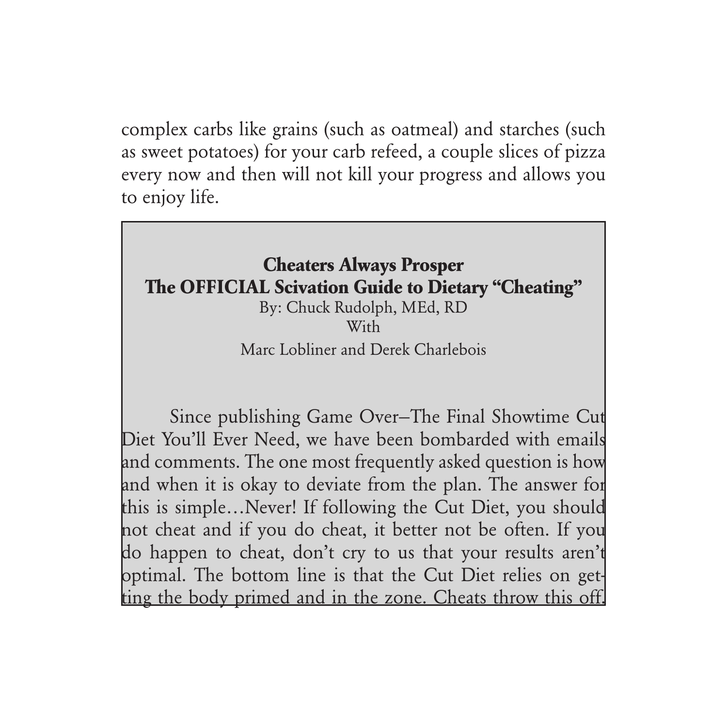complex carbs like grains (such as oatmeal) and starches (such as sweet potatoes) for your carb refeed, a couple slices of pizza every now and then will not kill your progress and allows you to enjoy life.

## Cheaters Always Prosper
## The OFFICIAL Scivation Guide to Dietary "Cheating"

By: Chuck Rudolph, MEd, RD

With

Marc Lobliner and Derek Charlebois

Since publishing Game Over–The Final Showtime Cut Diet You'll Ever Need, we have been bombarded with emails and comments. The one most frequently asked question is how and when it is okay to deviate from the plan. The answer for this is simple…Never! If following the Cut Diet, you should not cheat and if you do cheat, it better not be often. If you do happen to cheat, don't cry to us that your results aren't optimal. The bottom line is that the Cut Diet relies on getting the body primed and in the zone. Cheats throw this off.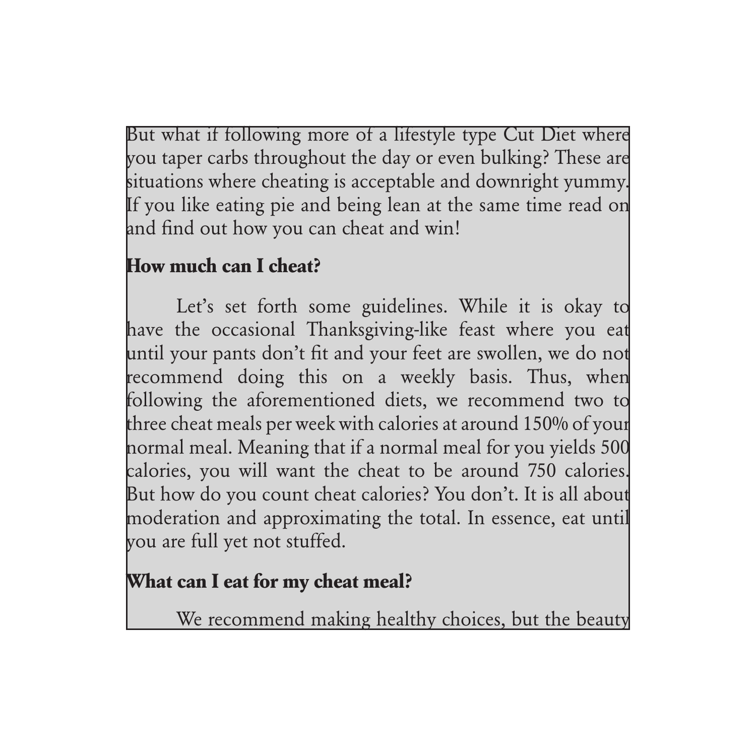But what if following more of a lifestyle type Cut Diet where you taper carbs throughout the day or even bulking? These are situations where cheating is acceptable and downright yummy. If you like eating pie and being lean at the same time read on and find out how you can cheat and win!

**How much can I cheat?**

Let's set forth some guidelines. While it is okay to have the occasional Thanksgiving-like feast where you eat until your pants don't fit and your feet are swollen, we do not recommend doing this on a weekly basis. Thus, when following the aforementioned diets, we recommend two to three cheat meals per week with calories at around 150% of your normal meal. Meaning that if a normal meal for you yields 500 calories, you will want the cheat to be around 750 calories. But how do you count cheat calories? You don't. It is all about moderation and approximating the total. In essence, eat until you are full yet not stuffed.

**What can I eat for my cheat meal?**

We recommend making healthy choices, but the beauty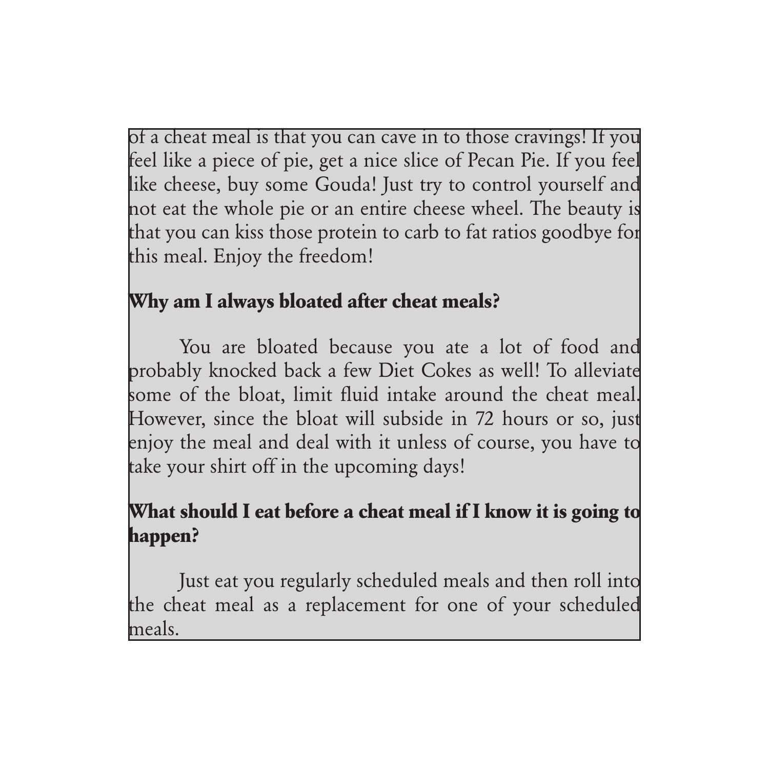of a cheat meal is that you can cave in to those cravings! If you feel like a piece of pie, get a nice slice of Pecan Pie. If you feel like cheese, buy some Gouda! Just try to control yourself and not eat the whole pie or an entire cheese wheel. The beauty is that you can kiss those protein to carb to fat ratios goodbye for this meal. Enjoy the freedom!

**Why am I always bloated after cheat meals?**

You are bloated because you ate a lot of food and probably knocked back a few Diet Cokes as well! To alleviate some of the bloat, limit fluid intake around the cheat meal. However, since the bloat will subside in 72 hours or so, just enjoy the meal and deal with it unless of course, you have to take your shirt off in the upcoming days!

**What should I eat before a cheat meal if I know it is going to happen?**

Just eat you regularly scheduled meals and then roll into the cheat meal as a replacement for one of your scheduled meals.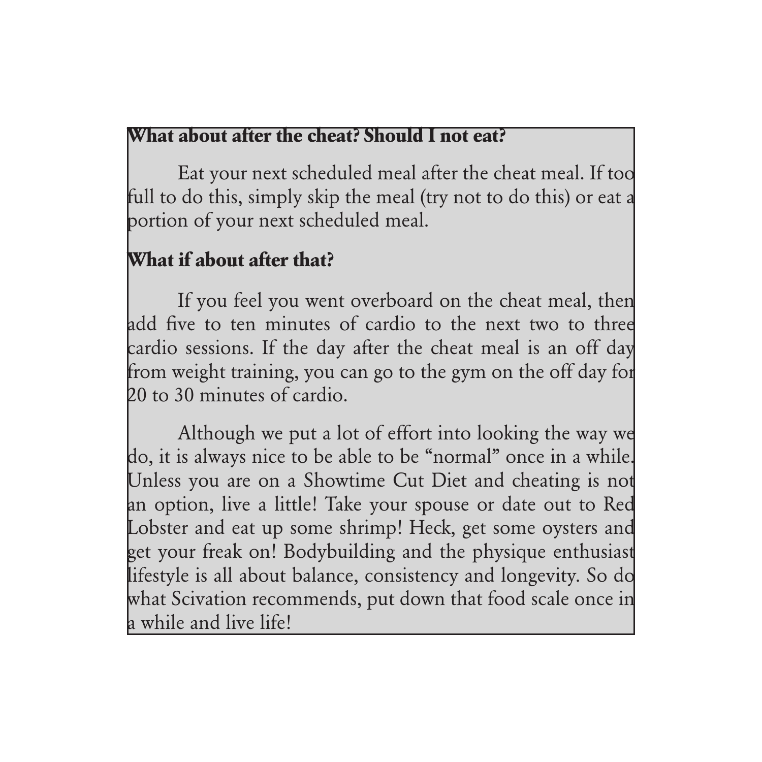**What about after the cheat? Should I not eat?**

Eat your next scheduled meal after the cheat meal. If too full to do this, simply skip the meal (try not to do this) or eat a portion of your next scheduled meal.

**What if about after that?**

If you feel you went overboard on the cheat meal, then add five to ten minutes of cardio to the next two to three cardio sessions. If the day after the cheat meal is an off day from weight training, you can go to the gym on the off day for 20 to 30 minutes of cardio.

Although we put a lot of effort into looking the way we do, it is always nice to be able to be "normal" once in a while. Unless you are on a Showtime Cut Diet and cheating is not an option, live a little! Take your spouse or date out to Red Lobster and eat up some shrimp! Heck, get some oysters and get your freak on! Bodybuilding and the physique enthusiast lifestyle is all about balance, consistency and longevity. So do what Scivation recommends, put down that food scale once in a while and live life!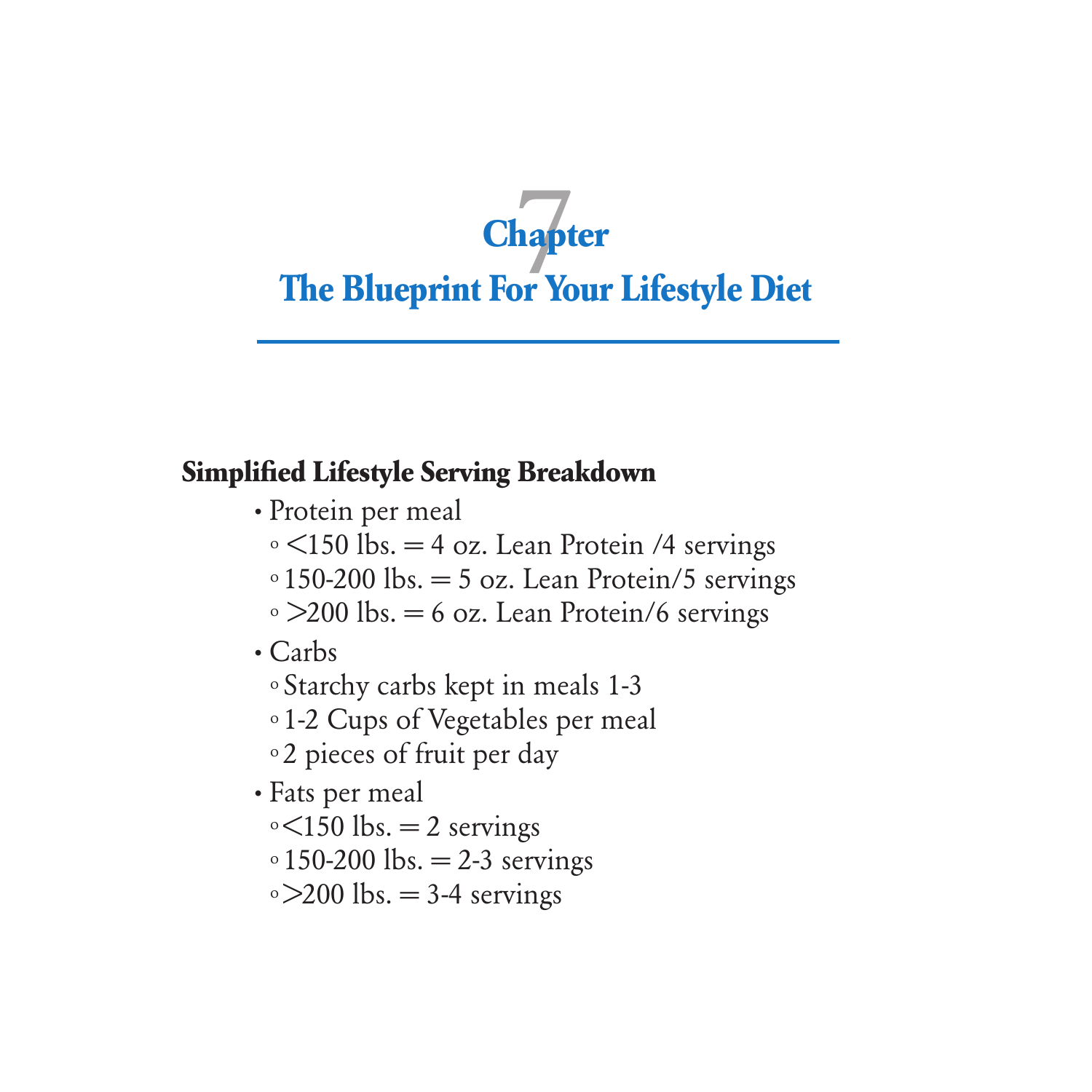# Chapter 7

# The Blueprint For Your Lifestyle Diet

**Simplified Lifestyle Serving Breakdown**

- Protein per meal
  - <150 lbs. = 4 oz. Lean Protein /4 servings
  - 150-200 lbs. = 5 oz. Lean Protein/5 servings
  - >200 lbs. = 6 oz. Lean Protein/6 servings
- Carbs
  - Starchy carbs kept in meals 1-3
  - 1-2 Cups of Vegetables per meal
  - 2 pieces of fruit per day
- Fats per meal
  - <150 lbs. = 2 servings
  - 150-200 lbs. = 2-3 servings
  - >200 lbs. = 3-4 servings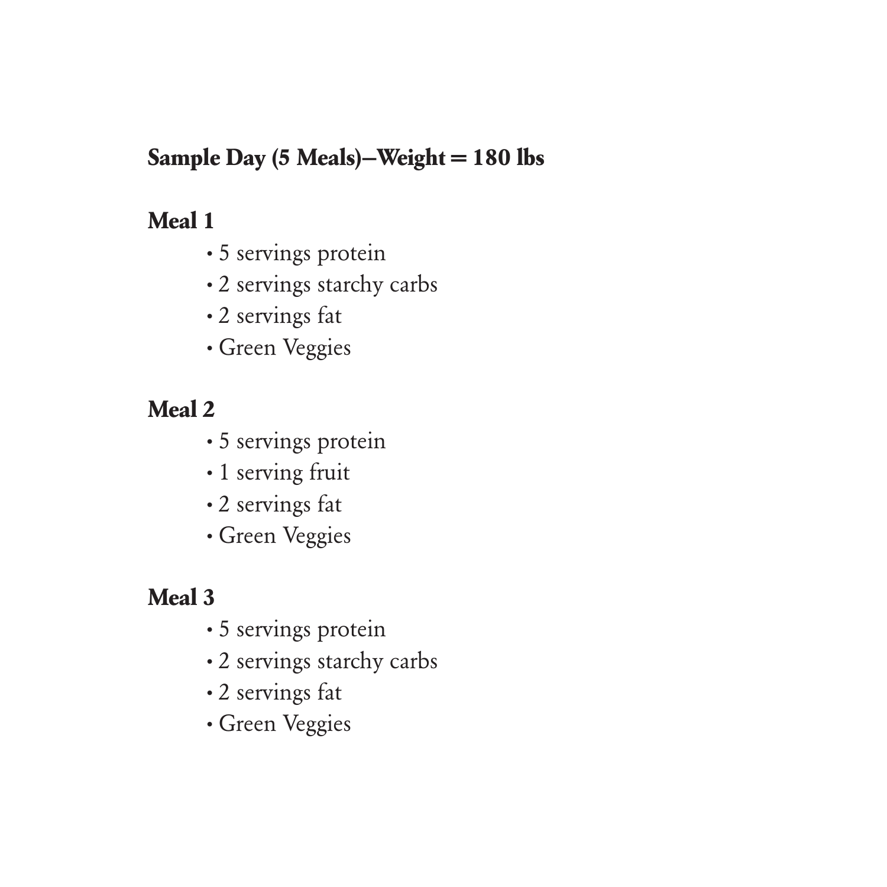**Sample Day (5 Meals)–Weight = 180 lbs**

**Meal 1**

- 5 servings protein
- 2 servings starchy carbs
- 2 servings fat
- Green Veggies

**Meal 2**

- 5 servings protein
- 1 serving fruit
- 2 servings fat
- Green Veggies

**Meal 3**

- 5 servings protein
- 2 servings starchy carbs
- 2 servings fat
- Green Veggies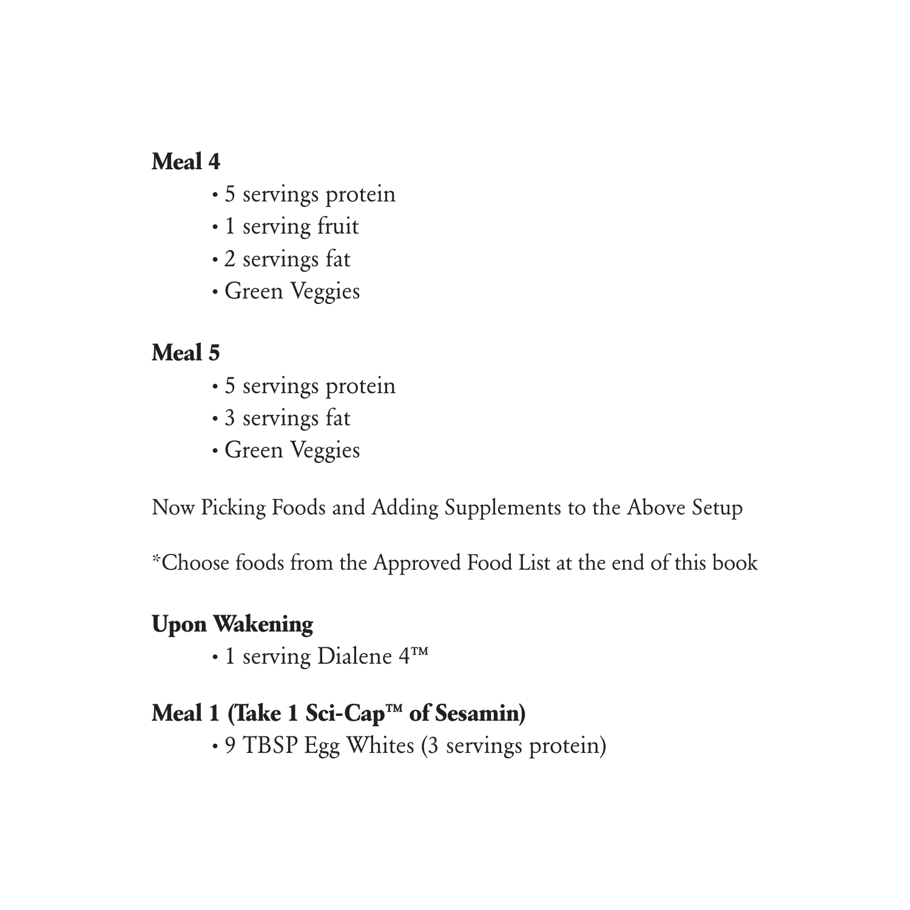**Meal 4**

- 5 servings protein
- 1 serving fruit
- 2 servings fat
- Green Veggies

**Meal 5**

- 5 servings protein
- 3 servings fat
- Green Veggies

Now Picking Foods and Adding Supplements to the Above Setup

*Choose foods from the Approved Food List at the end of this book

**Upon Wakening**

- 1 serving Dialene 4™

**Meal 1 (Take 1 Sci-Cap™ of Sesamin)**

- 9 TBSP Egg Whites (3 servings protein)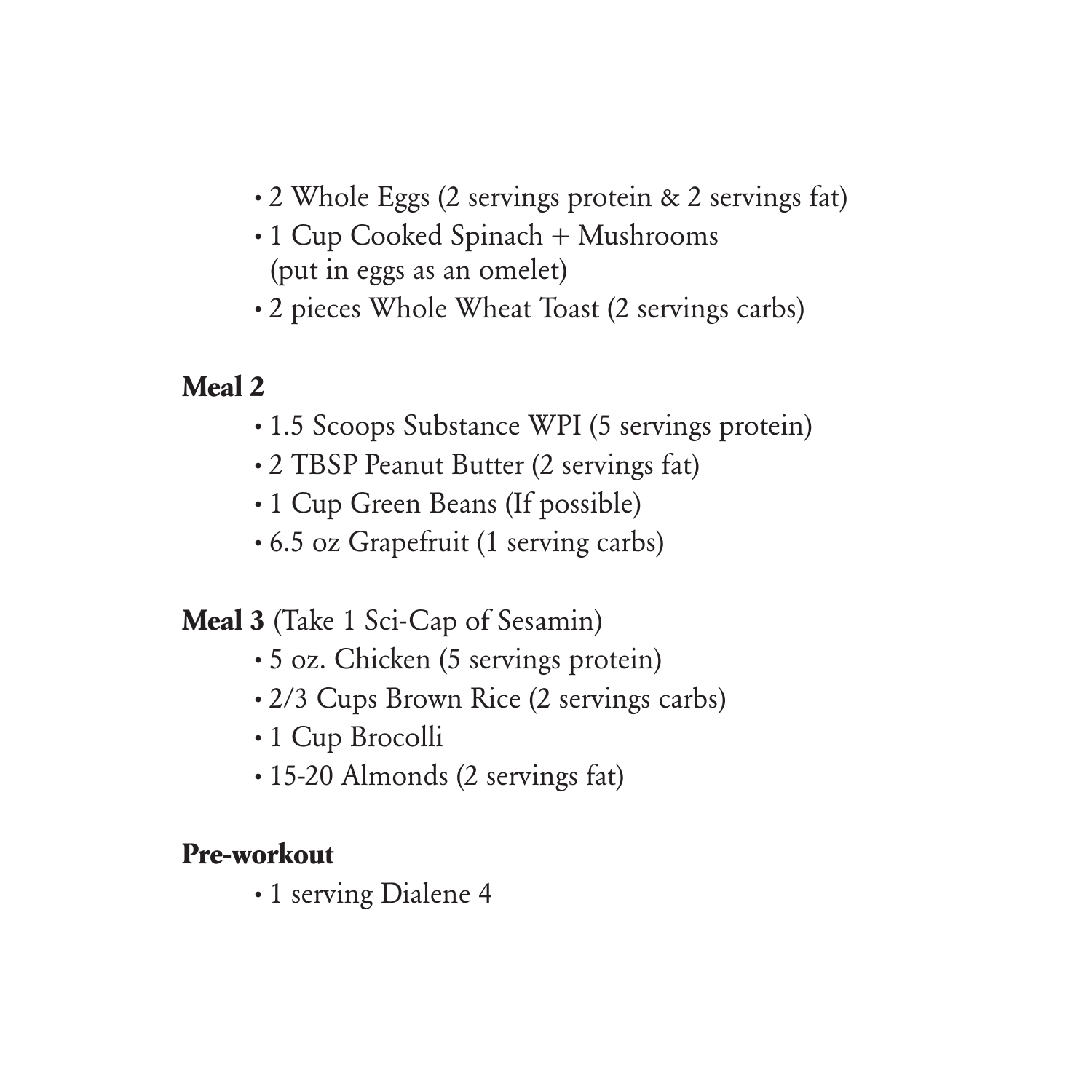- 2 Whole Eggs (2 servings protein & 2 servings fat)
- 1 Cup Cooked Spinach + Mushrooms (put in eggs as an omelet)
- 2 pieces Whole Wheat Toast (2 servings carbs)

**Meal 2**

- 1.5 Scoops Substance WPI (5 servings protein)
- 2 TBSP Peanut Butter (2 servings fat)
- 1 Cup Green Beans (If possible)
- 6.5 oz Grapefruit (1 serving carbs)

**Meal 3** (Take 1 Sci-Cap of Sesamin)

- 5 oz. Chicken (5 servings protein)
- 2/3 Cups Brown Rice (2 servings carbs)
- 1 Cup Brocolli
- 15-20 Almonds (2 servings fat)

**Pre-workout**

- 1 serving Dialene 4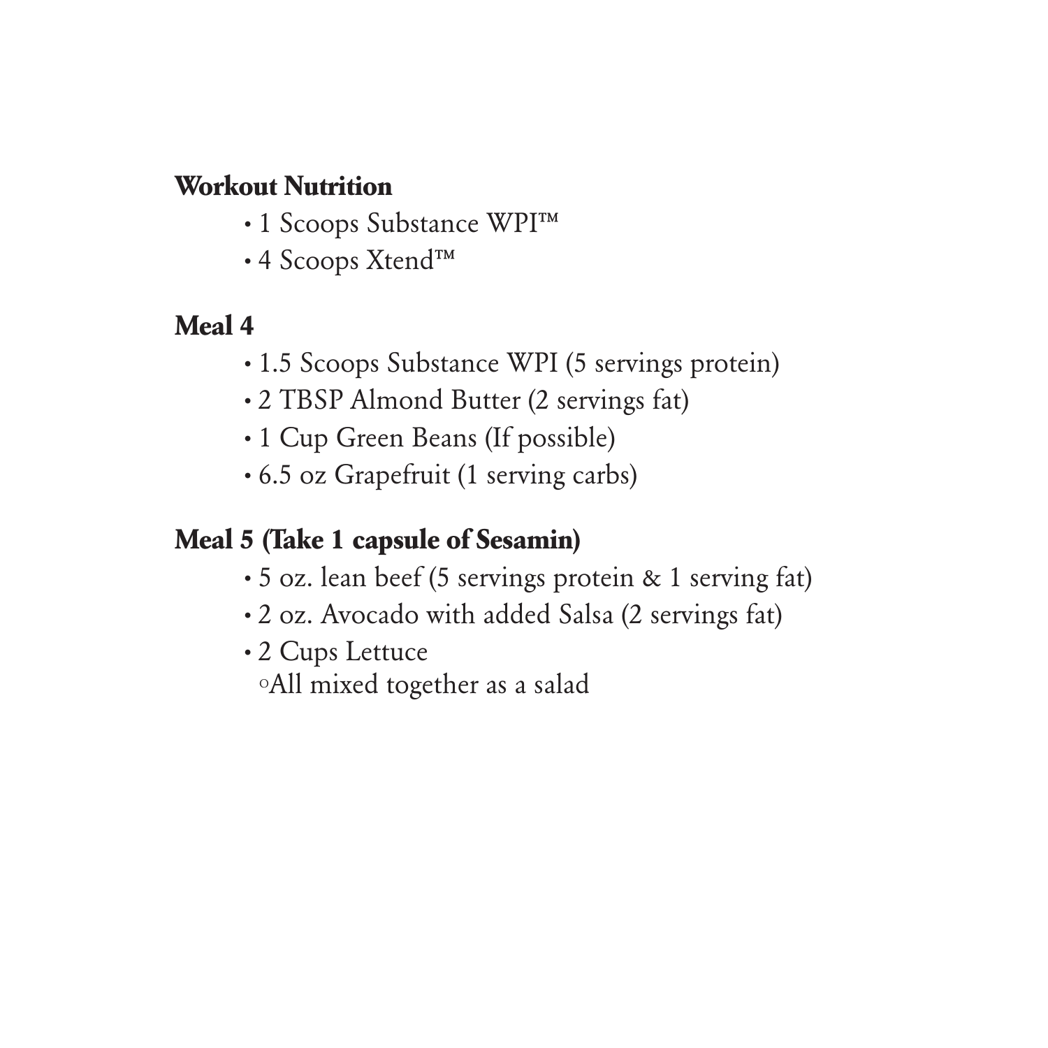**Workout Nutrition**

- 1 Scoops Substance WPI™
- 4 Scoops Xtend™

**Meal 4**

- 1.5 Scoops Substance WPI (5 servings protein)
- 2 TBSP Almond Butter (2 servings fat)
- 1 Cup Green Beans (If possible)
- 6.5 oz Grapefruit (1 serving carbs)

**Meal 5 (Take 1 capsule of Sesamin)**

- 5 oz. lean beef (5 servings protein & 1 serving fat)
- 2 oz. Avocado with added Salsa (2 servings fat)
- 2 Cups Lettuce
  - All mixed together as a salad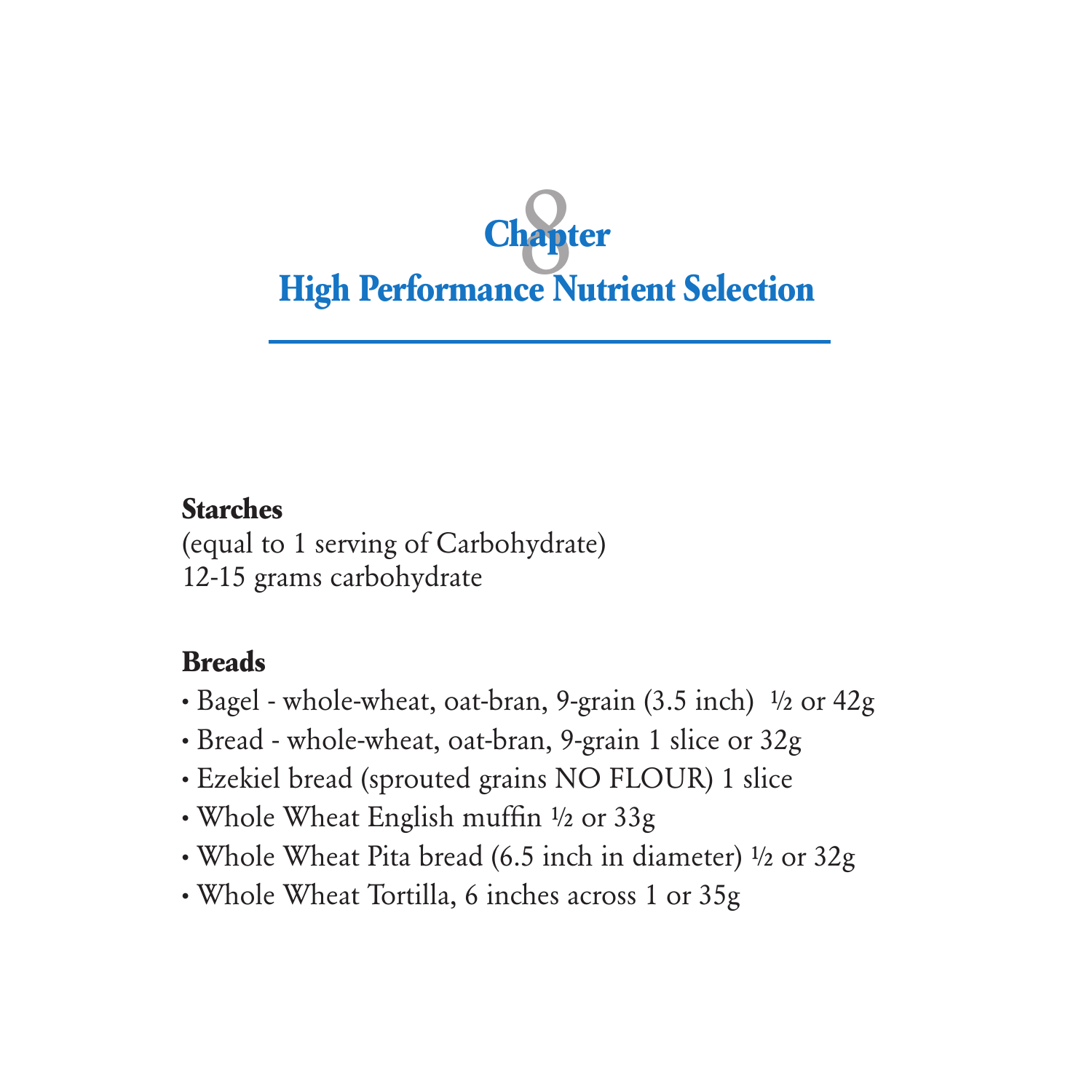# Chapter 8
# High Performance Nutrient Selection

**Starches**
(equal to 1 serving of Carbohydrate)
12-15 grams carbohydrate

**Breads**

- Bagel - whole-wheat, oat-bran, 9-grain (3.5 inch) ½ or 42g
- Bread - whole-wheat, oat-bran, 9-grain 1 slice or 32g
- Ezekiel bread (sprouted grains NO FLOUR) 1 slice
- Whole Wheat English muffin ½ or 33g
- Whole Wheat Pita bread (6.5 inch in diameter) ½ or 32g
- Whole Wheat Tortilla, 6 inches across 1 or 35g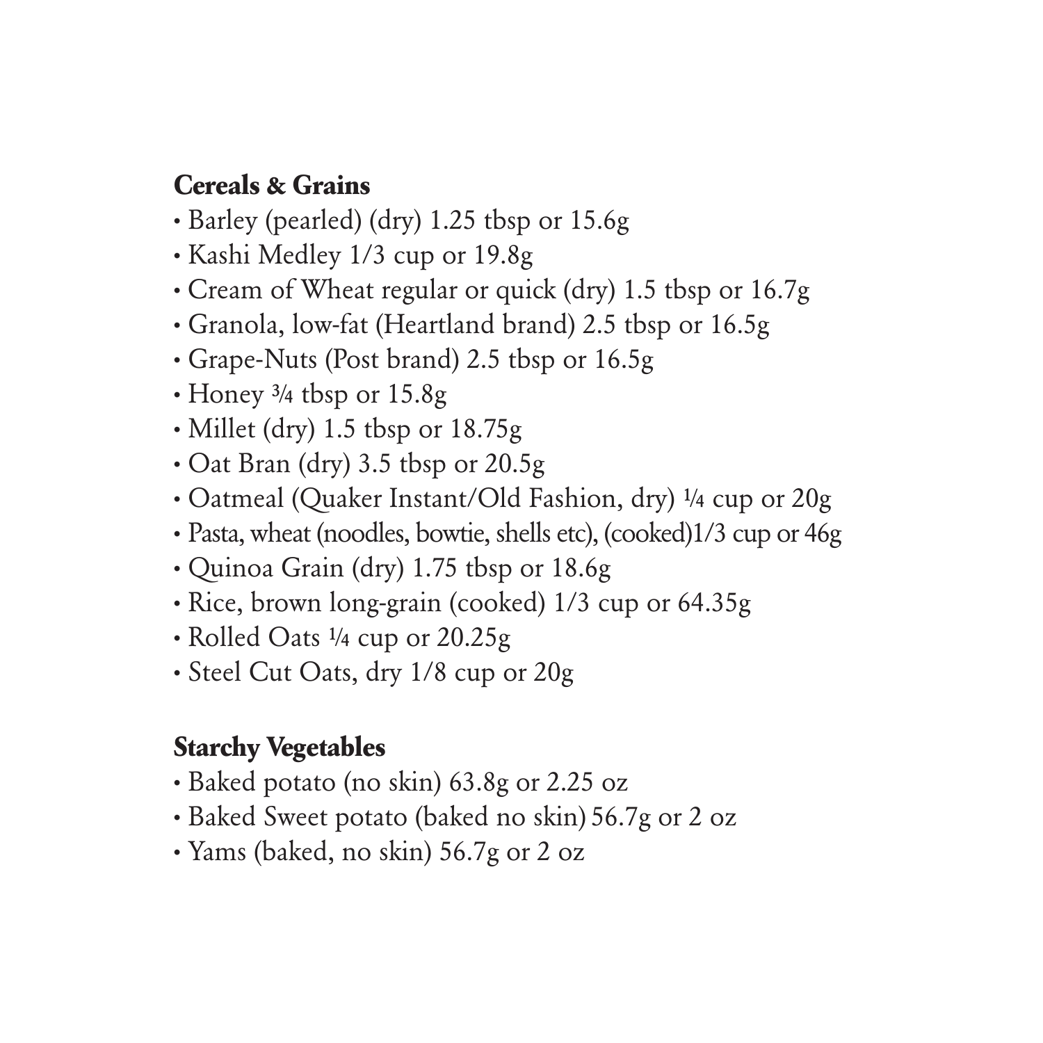**Cereals & Grains**

- Barley (pearled) (dry) 1.25 tbsp or 15.6g
- Kashi Medley 1/3 cup or 19.8g
- Cream of Wheat regular or quick (dry) 1.5 tbsp or 16.7g
- Granola, low-fat (Heartland brand) 2.5 tbsp or 16.5g
- Grape-Nuts (Post brand) 2.5 tbsp or 16.5g
- Honey ¾ tbsp or 15.8g
- Millet (dry) 1.5 tbsp or 18.75g
- Oat Bran (dry) 3.5 tbsp or 20.5g
- Oatmeal (Quaker Instant/Old Fashion, dry) ¼ cup or 20g
- Pasta, wheat (noodles, bowtie, shells etc), (cooked)1/3 cup or 46g
- Quinoa Grain (dry) 1.75 tbsp or 18.6g
- Rice, brown long-grain (cooked) 1/3 cup or 64.35g
- Rolled Oats ¼ cup or 20.25g
- Steel Cut Oats, dry 1/8 cup or 20g

**Starchy Vegetables**

- Baked potato (no skin) 63.8g or 2.25 oz
- Baked Sweet potato (baked no skin) 56.7g or 2 oz
- Yams (baked, no skin) 56.7g or 2 oz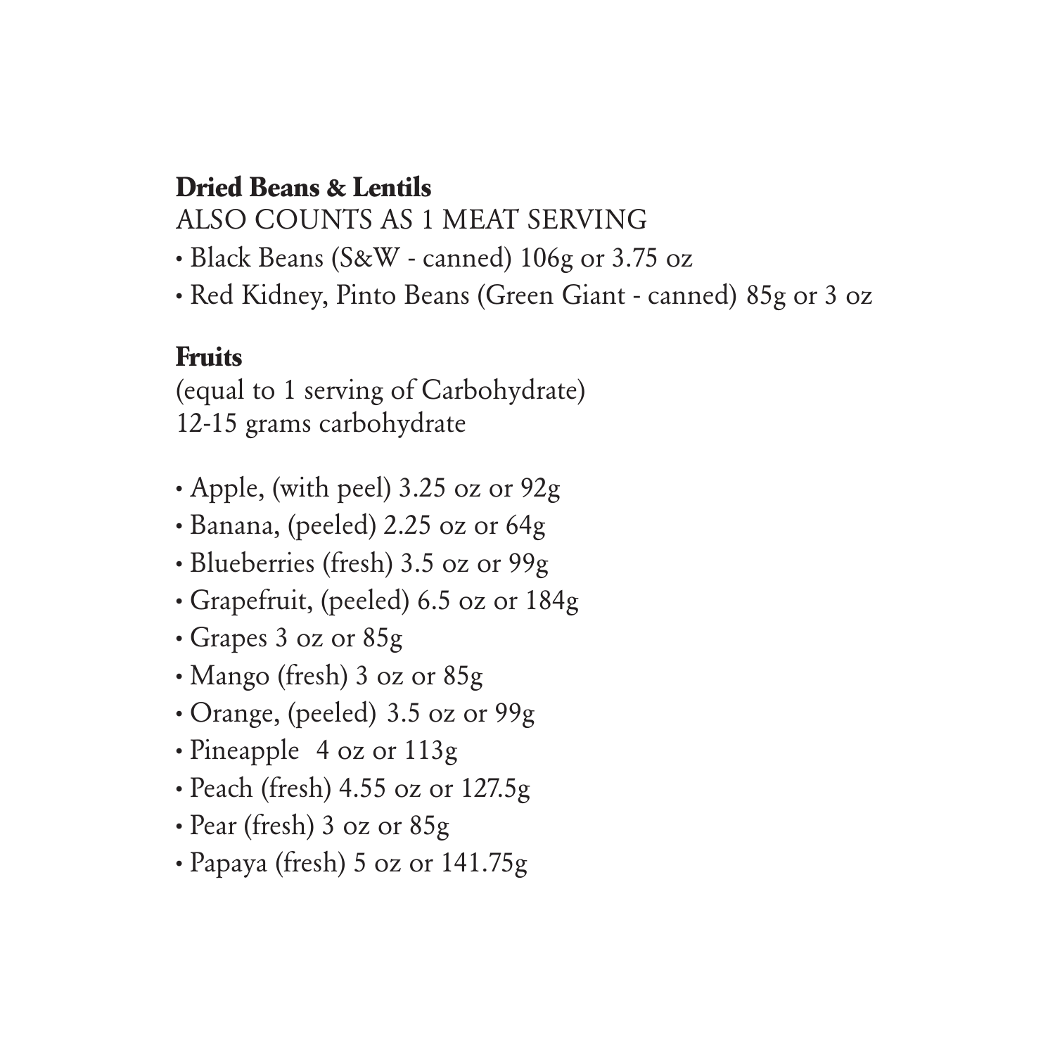**Dried Beans & Lentils**

ALSO COUNTS AS 1 MEAT SERVING

- Black Beans (S&W - canned) 106g or 3.75 oz
- Red Kidney, Pinto Beans (Green Giant - canned) 85g or 3 oz

**Fruits**

(equal to 1 serving of Carbohydrate)
12-15 grams carbohydrate

- Apple, (with peel) 3.25 oz or 92g
- Banana, (peeled) 2.25 oz or 64g
- Blueberries (fresh) 3.5 oz or 99g
- Grapefruit, (peeled) 6.5 oz or 184g
- Grapes 3 oz or 85g
- Mango (fresh) 3 oz or 85g
- Orange, (peeled) 3.5 oz or 99g
- Pineapple 4 oz or 113g
- Peach (fresh) 4.55 oz or 127.5g
- Pear (fresh) 3 oz or 85g
- Papaya (fresh) 5 oz or 141.75g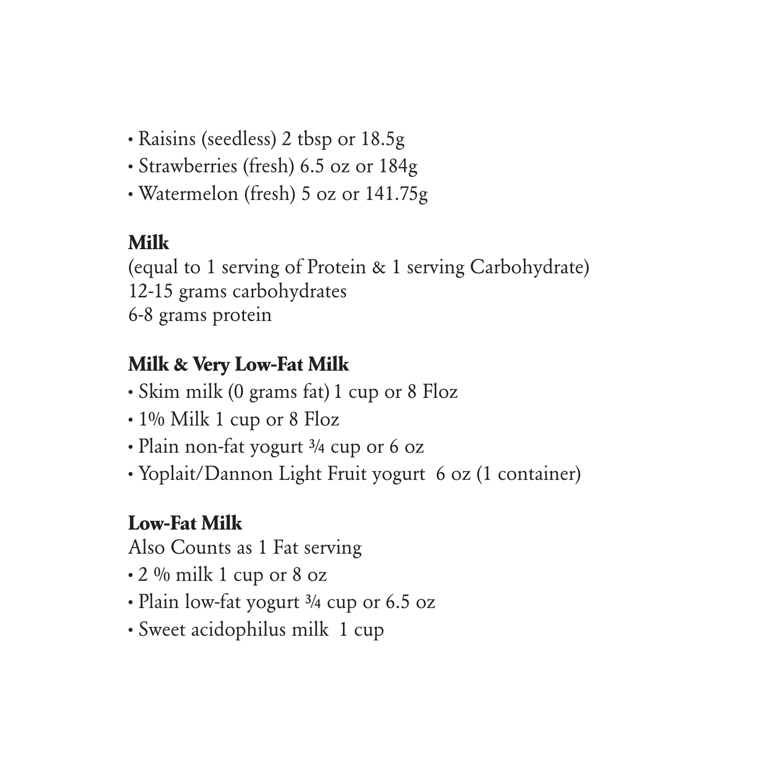- Raisins (seedless) 2 tbsp or 18.5g
- Strawberries (fresh) 6.5 oz or 184g
- Watermelon (fresh) 5 oz or 141.75g

**Milk**

(equal to 1 serving of Protein & 1 serving Carbohydrate)
12-15 grams carbohydrates
6-8 grams protein

**Milk & Very Low-Fat Milk**

- Skim milk (0 grams fat) 1 cup or 8 Floz
- 1% Milk 1 cup or 8 Floz
- Plain non-fat yogurt ¾ cup or 6 oz
- Yoplait/Dannon Light Fruit yogurt 6 oz (1 container)

**Low-Fat Milk**

Also Counts as 1 Fat serving

- 2 % milk 1 cup or 8 oz
- Plain low-fat yogurt ¾ cup or 6.5 oz
- Sweet acidophilus milk 1 cup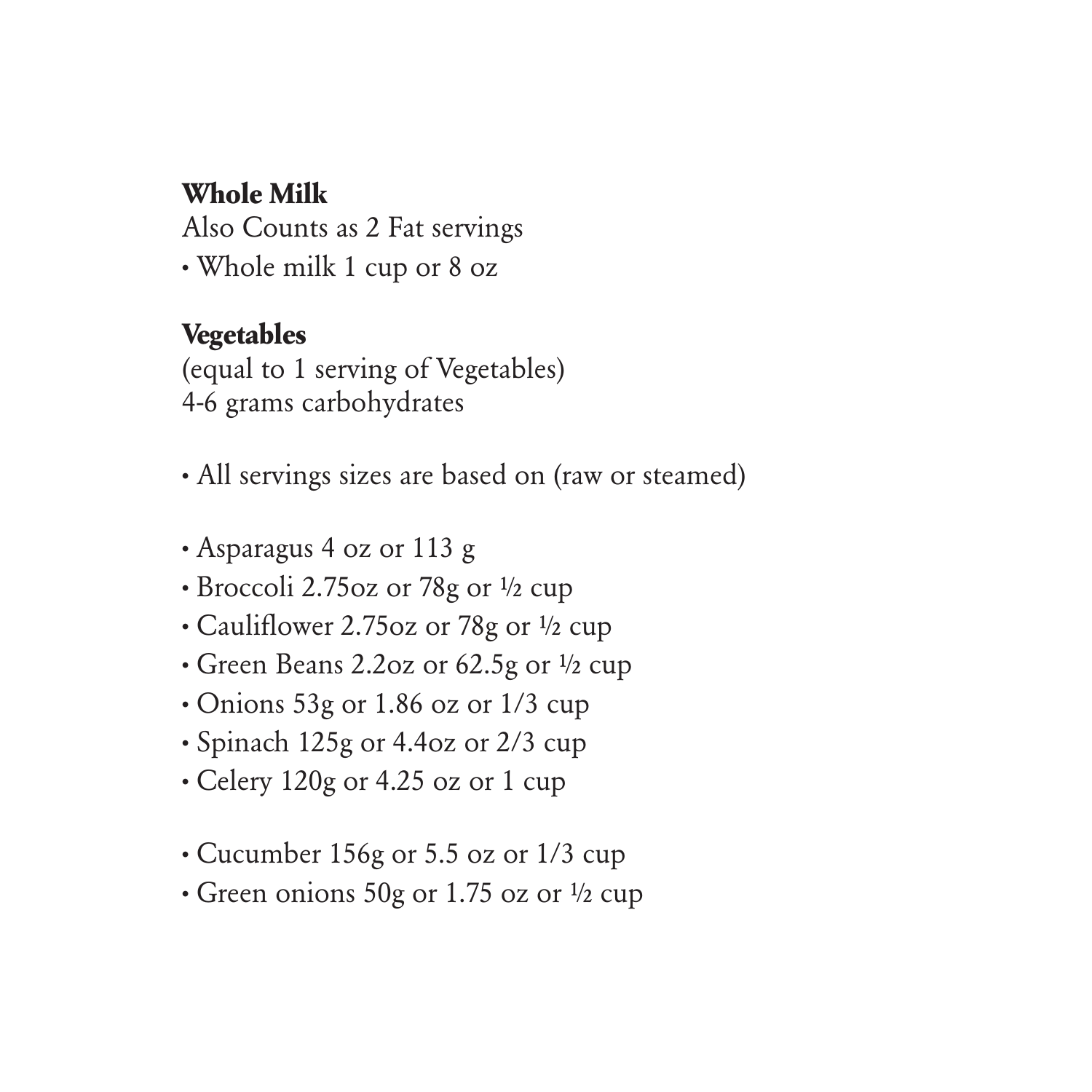**Whole Milk**

Also Counts as 2 Fat servings

- Whole milk 1 cup or 8 oz

**Vegetables**

(equal to 1 serving of Vegetables)
4-6 grams carbohydrates

- All servings sizes are based on (raw or steamed)

- Asparagus 4 oz or 113 g
- Broccoli 2.75oz or 78g or ½ cup
- Cauliflower 2.75oz or 78g or ½ cup
- Green Beans 2.2oz or 62.5g or ½ cup
- Onions 53g or 1.86 oz or 1/3 cup
- Spinach 125g or 4.4oz or 2/3 cup
- Celery 120g or 4.25 oz or 1 cup

- Cucumber 156g or 5.5 oz or 1/3 cup
- Green onions 50g or 1.75 oz or ½ cup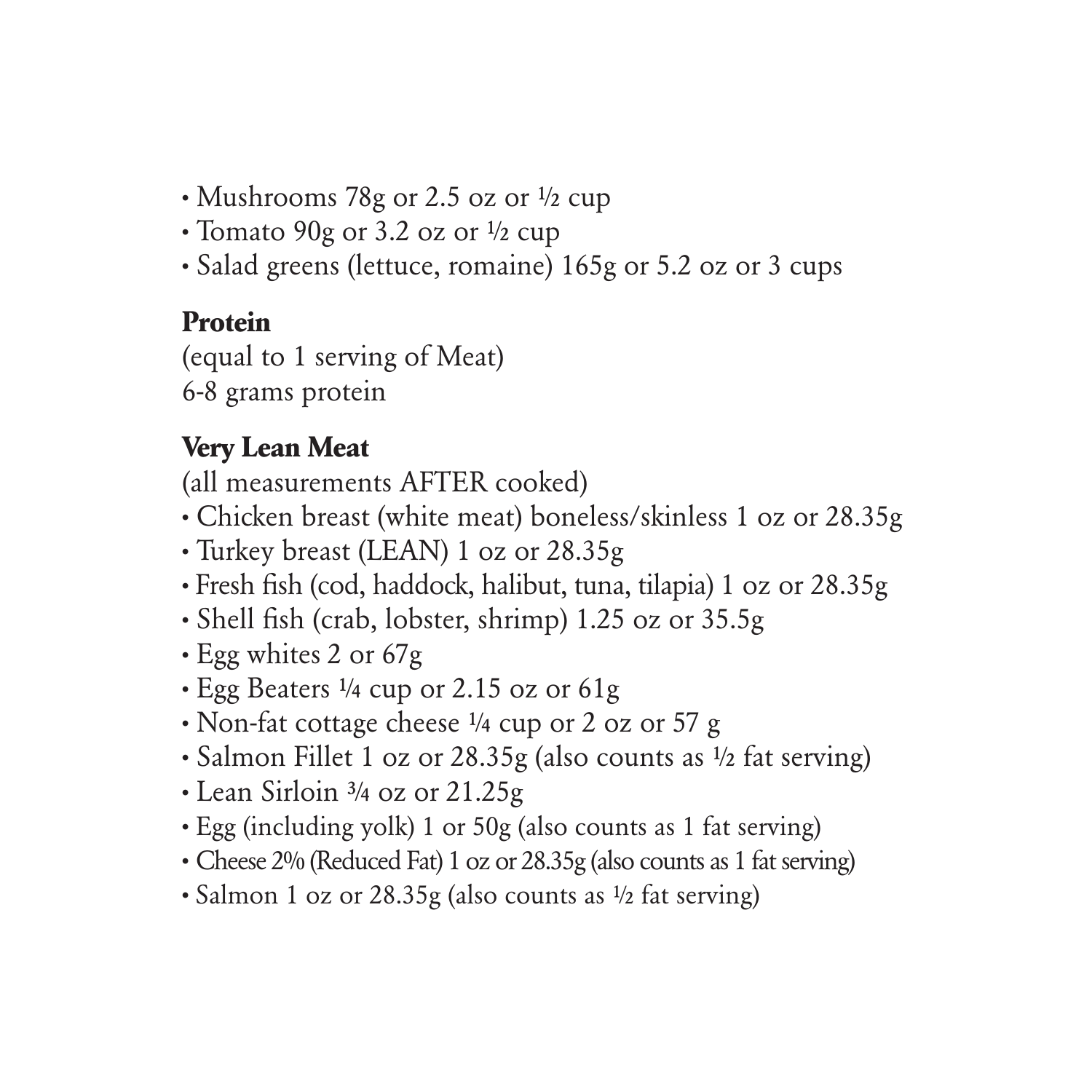- Mushrooms 78g or 2.5 oz or ½ cup
- Tomato 90g or 3.2 oz or ½ cup
- Salad greens (lettuce, romaine) 165g or 5.2 oz or 3 cups

**Protein**

(equal to 1 serving of Meat)
6-8 grams protein

**Very Lean Meat**

(all measurements AFTER cooked)

- Chicken breast (white meat) boneless/skinless 1 oz or 28.35g
- Turkey breast (LEAN) 1 oz or 28.35g
- Fresh fish (cod, haddock, halibut, tuna, tilapia) 1 oz or 28.35g
- Shell fish (crab, lobster, shrimp) 1.25 oz or 35.5g
- Egg whites 2 or 67g
- Egg Beaters ¼ cup or 2.15 oz or 61g
- Non-fat cottage cheese ¼ cup or 2 oz or 57 g
- Salmon Fillet 1 oz or 28.35g (also counts as ½ fat serving)
- Lean Sirloin ¾ oz or 21.25g
- Egg (including yolk) 1 or 50g (also counts as 1 fat serving)
- Cheese 2% (Reduced Fat) 1 oz or 28.35g (also counts as 1 fat serving)
- Salmon 1 oz or 28.35g (also counts as ½ fat serving)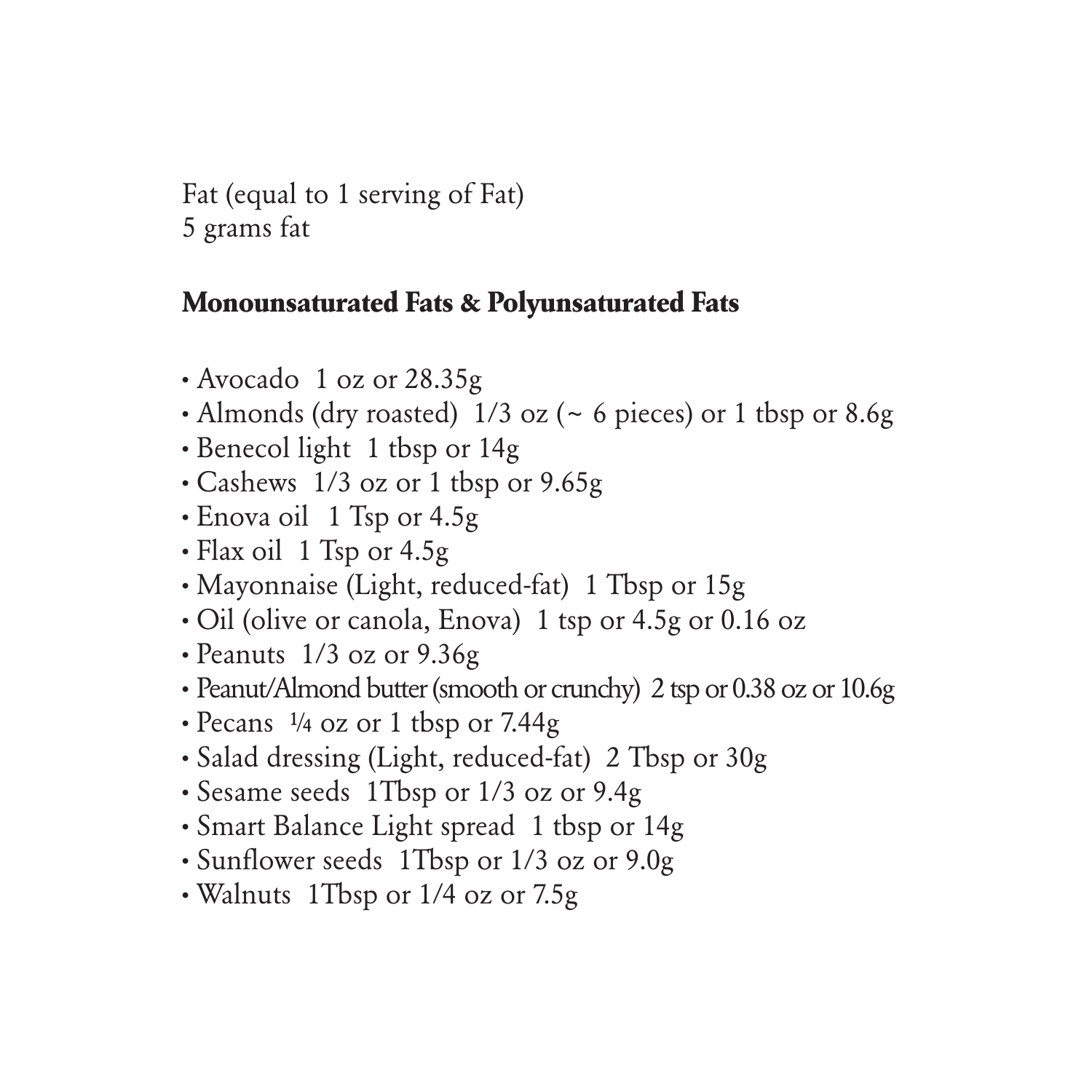Fat (equal to 1 serving of Fat)
5 grams fat

**Monounsaturated Fats & Polyunsaturated Fats**

- Avocado  1 oz or 28.35g
- Almonds (dry roasted)  1/3 oz (~ 6 pieces) or 1 tbsp or 8.6g
- Benecol light  1 tbsp or 14g
- Cashews  1/3 oz or 1 tbsp or 9.65g
- Enova oil  1 Tsp or 4.5g
- Flax oil  1 Tsp or 4.5g
- Mayonnaise (Light, reduced-fat)  1 Tbsp or 15g
- Oil (olive or canola, Enova)  1 tsp or 4.5g or 0.16 oz
- Peanuts  1/3 oz or 9.36g
- Peanut/Almond butter (smooth or crunchy)  2 tsp or 0.38 oz or 10.6g
- Pecans  ¼ oz or 1 tbsp or 7.44g
- Salad dressing (Light, reduced-fat)  2 Tbsp or 30g
- Sesame seeds  1Tbsp or 1/3 oz or 9.4g
- Smart Balance Light spread  1 tbsp or 14g
- Sunflower seeds  1Tbsp or 1/3 oz or 9.0g
- Walnuts  1Tbsp or 1/4 oz or 7.5g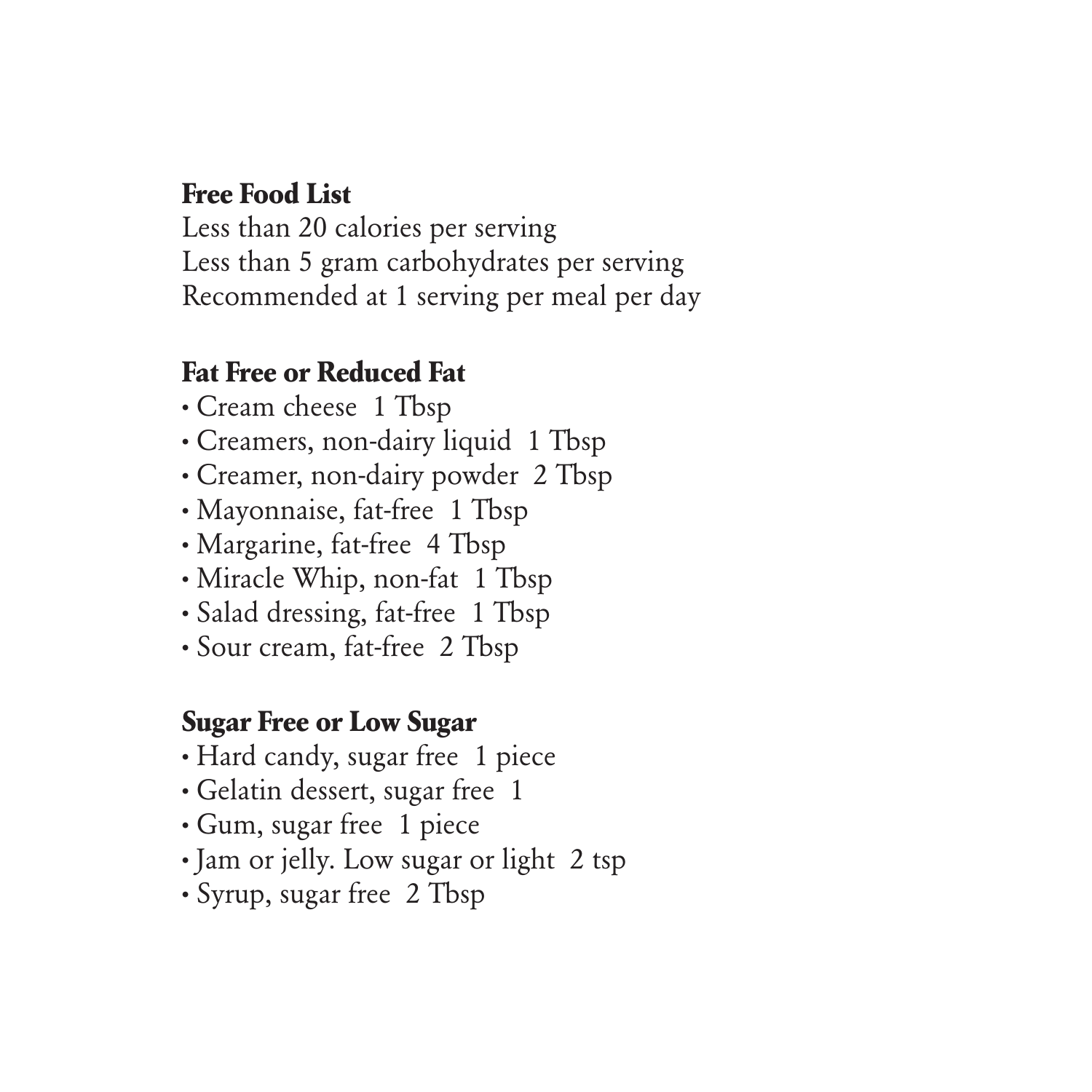**Free Food List**

Less than 20 calories per serving
Less than 5 gram carbohydrates per serving
Recommended at 1 serving per meal per day

**Fat Free or Reduced Fat**

- Cream cheese  1 Tbsp
- Creamers, non-dairy liquid  1 Tbsp
- Creamer, non-dairy powder  2 Tbsp
- Mayonnaise, fat-free  1 Tbsp
- Margarine, fat-free  4 Tbsp
- Miracle Whip, non-fat  1 Tbsp
- Salad dressing, fat-free  1 Tbsp
- Sour cream, fat-free  2 Tbsp

**Sugar Free or Low Sugar**

- Hard candy, sugar free  1 piece
- Gelatin dessert, sugar free  1
- Gum, sugar free  1 piece
- Jam or jelly. Low sugar or light  2 tsp
- Syrup, sugar free  2 Tbsp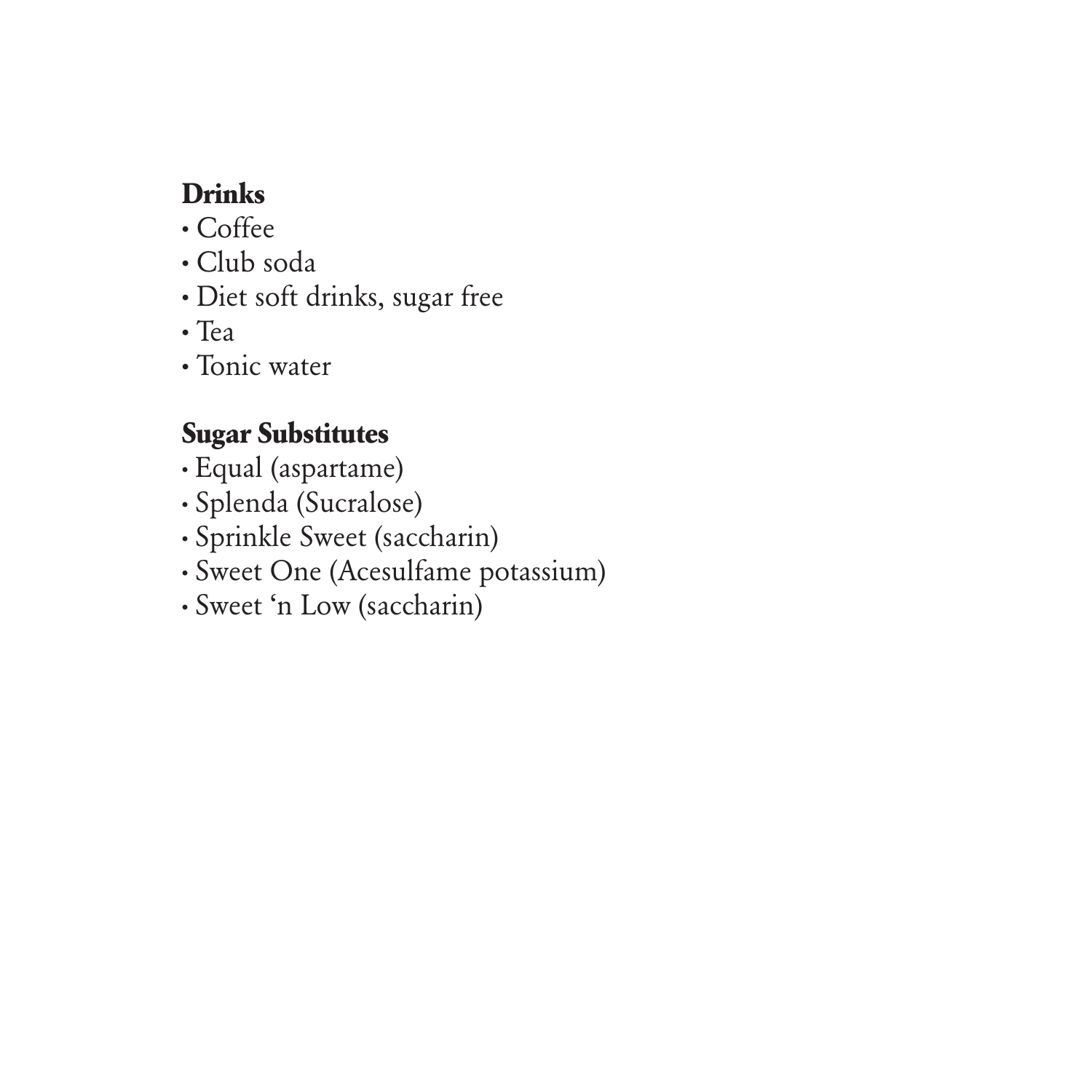**Drinks**

- Coffee
- Club soda
- Diet soft drinks, sugar free
- Tea
- Tonic water

**Sugar Substitutes**

- Equal (aspartame)
- Splenda (Sucralose)
- Sprinkle Sweet (saccharin)
- Sweet One (Acesulfame potassium)
- Sweet ‘n Low (saccharin)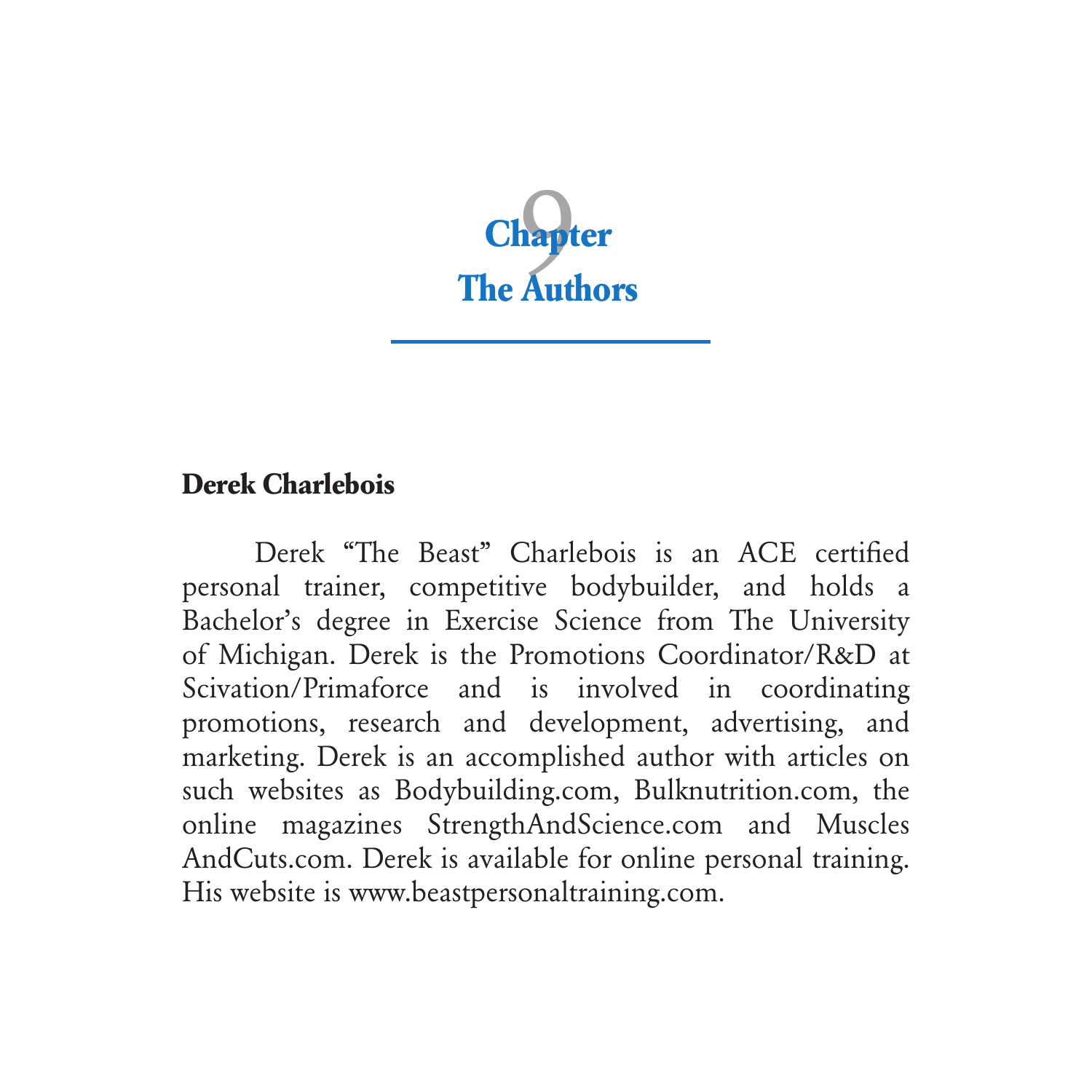# Chapter 9
# The Authors

## Derek Charlebois

Derek "The Beast" Charlebois is an ACE certified personal trainer, competitive bodybuilder, and holds a Bachelor's degree in Exercise Science from The University of Michigan. Derek is the Promotions Coordinator/R&D at Scivation/Primaforce and is involved in coordinating promotions, research and development, advertising, and marketing. Derek is an accomplished author with articles on such websites as Bodybuilding.com, Bulknutrition.com, the online magazines StrengthAndScience.com and MusclesAndCuts.com. Derek is available for online personal training. His website is www.beastpersonaltraining.com.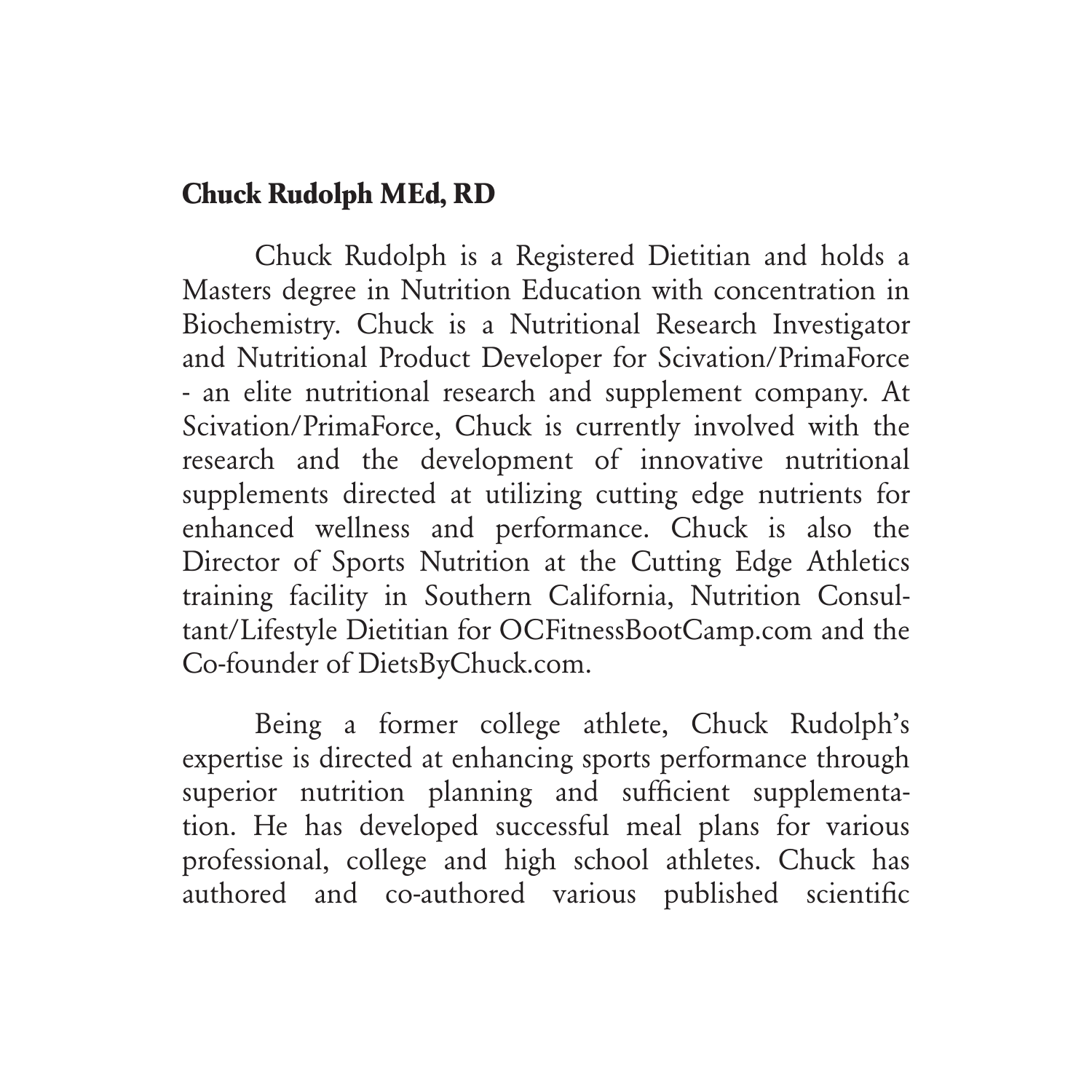## Chuck Rudolph MEd, RD

Chuck Rudolph is a Registered Dietitian and holds a Masters degree in Nutrition Education with concentration in Biochemistry. Chuck is a Nutritional Research Investigator and Nutritional Product Developer for Scivation/PrimaForce - an elite nutritional research and supplement company. At Scivation/PrimaForce, Chuck is currently involved with the research and the development of innovative nutritional supplements directed at utilizing cutting edge nutrients for enhanced wellness and performance. Chuck is also the Director of Sports Nutrition at the Cutting Edge Athletics training facility in Southern California, Nutrition Consultant/Lifestyle Dietitian for OCFitnessBootCamp.com and the Co-founder of DietsByChuck.com.

Being a former college athlete, Chuck Rudolph's expertise is directed at enhancing sports performance through superior nutrition planning and sufficient supplementation. He has developed successful meal plans for various professional, college and high school athletes. Chuck has authored and co-authored various published scientific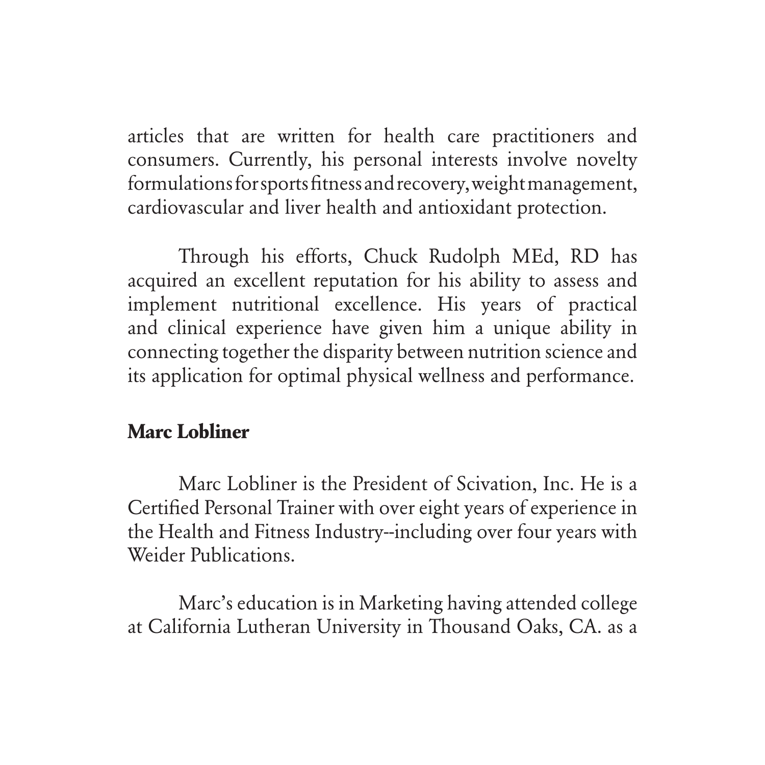articles that are written for health care practitioners and consumers. Currently, his personal interests involve novelty formulations for sports fitness and recovery, weight management, cardiovascular and liver health and antioxidant protection.

Through his efforts, Chuck Rudolph MEd, RD has acquired an excellent reputation for his ability to assess and implement nutritional excellence. His years of practical and clinical experience have given him a unique ability in connecting together the disparity between nutrition science and its application for optimal physical wellness and performance.

**Marc Lobliner**

Marc Lobliner is the President of Scivation, Inc. He is a Certified Personal Trainer with over eight years of experience in the Health and Fitness Industry--including over four years with Weider Publications.

Marc's education is in Marketing having attended college at California Lutheran University in Thousand Oaks, CA. as a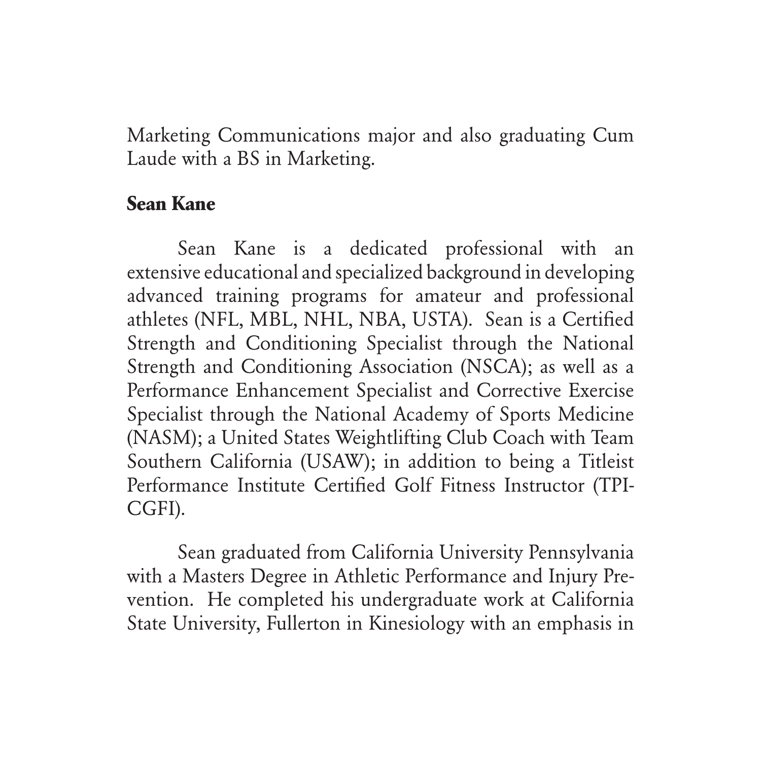Marketing Communications major and also graduating Cum Laude with a BS in Marketing.

**Sean Kane**

Sean Kane is a dedicated professional with an extensive educational and specialized background in developing advanced training programs for amateur and professional athletes (NFL, MBL, NHL, NBA, USTA). Sean is a Certified Strength and Conditioning Specialist through the National Strength and Conditioning Association (NSCA); as well as a Performance Enhancement Specialist and Corrective Exercise Specialist through the National Academy of Sports Medicine (NASM); a United States Weightlifting Club Coach with Team Southern California (USAW); in addition to being a Titleist Performance Institute Certified Golf Fitness Instructor (TPI-CGFI).

Sean graduated from California University Pennsylvania with a Masters Degree in Athletic Performance and Injury Prevention. He completed his undergraduate work at California State University, Fullerton in Kinesiology with an emphasis in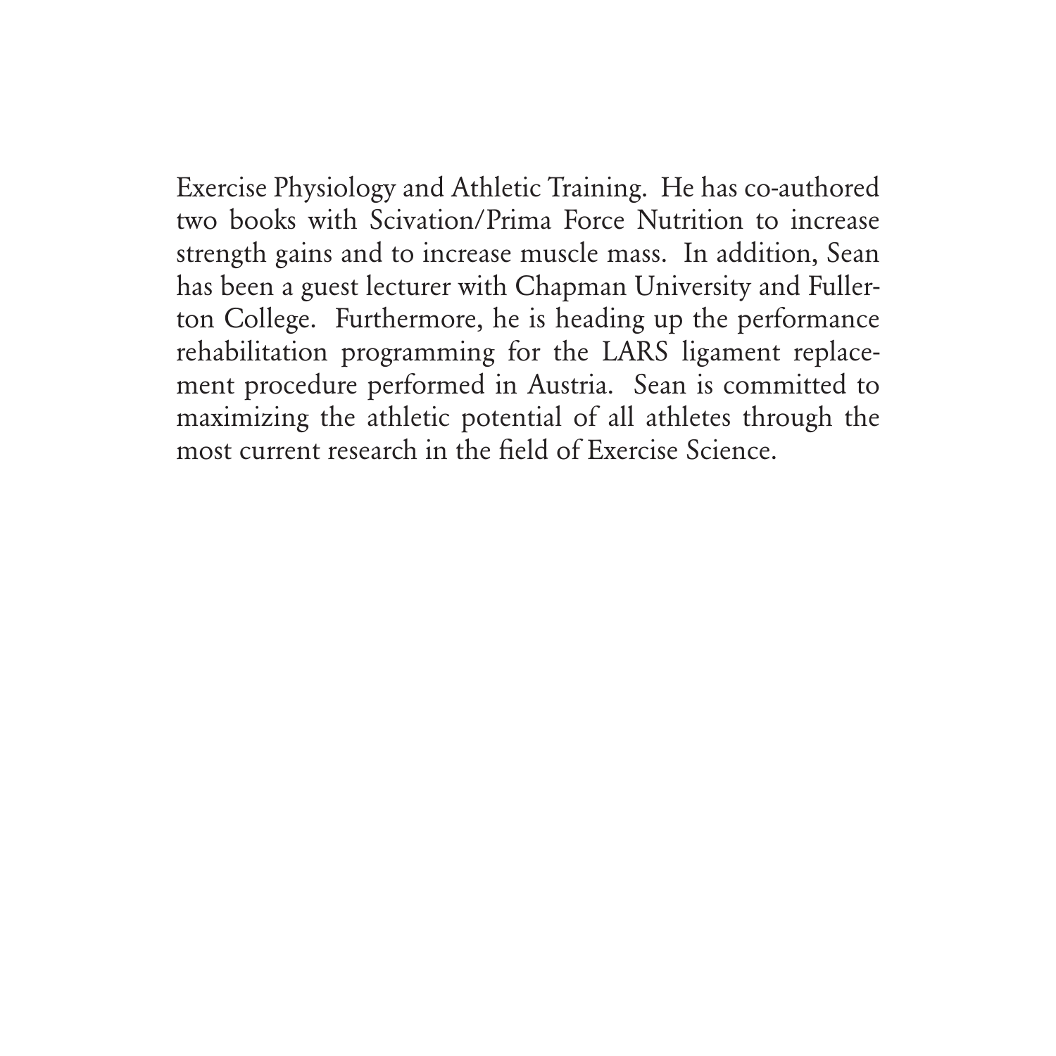Exercise Physiology and Athletic Training. He has co-authored two books with Scivation/Prima Force Nutrition to increase strength gains and to increase muscle mass. In addition, Sean has been a guest lecturer with Chapman University and Fullerton College. Furthermore, he is heading up the performance rehabilitation programming for the LARS ligament replacement procedure performed in Austria. Sean is committed to maximizing the athletic potential of all athletes through the most current research in the field of Exercise Science.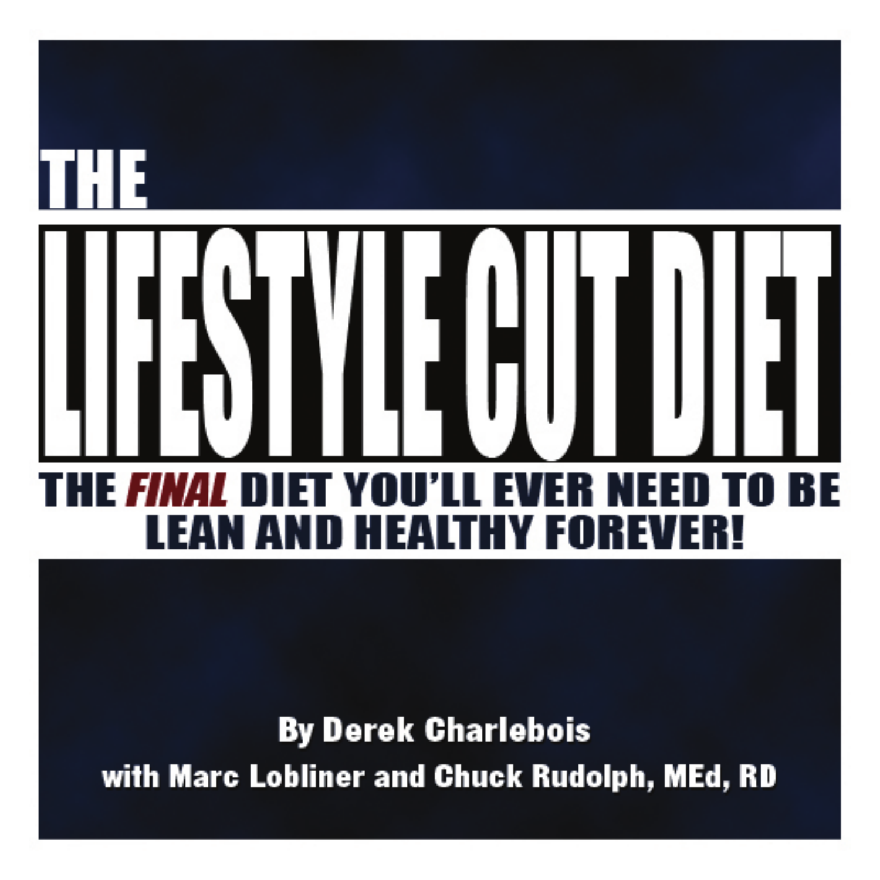# THE LIFESTYLE CUT DIET

## THE *FINAL* DIET YOU'LL EVER NEED TO BE LEAN AND HEALTHY FOREVER!

**By Derek Charlebois**

**with Marc Lobliner and Chuck Rudolph, MEd, RD**